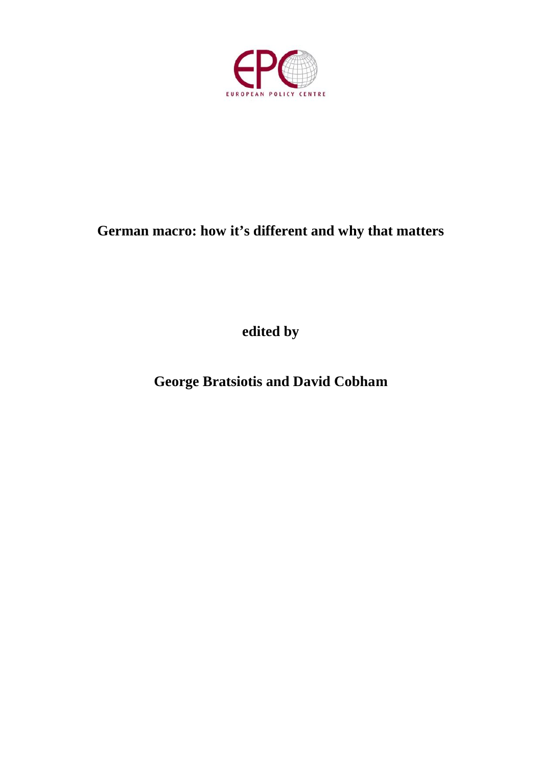EUROPEAN POLICY CENTRE

# German macro: how it's different and why that matters

**edited by**

**George Bratsiotis and David Cobham**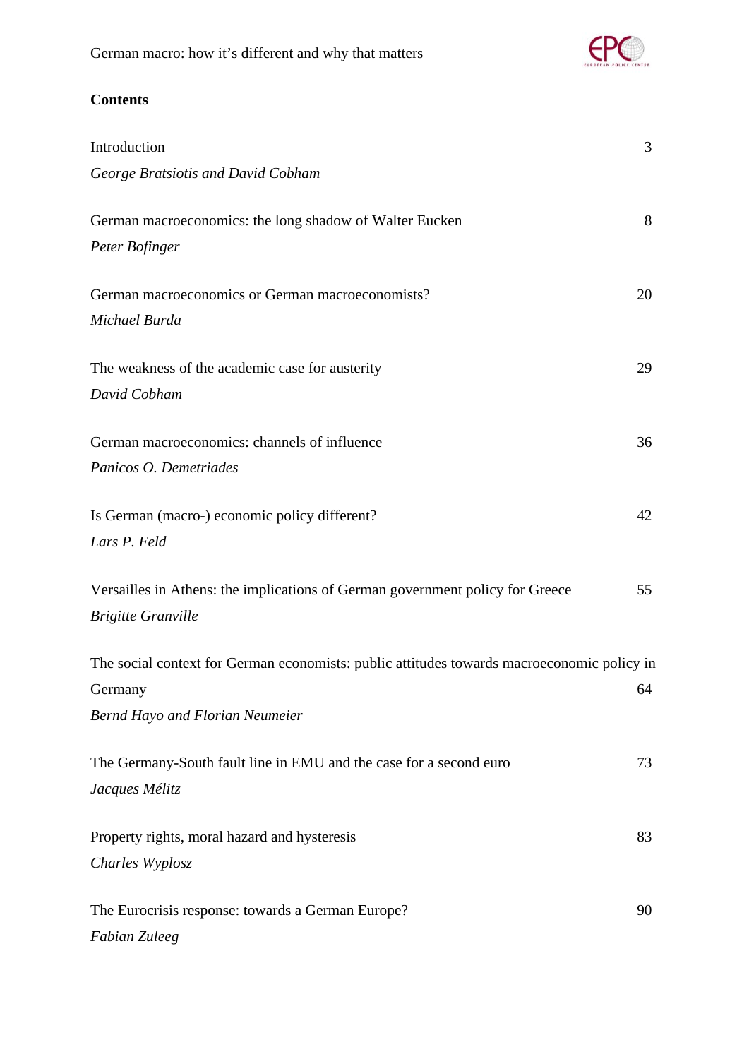**Contents**

| | |
|---|---|
| Introduction<br>*George Bratsiotis and David Cobham* | 3 |
| German macroeconomics: the long shadow of Walter Eucken<br>*Peter Bofinger* | 8 |
| German macroeconomics or German macroeconomists?<br>*Michael Burda* | 20 |
| The weakness of the academic case for austerity<br>*David Cobham* | 29 |
| German macroeconomics: channels of influence<br>*Panicos O. Demetriades* | 36 |
| Is German (macro-) economic policy different?<br>*Lars P. Feld* | 42 |
| Versailles in Athens: the implications of German government policy for Greece<br>*Brigitte Granville* | 55 |
| The social context for German economists: public attitudes towards macroeconomic policy in Germany<br>*Bernd Hayo and Florian Neumeier* | 64 |
| The Germany-South fault line in EMU and the case for a second euro<br>*Jacques Mélitz* | 73 |
| Property rights, moral hazard and hysteresis<br>*Charles Wyplosz* | 83 |
| The Eurocrisis response: towards a German Europe?<br>*Fabian Zuleeg* | 90 |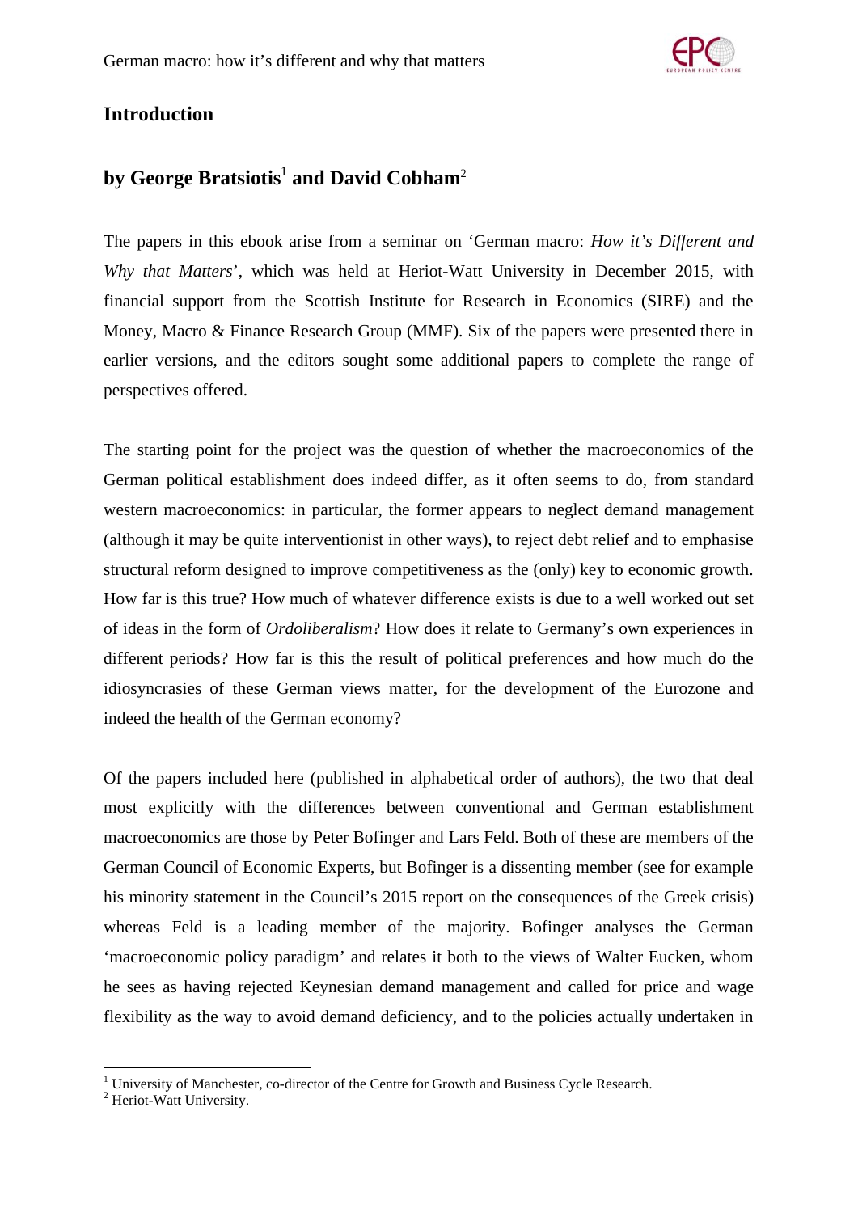## Introduction

## by George Bratsiotis[1] and David Cobham[2]

The papers in this ebook arise from a seminar on 'German macro: *How it's Different and Why that Matters*', which was held at Heriot-Watt University in December 2015, with financial support from the Scottish Institute for Research in Economics (SIRE) and the Money, Macro & Finance Research Group (MMF). Six of the papers were presented there in earlier versions, and the editors sought some additional papers to complete the range of perspectives offered.

The starting point for the project was the question of whether the macroeconomics of the German political establishment does indeed differ, as it often seems to do, from standard western macroeconomics: in particular, the former appears to neglect demand management (although it may be quite interventionist in other ways), to reject debt relief and to emphasise structural reform designed to improve competitiveness as the (only) key to economic growth. How far is this true? How much of whatever difference exists is due to a well worked out set of ideas in the form of *Ordoliberalism*? How does it relate to Germany's own experiences in different periods? How far is this the result of political preferences and how much do the idiosyncrasies of these German views matter, for the development of the Eurozone and indeed the health of the German economy?

Of the papers included here (published in alphabetical order of authors), the two that deal most explicitly with the differences between conventional and German establishment macroeconomics are those by Peter Bofinger and Lars Feld. Both of these are members of the German Council of Economic Experts, but Bofinger is a dissenting member (see for example his minority statement in the Council's 2015 report on the consequences of the Greek crisis) whereas Feld is a leading member of the majority. Bofinger analyses the German 'macroeconomic policy paradigm' and relates it both to the views of Walter Eucken, whom he sees as having rejected Keynesian demand management and called for price and wage flexibility as the way to avoid demand deficiency, and to the policies actually undertaken in

[1] University of Manchester, co-director of the Centre for Growth and Business Cycle Research.

[2] Heriot-Watt University.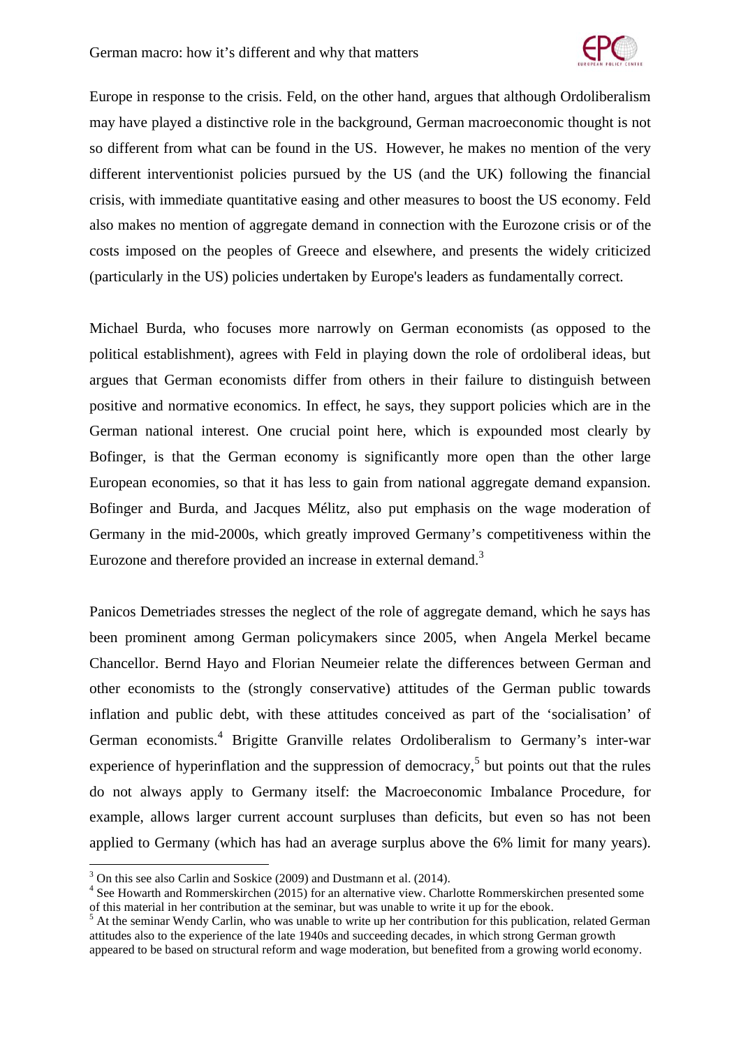Europe in response to the crisis. Feld, on the other hand, argues that although Ordoliberalism may have played a distinctive role in the background, German macroeconomic thought is not so different from what can be found in the US. However, he makes no mention of the very different interventionist policies pursued by the US (and the UK) following the financial crisis, with immediate quantitative easing and other measures to boost the US economy. Feld also makes no mention of aggregate demand in connection with the Eurozone crisis or of the costs imposed on the peoples of Greece and elsewhere, and presents the widely criticized (particularly in the US) policies undertaken by Europe's leaders as fundamentally correct.

Michael Burda, who focuses more narrowly on German economists (as opposed to the political establishment), agrees with Feld in playing down the role of ordoliberal ideas, but argues that German economists differ from others in their failure to distinguish between positive and normative economics. In effect, he says, they support policies which are in the German national interest. One crucial point here, which is expounded most clearly by Bofinger, is that the German economy is significantly more open than the other large European economies, so that it has less to gain from national aggregate demand expansion. Bofinger and Burda, and Jacques Mélitz, also put emphasis on the wage moderation of Germany in the mid-2000s, which greatly improved Germany's competitiveness within the Eurozone and therefore provided an increase in external demand.[3]

Panicos Demetriades stresses the neglect of the role of aggregate demand, which he says has been prominent among German policymakers since 2005, when Angela Merkel became Chancellor. Bernd Hayo and Florian Neumeier relate the differences between German and other economists to the (strongly conservative) attitudes of the German public towards inflation and public debt, with these attitudes conceived as part of the 'socialisation' of German economists.[4] Brigitte Granville relates Ordoliberalism to Germany's inter-war experience of hyperinflation and the suppression of democracy,[5] but points out that the rules do not always apply to Germany itself: the Macroeconomic Imbalance Procedure, for example, allows larger current account surpluses than deficits, but even so has not been applied to Germany (which has had an average surplus above the 6% limit for many years).

[3] On this see also Carlin and Soskice (2009) and Dustmann et al. (2014).

[4] See Howarth and Rommerskirchen (2015) for an alternative view. Charlotte Rommerskirchen presented some of this material in her contribution at the seminar, but was unable to write it up for the ebook.

[5] At the seminar Wendy Carlin, who was unable to write up her contribution for this publication, related German attitudes also to the experience of the late 1940s and succeeding decades, in which strong German growth appeared to be based on structural reform and wage moderation, but benefited from a growing world economy.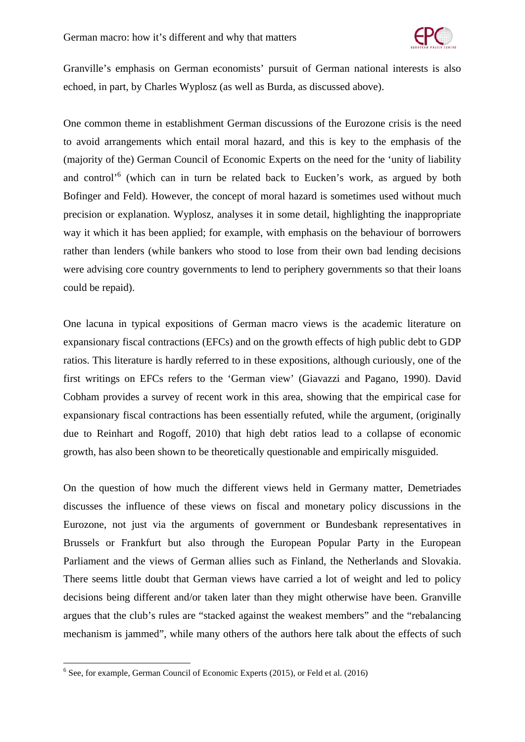Granville's emphasis on German economists' pursuit of German national interests is also echoed, in part, by Charles Wyplosz (as well as Burda, as discussed above).

One common theme in establishment German discussions of the Eurozone crisis is the need to avoid arrangements which entail moral hazard, and this is key to the emphasis of the (majority of the) German Council of Economic Experts on the need for the 'unity of liability and control'[6] (which can in turn be related back to Eucken's work, as argued by both Bofinger and Feld). However, the concept of moral hazard is sometimes used without much precision or explanation. Wyplosz, analyses it in some detail, highlighting the inappropriate way it which it has been applied; for example, with emphasis on the behaviour of borrowers rather than lenders (while bankers who stood to lose from their own bad lending decisions were advising core country governments to lend to periphery governments so that their loans could be repaid).

One lacuna in typical expositions of German macro views is the academic literature on expansionary fiscal contractions (EFCs) and on the growth effects of high public debt to GDP ratios. This literature is hardly referred to in these expositions, although curiously, one of the first writings on EFCs refers to the 'German view' (Giavazzi and Pagano, 1990). David Cobham provides a survey of recent work in this area, showing that the empirical case for expansionary fiscal contractions has been essentially refuted, while the argument, (originally due to Reinhart and Rogoff, 2010) that high debt ratios lead to a collapse of economic growth, has also been shown to be theoretically questionable and empirically misguided.

On the question of how much the different views held in Germany matter, Demetriades discusses the influence of these views on fiscal and monetary policy discussions in the Eurozone, not just via the arguments of government or Bundesbank representatives in Brussels or Frankfurt but also through the European Popular Party in the European Parliament and the views of German allies such as Finland, the Netherlands and Slovakia. There seems little doubt that German views have carried a lot of weight and led to policy decisions being different and/or taken later than they might otherwise have been. Granville argues that the club's rules are "stacked against the weakest members" and the "rebalancing mechanism is jammed", while many others of the authors here talk about the effects of such

[6] See, for example, German Council of Economic Experts (2015), or Feld et al. (2016)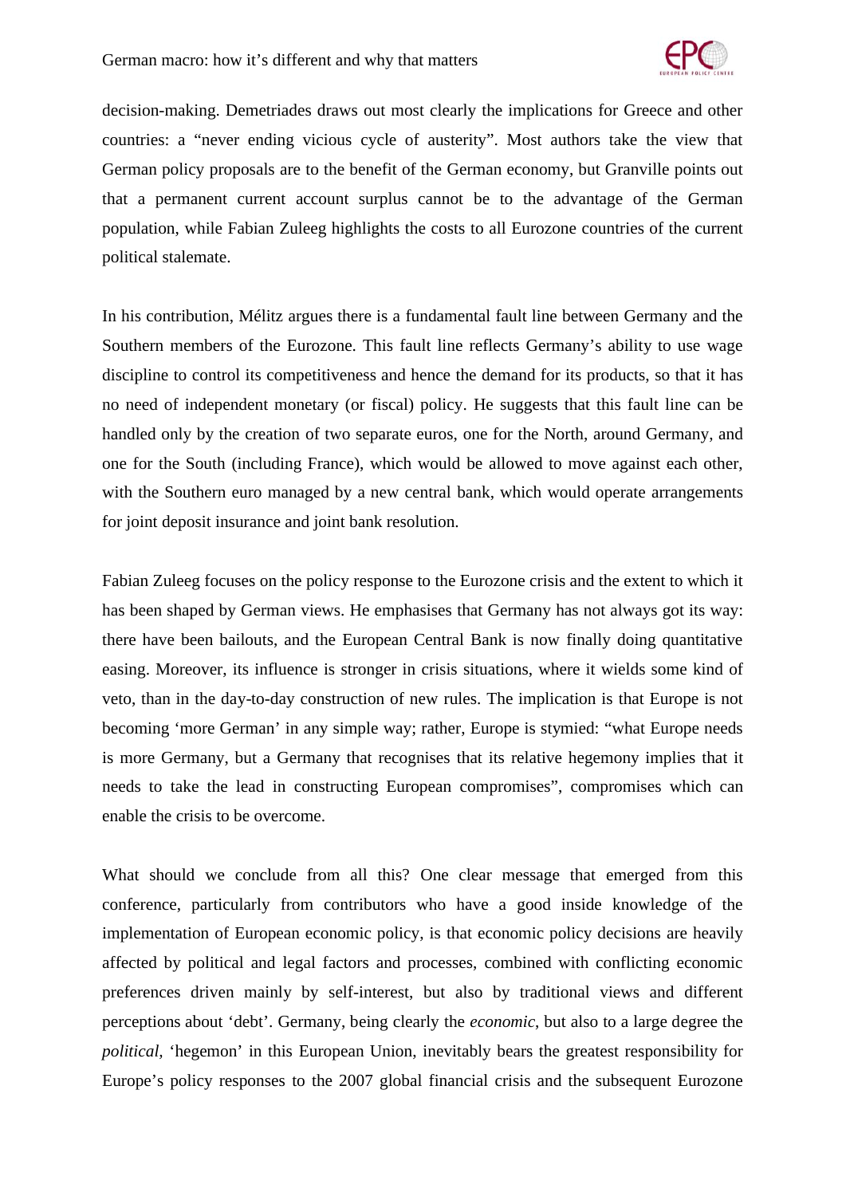decision-making. Demetriades draws out most clearly the implications for Greece and other countries: a "never ending vicious cycle of austerity". Most authors take the view that German policy proposals are to the benefit of the German economy, but Granville points out that a permanent current account surplus cannot be to the advantage of the German population, while Fabian Zuleeg highlights the costs to all Eurozone countries of the current political stalemate.

In his contribution, Mélitz argues there is a fundamental fault line between Germany and the Southern members of the Eurozone. This fault line reflects Germany's ability to use wage discipline to control its competitiveness and hence the demand for its products, so that it has no need of independent monetary (or fiscal) policy. He suggests that this fault line can be handled only by the creation of two separate euros, one for the North, around Germany, and one for the South (including France), which would be allowed to move against each other, with the Southern euro managed by a new central bank, which would operate arrangements for joint deposit insurance and joint bank resolution.

Fabian Zuleeg focuses on the policy response to the Eurozone crisis and the extent to which it has been shaped by German views. He emphasises that Germany has not always got its way: there have been bailouts, and the European Central Bank is now finally doing quantitative easing. Moreover, its influence is stronger in crisis situations, where it wields some kind of veto, than in the day-to-day construction of new rules. The implication is that Europe is not becoming 'more German' in any simple way; rather, Europe is stymied: "what Europe needs is more Germany, but a Germany that recognises that its relative hegemony implies that it needs to take the lead in constructing European compromises", compromises which can enable the crisis to be overcome.

What should we conclude from all this? One clear message that emerged from this conference, particularly from contributors who have a good inside knowledge of the implementation of European economic policy, is that economic policy decisions are heavily affected by political and legal factors and processes, combined with conflicting economic preferences driven mainly by self-interest, but also by traditional views and different perceptions about 'debt'. Germany, being clearly the *economic*, but also to a large degree the *political*, 'hegemon' in this European Union, inevitably bears the greatest responsibility for Europe's policy responses to the 2007 global financial crisis and the subsequent Eurozone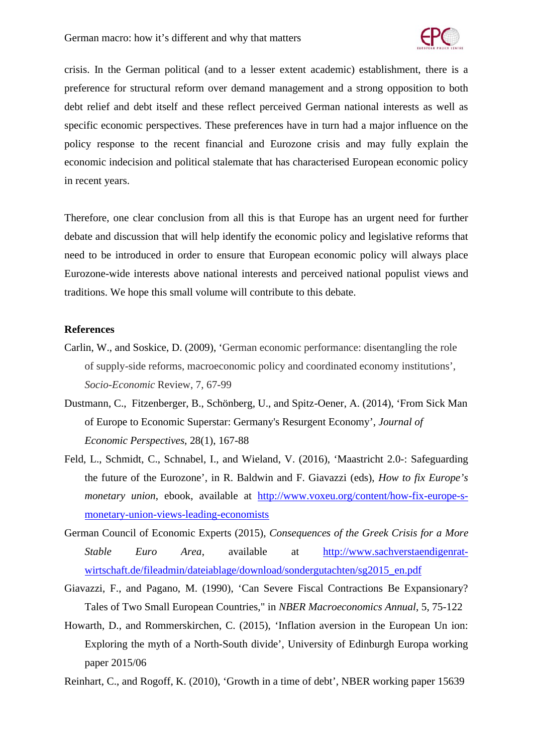crisis. In the German political (and to a lesser extent academic) establishment, there is a preference for structural reform over demand management and a strong opposition to both debt relief and debt itself and these reflect perceived German national interests as well as specific economic perspectives. These preferences have in turn had a major influence on the policy response to the recent financial and Eurozone crisis and may fully explain the economic indecision and political stalemate that has characterised European economic policy in recent years.

Therefore, one clear conclusion from all this is that Europe has an urgent need for further debate and discussion that will help identify the economic policy and legislative reforms that need to be introduced in order to ensure that European economic policy will always place Eurozone-wide interests above national interests and perceived national populist views and traditions. We hope this small volume will contribute to this debate.

**References**

Carlin, W., and Soskice, D. (2009), 'German economic performance: disentangling the role of supply-side reforms, macroeconomic policy and coordinated economy institutions', *Socio-Economic* Review, 7, 67-99

Dustmann, C., Fitzenberger, B., Schönberg, U., and Spitz-Oener, A. (2014), 'From Sick Man of Europe to Economic Superstar: Germany's Resurgent Economy', *Journal of Economic Perspectives*, 28(1), 167-88

Feld, L., Schmidt, C., Schnabel, I., and Wieland, V. (2016), 'Maastricht 2.0-: Safeguarding the future of the Eurozone', in R. Baldwin and F. Giavazzi (eds), *How to fix Europe's monetary union*, ebook, available at http://www.voxeu.org/content/how-fix-europe-s-monetary-union-views-leading-economists

German Council of Economic Experts (2015), *Consequences of the Greek Crisis for a More Stable Euro Area*, available at http://www.sachverstaendigenrat-wirtschaft.de/fileadmin/dateiablage/download/sondergutachten/sg2015_en.pdf

Giavazzi, F., and Pagano, M. (1990), 'Can Severe Fiscal Contractions Be Expansionary? Tales of Two Small European Countries," in *NBER Macroeconomics Annual*, 5, 75-122

Howarth, D., and Rommerskirchen, C. (2015), 'Inflation aversion in the European Un ion: Exploring the myth of a North-South divide', University of Edinburgh Europa working paper 2015/06

Reinhart, C., and Rogoff, K. (2010), 'Growth in a time of debt', NBER working paper 15639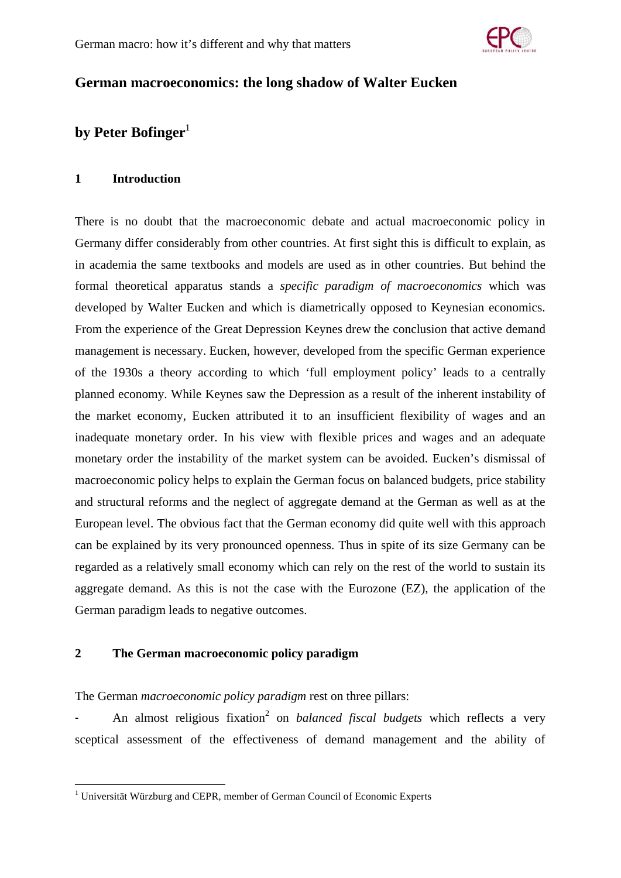## German macroeconomics: the long shadow of Walter Eucken

## by Peter Bofinger[1]

### 1 Introduction

There is no doubt that the macroeconomic debate and actual macroeconomic policy in Germany differ considerably from other countries. At first sight this is difficult to explain, as in academia the same textbooks and models are used as in other countries. But behind the formal theoretical apparatus stands a *specific paradigm of macroeconomics* which was developed by Walter Eucken and which is diametrically opposed to Keynesian economics. From the experience of the Great Depression Keynes drew the conclusion that active demand management is necessary. Eucken, however, developed from the specific German experience of the 1930s a theory according to which 'full employment policy' leads to a centrally planned economy. While Keynes saw the Depression as a result of the inherent instability of the market economy, Eucken attributed it to an insufficient flexibility of wages and an inadequate monetary order. In his view with flexible prices and wages and an adequate monetary order the instability of the market system can be avoided. Eucken's dismissal of macroeconomic policy helps to explain the German focus on balanced budgets, price stability and structural reforms and the neglect of aggregate demand at the German as well as at the European level. The obvious fact that the German economy did quite well with this approach can be explained by its very pronounced openness. Thus in spite of its size Germany can be regarded as a relatively small economy which can rely on the rest of the world to sustain its aggregate demand. As this is not the case with the Eurozone (EZ), the application of the German paradigm leads to negative outcomes.

### 2 The German macroeconomic policy paradigm

The German *macroeconomic policy paradigm* rest on three pillars:

- An almost religious fixation[2] on *balanced fiscal budgets* which reflects a very sceptical assessment of the effectiveness of demand management and the ability of

[1] Universität Würzburg and CEPR, member of German Council of Economic Experts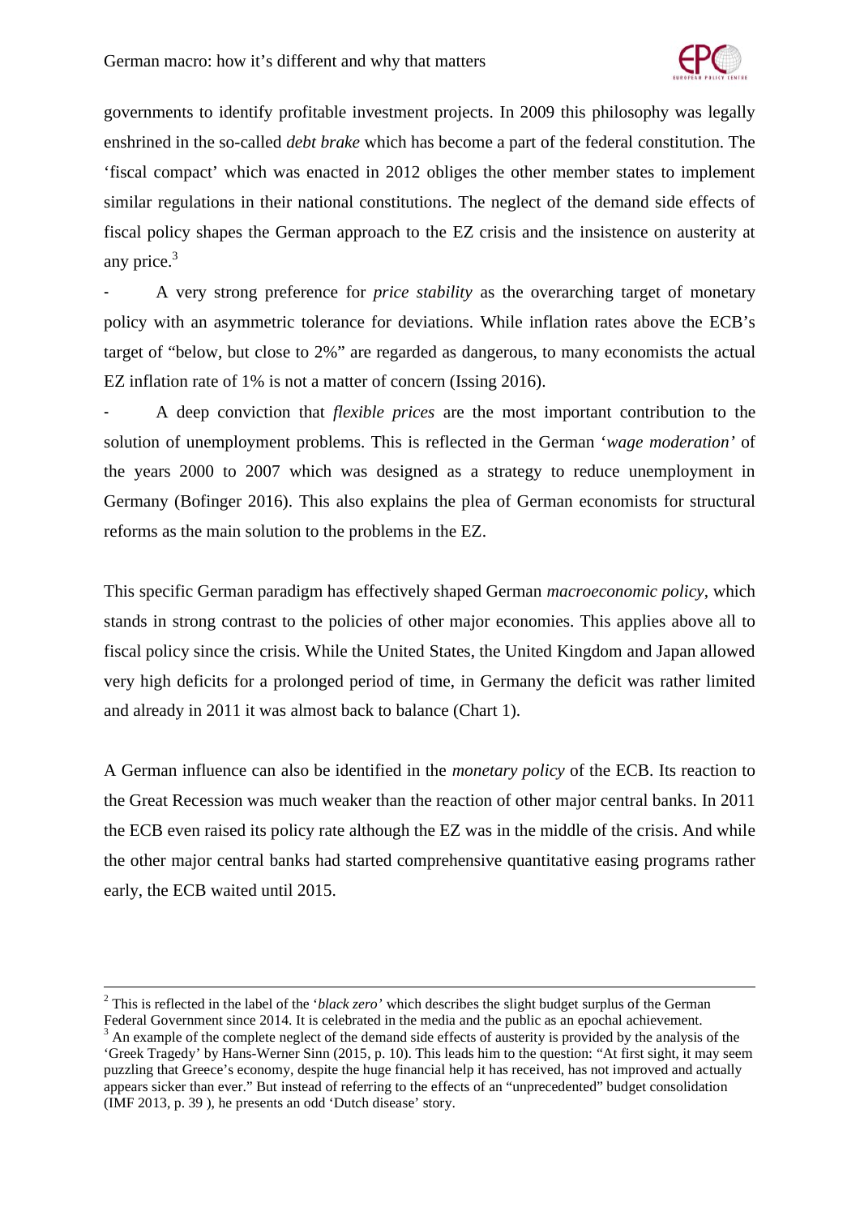governments to identify profitable investment projects. In 2009 this philosophy was legally enshrined in the so-called *debt brake* which has become a part of the federal constitution. The 'fiscal compact' which was enacted in 2012 obliges the other member states to implement similar regulations in their national constitutions. The neglect of the demand side effects of fiscal policy shapes the German approach to the EZ crisis and the insistence on austerity at any price.[3]

- A very strong preference for *price stability* as the overarching target of monetary policy with an asymmetric tolerance for deviations. While inflation rates above the ECB's target of "below, but close to 2%" are regarded as dangerous, to many economists the actual EZ inflation rate of 1% is not a matter of concern (Issing 2016).
- A deep conviction that *flexible prices* are the most important contribution to the solution of unemployment problems. This is reflected in the German '*wage moderation'* of the years 2000 to 2007 which was designed as a strategy to reduce unemployment in Germany (Bofinger 2016). This also explains the plea of German economists for structural reforms as the main solution to the problems in the EZ.

This specific German paradigm has effectively shaped German *macroeconomic policy*, which stands in strong contrast to the policies of other major economies. This applies above all to fiscal policy since the crisis. While the United States, the United Kingdom and Japan allowed very high deficits for a prolonged period of time, in Germany the deficit was rather limited and already in 2011 it was almost back to balance (Chart 1).

A German influence can also be identified in the *monetary policy* of the ECB. Its reaction to the Great Recession was much weaker than the reaction of other major central banks. In 2011 the ECB even raised its policy rate although the EZ was in the middle of the crisis. And while the other major central banks had started comprehensive quantitative easing programs rather early, the ECB waited until 2015.

---

[2] This is reflected in the label of the '*black zero'* which describes the slight budget surplus of the German Federal Government since 2014. It is celebrated in the media and the public as an epochal achievement.

[3] An example of the complete neglect of the demand side effects of austerity is provided by the analysis of the 'Greek Tragedy' by Hans-Werner Sinn (2015, p. 10). This leads him to the question: "At first sight, it may seem puzzling that Greece's economy, despite the huge financial help it has received, has not improved and actually appears sicker than ever." But instead of referring to the effects of an "unprecedented" budget consolidation (IMF 2013, p. 39 ), he presents an odd 'Dutch disease' story.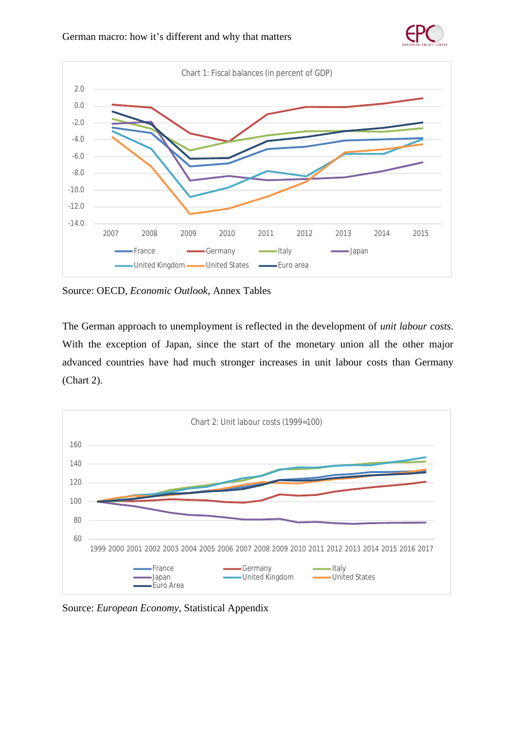Chart 1: Fiscal balances (in percent of GDP)

Source: OECD, *Economic Outlook*, Annex Tables

The German approach to unemployment is reflected in the development of *unit labour costs*. With the exception of Japan, since the start of the monetary union all the other major advanced countries have had much stronger increases in unit labour costs than Germany (Chart 2).

Chart 2: Unit labour costs (1999=100)

Source: *European Economy*, Statistical Appendix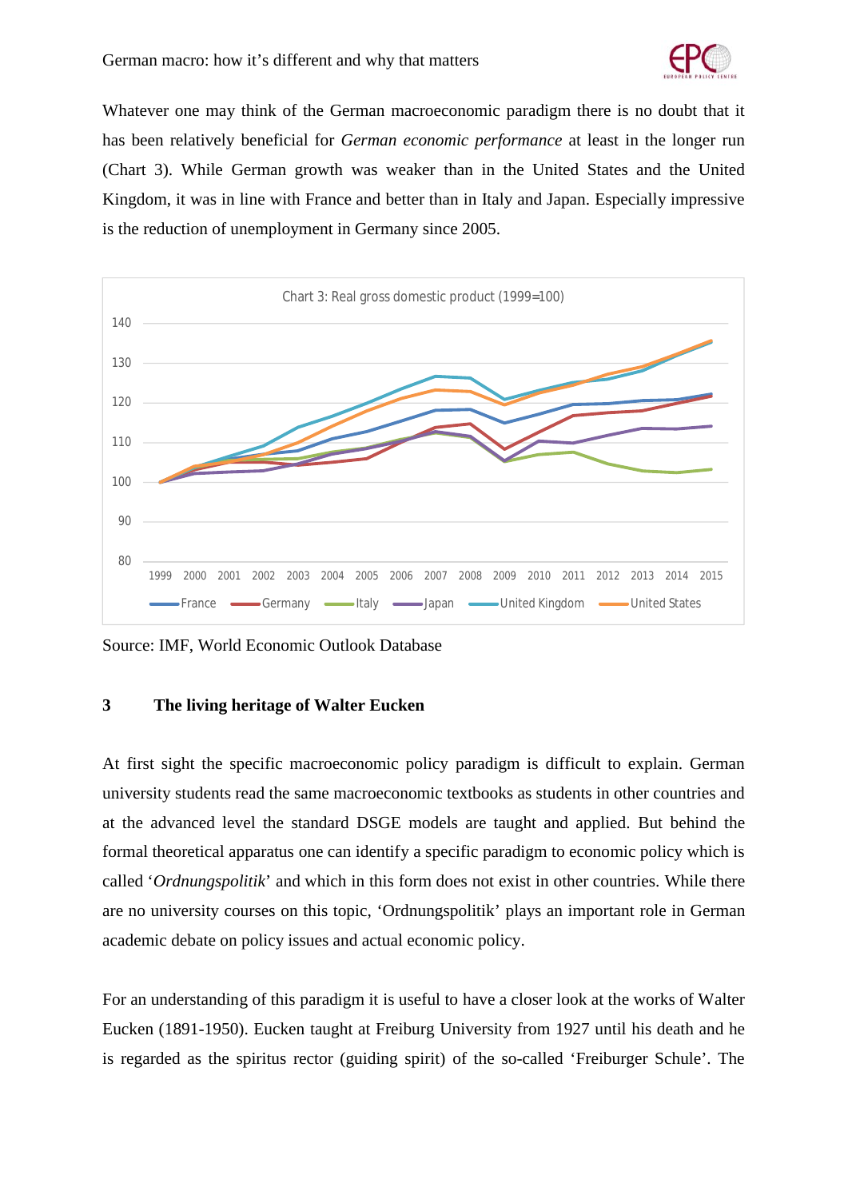Whatever one may think of the German macroeconomic paradigm there is no doubt that it has been relatively beneficial for *German economic performance* at least in the longer run (Chart 3). While German growth was weaker than in the United States and the United Kingdom, it was in line with France and better than in Italy and Japan. Especially impressive is the reduction of unemployment in Germany since 2005.

Chart 3: Real gross domestic product (1999=100)

Source: IMF, World Economic Outlook Database

## 3 The living heritage of Walter Eucken

At first sight the specific macroeconomic policy paradigm is difficult to explain. German university students read the same macroeconomic textbooks as students in other countries and at the advanced level the standard DSGE models are taught and applied. But behind the formal theoretical apparatus one can identify a specific paradigm to economic policy which is called '*Ordnungspolitik*' and which in this form does not exist in other countries. While there are no university courses on this topic, 'Ordnungspolitik' plays an important role in German academic debate on policy issues and actual economic policy.

For an understanding of this paradigm it is useful to have a closer look at the works of Walter Eucken (1891-1950). Eucken taught at Freiburg University from 1927 until his death and he is regarded as the spiritus rector (guiding spirit) of the so-called 'Freiburger Schule'. The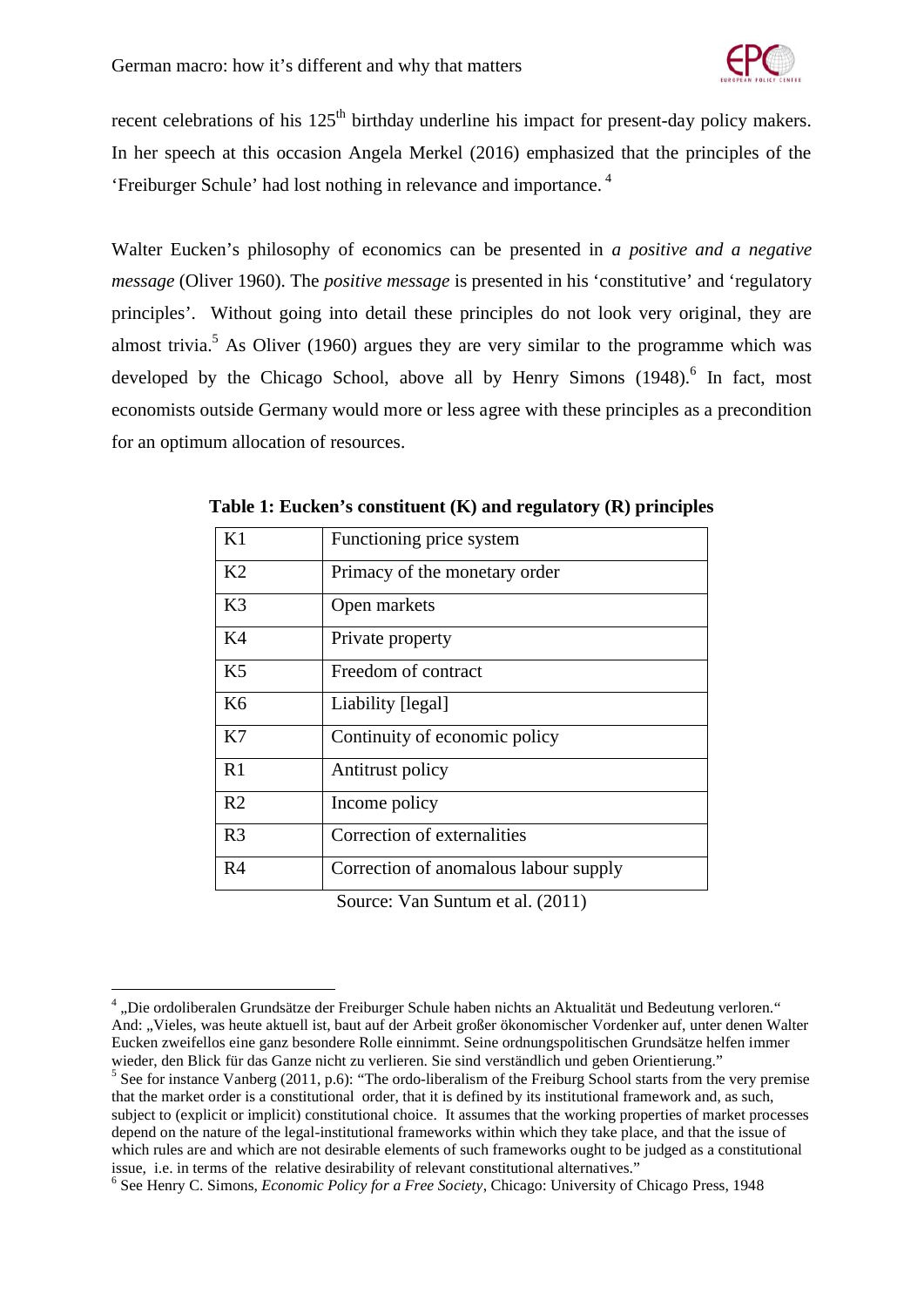recent celebrations of his 125th birthday underline his impact for present-day policy makers. In her speech at this occasion Angela Merkel (2016) emphasized that the principles of the 'Freiburger Schule' had lost nothing in relevance and importance. [4]

Walter Eucken's philosophy of economics can be presented in *a positive and a negative message* (Oliver 1960). The *positive message* is presented in his 'constitutive' and 'regulatory principles'. Without going into detail these principles do not look very original, they are almost trivia.[5] As Oliver (1960) argues they are very similar to the programme which was developed by the Chicago School, above all by Henry Simons (1948).[6] In fact, most economists outside Germany would more or less agree with these principles as a precondition for an optimum allocation of resources.

**Table 1: Eucken's constituent (K) and regulatory (R) principles**

| | |
|---|---|
| K1 | Functioning price system |
| K2 | Primacy of the monetary order |
| K3 | Open markets |
| K4 | Private property |
| K5 | Freedom of contract |
| K6 | Liability [legal] |
| K7 | Continuity of economic policy |
| R1 | Antitrust policy |
| R2 | Income policy |
| R3 | Correction of externalities |
| R4 | Correction of anomalous labour supply |

Source: Van Suntum et al. (2011)

---

[4] „Die ordoliberalen Grundsätze der Freiburger Schule haben nichts an Aktualität und Bedeutung verloren." And: „Vieles, was heute aktuell ist, baut auf der Arbeit großer ökonomischer Vordenker auf, unter denen Walter Eucken zweifellos eine ganz besondere Rolle einnimmt. Seine ordnungspolitischen Grundsätze helfen immer wieder, den Blick für das Ganze nicht zu verlieren. Sie sind verständlich und geben Orientierung."

[5] See for instance Vanberg (2011, p.6): "The ordo-liberalism of the Freiburg School starts from the very premise that the market order is a constitutional order, that it is defined by its institutional framework and, as such, subject to (explicit or implicit) constitutional choice. It assumes that the working properties of market processes depend on the nature of the legal-institutional frameworks within which they take place, and that the issue of which rules are and which are not desirable elements of such frameworks ought to be judged as a constitutional issue, i.e. in terms of the relative desirability of relevant constitutional alternatives."

[6] See Henry C. Simons, *Economic Policy for a Free Society*, Chicago: University of Chicago Press, 1948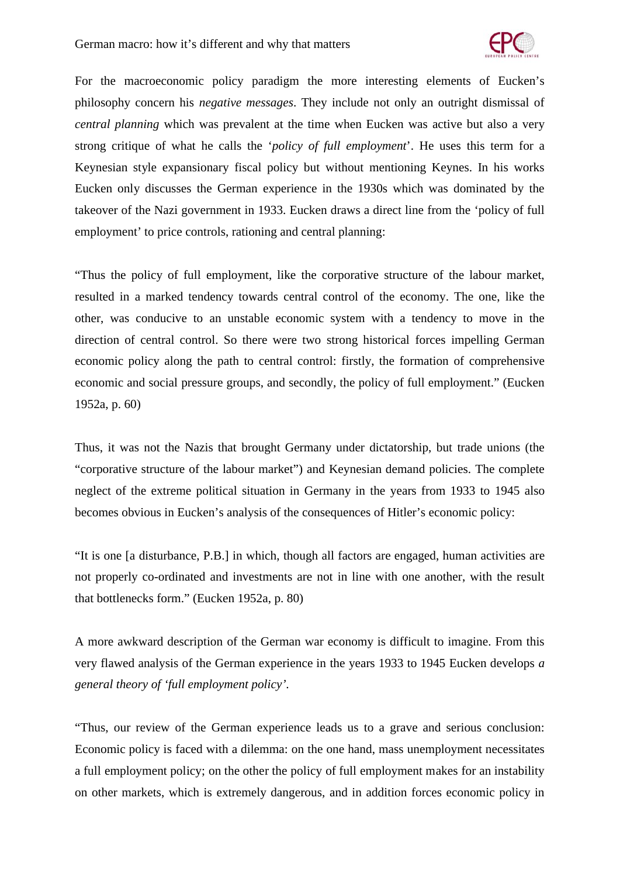For the macroeconomic policy paradigm the more interesting elements of Eucken's philosophy concern his *negative messages*. They include not only an outright dismissal of *central planning* which was prevalent at the time when Eucken was active but also a very strong critique of what he calls the '*policy of full employment*'. He uses this term for a Keynesian style expansionary fiscal policy but without mentioning Keynes. In his works Eucken only discusses the German experience in the 1930s which was dominated by the takeover of the Nazi government in 1933. Eucken draws a direct line from the 'policy of full employment' to price controls, rationing and central planning:

"Thus the policy of full employment, like the corporative structure of the labour market, resulted in a marked tendency towards central control of the economy. The one, like the other, was conducive to an unstable economic system with a tendency to move in the direction of central control. So there were two strong historical forces impelling German economic policy along the path to central control: firstly, the formation of comprehensive economic and social pressure groups, and secondly, the policy of full employment." (Eucken 1952a, p. 60)

Thus, it was not the Nazis that brought Germany under dictatorship, but trade unions (the "corporative structure of the labour market") and Keynesian demand policies. The complete neglect of the extreme political situation in Germany in the years from 1933 to 1945 also becomes obvious in Eucken's analysis of the consequences of Hitler's economic policy:

"It is one [a disturbance, P.B.] in which, though all factors are engaged, human activities are not properly co-ordinated and investments are not in line with one another, with the result that bottlenecks form." (Eucken 1952a, p. 80)

A more awkward description of the German war economy is difficult to imagine. From this very flawed analysis of the German experience in the years 1933 to 1945 Eucken develops *a general theory of 'full employment policy'*.

"Thus, our review of the German experience leads us to a grave and serious conclusion: Economic policy is faced with a dilemma: on the one hand, mass unemployment necessitates a full employment policy; on the other the policy of full employment makes for an instability on other markets, which is extremely dangerous, and in addition forces economic policy in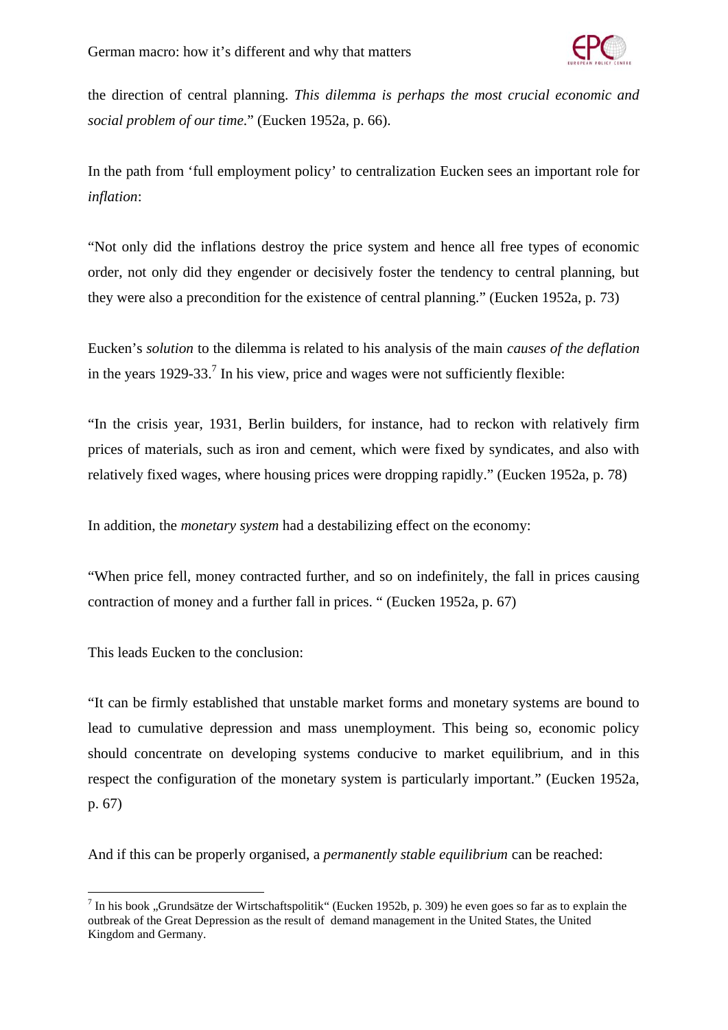the direction of central planning. *This dilemma is perhaps the most crucial economic and social problem of our time.*" (Eucken 1952a, p. 66).

In the path from 'full employment policy' to centralization Eucken sees an important role for *inflation*:

"Not only did the inflations destroy the price system and hence all free types of economic order, not only did they engender or decisively foster the tendency to central planning, but they were also a precondition for the existence of central planning." (Eucken 1952a, p. 73)

Eucken's *solution* to the dilemma is related to his analysis of the main *causes of the deflation* in the years 1929-33.[7] In his view, price and wages were not sufficiently flexible:

"In the crisis year, 1931, Berlin builders, for instance, had to reckon with relatively firm prices of materials, such as iron and cement, which were fixed by syndicates, and also with relatively fixed wages, where housing prices were dropping rapidly." (Eucken 1952a, p. 78)

In addition, the *monetary system* had a destabilizing effect on the economy:

"When price fell, money contracted further, and so on indefinitely, the fall in prices causing contraction of money and a further fall in prices. " (Eucken 1952a, p. 67)

This leads Eucken to the conclusion:

"It can be firmly established that unstable market forms and monetary systems are bound to lead to cumulative depression and mass unemployment. This being so, economic policy should concentrate on developing systems conducive to market equilibrium, and in this respect the configuration of the monetary system is particularly important." (Eucken 1952a, p. 67)

And if this can be properly organised, a *permanently stable equilibrium* can be reached:

---

[7] In his book „Grundsätze der Wirtschaftspolitik" (Eucken 1952b, p. 309) he even goes so far as to explain the outbreak of the Great Depression as the result of demand management in the United States, the United Kingdom and Germany.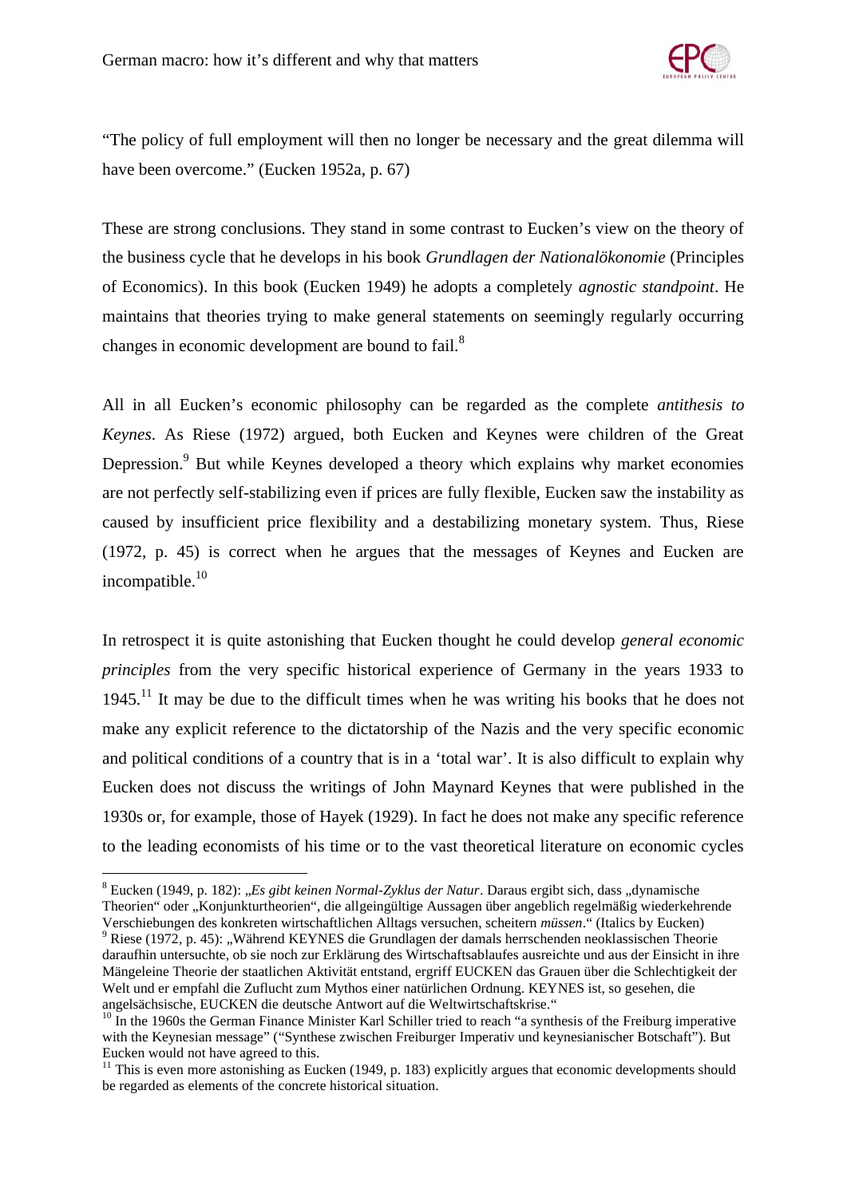"The policy of full employment will then no longer be necessary and the great dilemma will have been overcome." (Eucken 1952a, p. 67)

These are strong conclusions. They stand in some contrast to Eucken's view on the theory of the business cycle that he develops in his book *Grundlagen der Nationalökonomie* (Principles of Economics). In this book (Eucken 1949) he adopts a completely *agnostic standpoint*. He maintains that theories trying to make general statements on seemingly regularly occurring changes in economic development are bound to fail.[8]

All in all Eucken's economic philosophy can be regarded as the complete *antithesis to Keynes*. As Riese (1972) argued, both Eucken and Keynes were children of the Great Depression.[9] But while Keynes developed a theory which explains why market economies are not perfectly self-stabilizing even if prices are fully flexible, Eucken saw the instability as caused by insufficient price flexibility and a destabilizing monetary system. Thus, Riese (1972, p. 45) is correct when he argues that the messages of Keynes and Eucken are incompatible.[10]

In retrospect it is quite astonishing that Eucken thought he could develop *general economic principles* from the very specific historical experience of Germany in the years 1933 to 1945.[11] It may be due to the difficult times when he was writing his books that he does not make any explicit reference to the dictatorship of the Nazis and the very specific economic and political conditions of a country that is in a 'total war'. It is also difficult to explain why Eucken does not discuss the writings of John Maynard Keynes that were published in the 1930s or, for example, those of Hayek (1929). In fact he does not make any specific reference to the leading economists of his time or to the vast theoretical literature on economic cycles

[8] Eucken (1949, p. 182): „*Es gibt keinen Normal-Zyklus der Natur*. Daraus ergibt sich, dass „dynamische Theorien" oder „Konjunkturtheorien", die allgeingültige Aussagen über angeblich regelmäßig wiederkehrende Verschiebungen des konkreten wirtschaftlichen Alltags versuchen, scheitern *müssen*." (Italics by Eucken)

[9] Riese (1972, p. 45): „Während KEYNES die Grundlagen der damals herrschenden neoklassischen Theorie daraufhin untersuchte, ob sie noch zur Erklärung des Wirtschaftsablaufes ausreichte und aus der Einsicht in ihre Mängeleine Theorie der staatlichen Aktivität entstand, ergriff EUCKEN das Grauen über die Schlechtigkeit der Welt und er empfahl die Zuflucht zum Mythos einer natürlichen Ordnung. KEYNES ist, so gesehen, die angelsächsische, EUCKEN die deutsche Antwort auf die Weltwirtschaftskrise."

[10] In the 1960s the German Finance Minister Karl Schiller tried to reach "a synthesis of the Freiburg imperative with the Keynesian message" ("Synthese zwischen Freiburger Imperativ und keynesianischer Botschaft"). But Eucken would not have agreed to this.

[11] This is even more astonishing as Eucken (1949, p. 183) explicitly argues that economic developments should be regarded as elements of the concrete historical situation.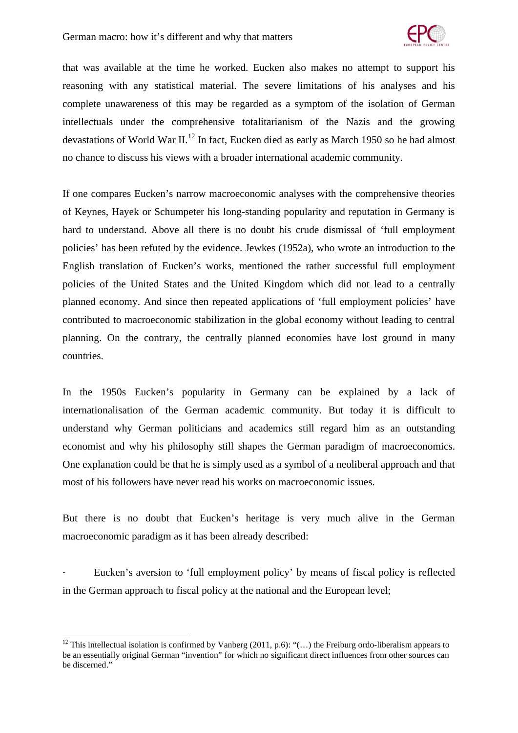that was available at the time he worked. Eucken also makes no attempt to support his reasoning with any statistical material. The severe limitations of his analyses and his complete unawareness of this may be regarded as a symptom of the isolation of German intellectuals under the comprehensive totalitarianism of the Nazis and the growing devastations of World War II.[12] In fact, Eucken died as early as March 1950 so he had almost no chance to discuss his views with a broader international academic community.

If one compares Eucken's narrow macroeconomic analyses with the comprehensive theories of Keynes, Hayek or Schumpeter his long-standing popularity and reputation in Germany is hard to understand. Above all there is no doubt his crude dismissal of 'full employment policies' has been refuted by the evidence. Jewkes (1952a), who wrote an introduction to the English translation of Eucken's works, mentioned the rather successful full employment policies of the United States and the United Kingdom which did not lead to a centrally planned economy. And since then repeated applications of 'full employment policies' have contributed to macroeconomic stabilization in the global economy without leading to central planning. On the contrary, the centrally planned economies have lost ground in many countries.

In the 1950s Eucken's popularity in Germany can be explained by a lack of internationalisation of the German academic community. But today it is difficult to understand why German politicians and academics still regard him as an outstanding economist and why his philosophy still shapes the German paradigm of macroeconomics. One explanation could be that he is simply used as a symbol of a neoliberal approach and that most of his followers have never read his works on macroeconomic issues.

But there is no doubt that Eucken's heritage is very much alive in the German macroeconomic paradigm as it has been already described:

- Eucken's aversion to 'full employment policy' by means of fiscal policy is reflected in the German approach to fiscal policy at the national and the European level;

[12] This intellectual isolation is confirmed by Vanberg (2011, p.6): "(…) the Freiburg ordo-liberalism appears to be an essentially original German "invention" for which no significant direct influences from other sources can be discerned."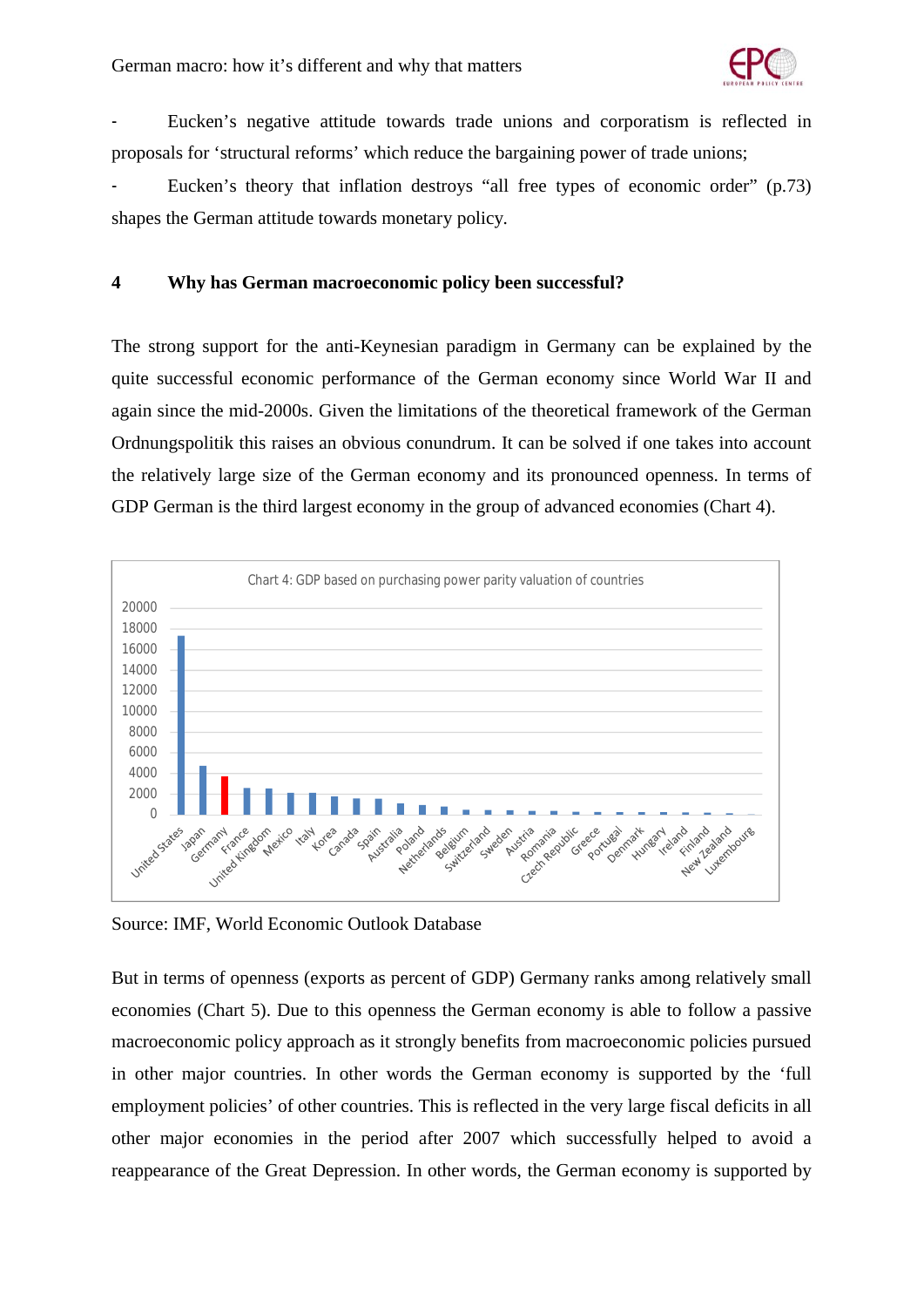- Eucken's negative attitude towards trade unions and corporatism is reflected in proposals for 'structural reforms' which reduce the bargaining power of trade unions;
- Eucken's theory that inflation destroys "all free types of economic order" (p.73) shapes the German attitude towards monetary policy.

## 4 Why has German macroeconomic policy been successful?

The strong support for the anti-Keynesian paradigm in Germany can be explained by the quite successful economic performance of the German economy since World War II and again since the mid-2000s. Given the limitations of the theoretical framework of the German Ordnungspolitik this raises an obvious conundrum. It can be solved if one takes into account the relatively large size of the German economy and its pronounced openness. In terms of GDP German is the third largest economy in the group of advanced economies (Chart 4).

Chart 4: GDP based on purchasing power parity valuation of countries

Source: IMF, World Economic Outlook Database

But in terms of openness (exports as percent of GDP) Germany ranks among relatively small economies (Chart 5). Due to this openness the German economy is able to follow a passive macroeconomic policy approach as it strongly benefits from macroeconomic policies pursued in other major countries. In other words the German economy is supported by the 'full employment policies' of other countries. This is reflected in the very large fiscal deficits in all other major economies in the period after 2007 which successfully helped to avoid a reappearance of the Great Depression. In other words, the German economy is supported by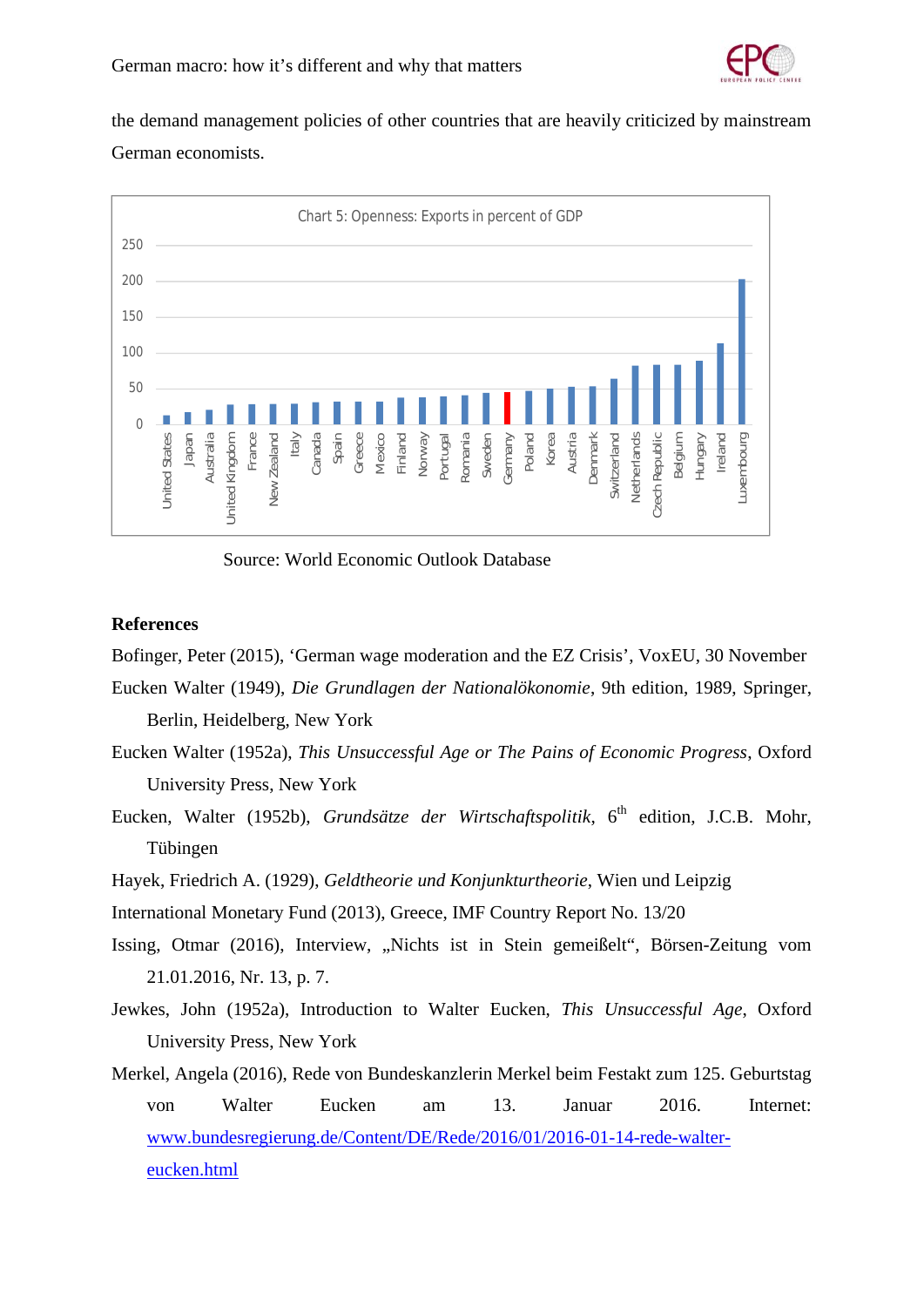the demand management policies of other countries that are heavily criticized by mainstream German economists.

Chart 5: Openness: Exports in percent of GDP

Source: World Economic Outlook Database

**References**

Bofinger, Peter (2015), 'German wage moderation and the EZ Crisis', VoxEU, 30 November

Eucken Walter (1949), *Die Grundlagen der Nationalökonomie*, 9th edition, 1989, Springer, Berlin, Heidelberg, New York

Eucken Walter (1952a), *This Unsuccessful Age or The Pains of Economic Progress*, Oxford University Press, New York

Eucken, Walter (1952b), *Grundsätze der Wirtschaftspolitik*, 6th edition, J.C.B. Mohr, Tübingen

Hayek, Friedrich A. (1929), *Geldtheorie und Konjunkturtheorie*, Wien und Leipzig

International Monetary Fund (2013), Greece, IMF Country Report No. 13/20

Issing, Otmar (2016), Interview, „Nichts ist in Stein gemeißelt", Börsen-Zeitung vom 21.01.2016, Nr. 13, p. 7.

Jewkes, John (1952a), Introduction to Walter Eucken, *This Unsuccessful Age*, Oxford University Press, New York

Merkel, Angela (2016), Rede von Bundeskanzlerin Merkel beim Festakt zum 125. Geburtstag von Walter Eucken am 13. Januar 2016. Internet: www.bundesregierung.de/Content/DE/Rede/2016/01/2016-01-14-rede-walter-eucken.html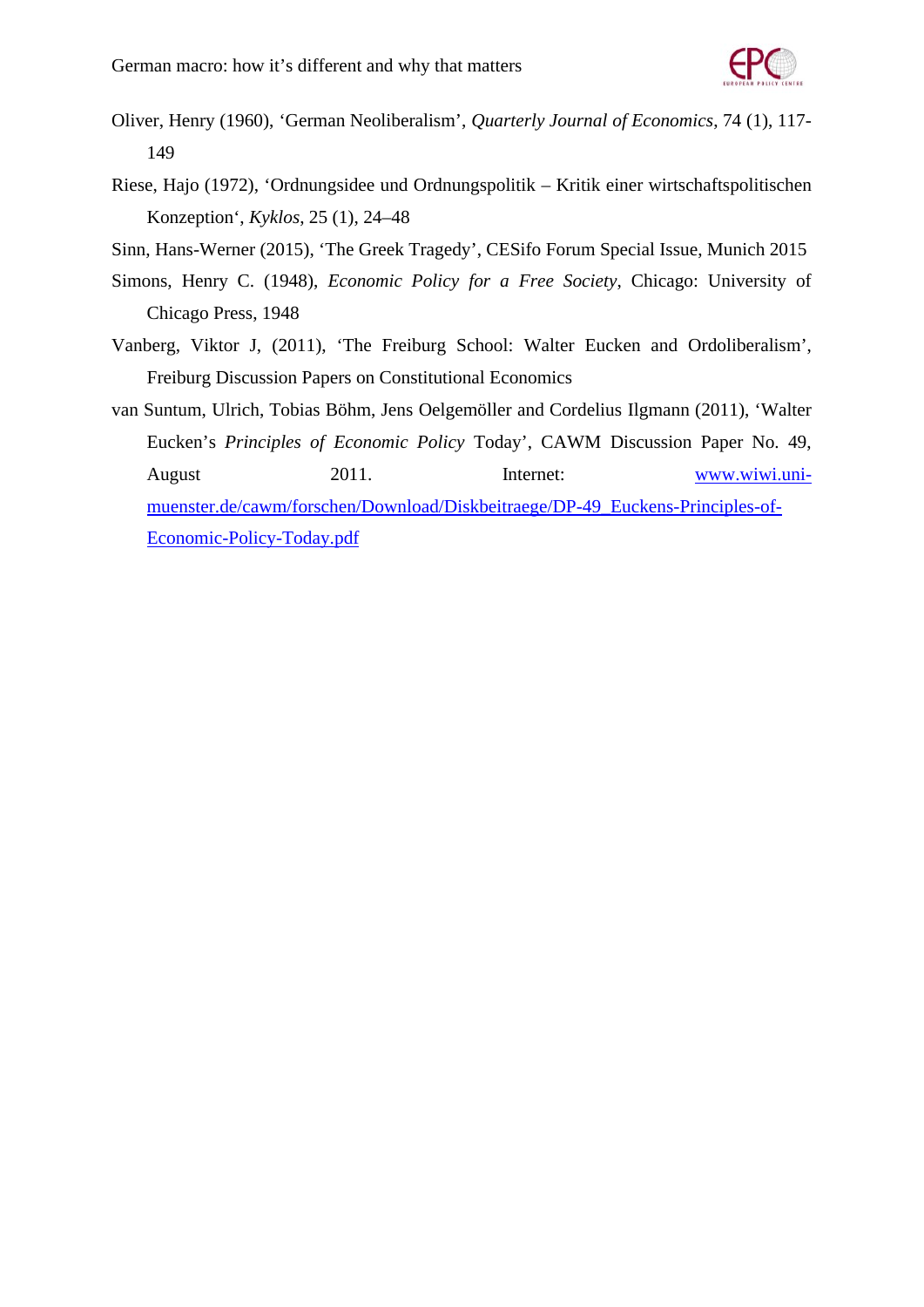Oliver, Henry (1960), 'German Neoliberalism', *Quarterly Journal of Economics*, 74 (1), 117-149

Riese, Hajo (1972), 'Ordnungsidee und Ordnungspolitik – Kritik einer wirtschaftspolitischen Konzeption', *Kyklos*, 25 (1), 24–48

Sinn, Hans-Werner (2015), 'The Greek Tragedy', CESifo Forum Special Issue, Munich 2015

Simons, Henry C. (1948), *Economic Policy for a Free Society*, Chicago: University of Chicago Press, 1948

Vanberg, Viktor J, (2011), 'The Freiburg School: Walter Eucken and Ordoliberalism', Freiburg Discussion Papers on Constitutional Economics

van Suntum, Ulrich, Tobias Böhm, Jens Oelgemöller and Cordelius Ilgmann (2011), 'Walter Eucken's *Principles of Economic Policy* Today', CAWM Discussion Paper No. 49, August 2011. Internet: www.wiwi.uni-muenster.de/cawm/forschen/Download/Diskbeitraege/DP-49_Euckens-Principles-of-Economic-Policy-Today.pdf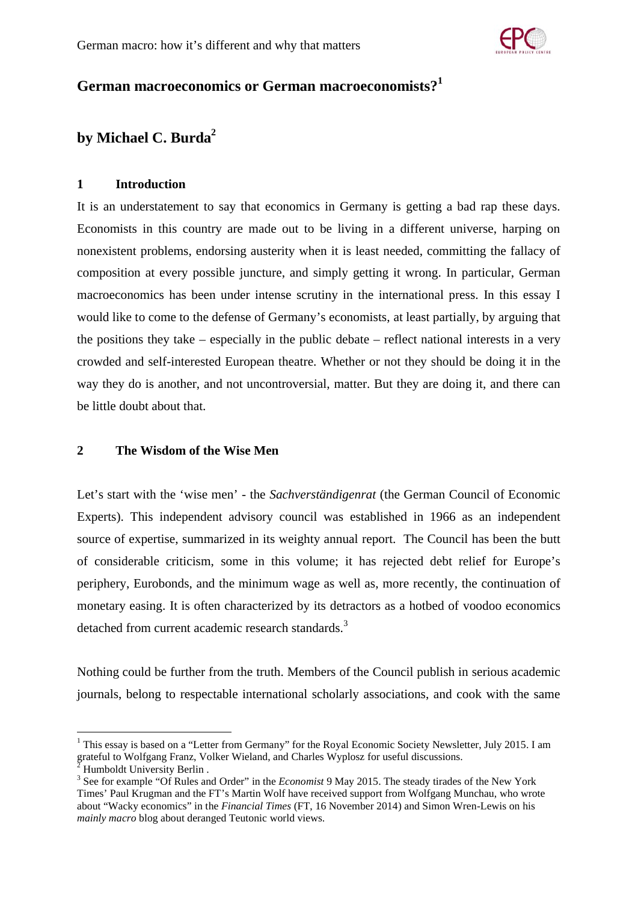## German macroeconomics or German macroeconomists?[1]

## by Michael C. Burda[2]

### 1 Introduction

It is an understatement to say that economics in Germany is getting a bad rap these days. Economists in this country are made out to be living in a different universe, harping on nonexistent problems, endorsing austerity when it is least needed, committing the fallacy of composition at every possible juncture, and simply getting it wrong. In particular, German macroeconomics has been under intense scrutiny in the international press. In this essay I would like to come to the defense of Germany's economists, at least partially, by arguing that the positions they take – especially in the public debate – reflect national interests in a very crowded and self-interested European theatre. Whether or not they should be doing it in the way they do is another, and not uncontroversial, matter. But they are doing it, and there can be little doubt about that.

### 2 The Wisdom of the Wise Men

Let's start with the 'wise men' - the *Sachverständigenrat* (the German Council of Economic Experts). This independent advisory council was established in 1966 as an independent source of expertise, summarized in its weighty annual report. The Council has been the butt of considerable criticism, some in this volume; it has rejected debt relief for Europe's periphery, Eurobonds, and the minimum wage as well as, more recently, the continuation of monetary easing. It is often characterized by its detractors as a hotbed of voodoo economics detached from current academic research standards.[3]

Nothing could be further from the truth. Members of the Council publish in serious academic journals, belong to respectable international scholarly associations, and cook with the same

---

[1] This essay is based on a "Letter from Germany" for the Royal Economic Society Newsletter, July 2015. I am grateful to Wolfgang Franz, Volker Wieland, and Charles Wyplosz for useful discussions.

[2] Humboldt University Berlin .

[3] See for example "Of Rules and Order" in the *Economist* 9 May 2015. The steady tirades of the New York Times' Paul Krugman and the FT's Martin Wolf have received support from Wolfgang Munchau, who wrote about "Wacky economics" in the *Financial Times* (FT, 16 November 2014) and Simon Wren-Lewis on his *mainly macro* blog about deranged Teutonic world views.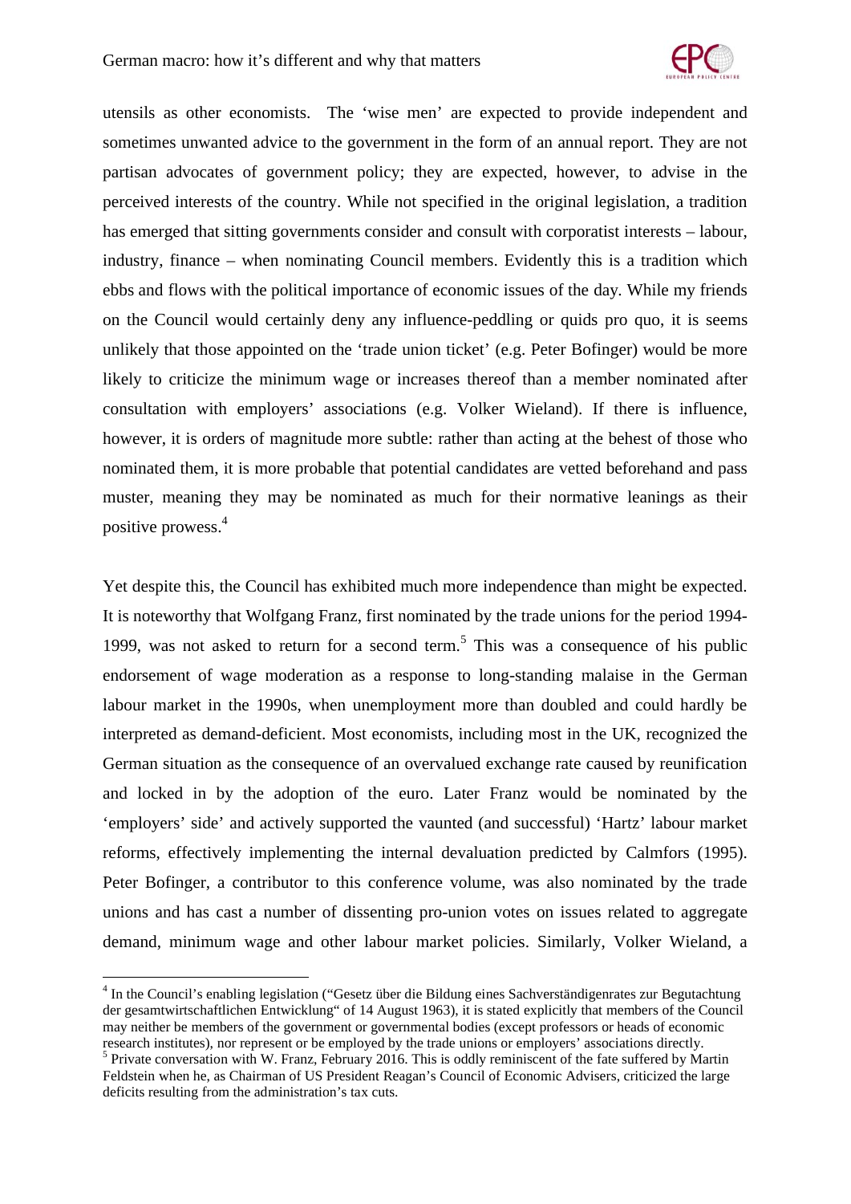utensils as other economists. The 'wise men' are expected to provide independent and sometimes unwanted advice to the government in the form of an annual report. They are not partisan advocates of government policy; they are expected, however, to advise in the perceived interests of the country. While not specified in the original legislation, a tradition has emerged that sitting governments consider and consult with corporatist interests – labour, industry, finance – when nominating Council members. Evidently this is a tradition which ebbs and flows with the political importance of economic issues of the day. While my friends on the Council would certainly deny any influence-peddling or quids pro quo, it is seems unlikely that those appointed on the 'trade union ticket' (e.g. Peter Bofinger) would be more likely to criticize the minimum wage or increases thereof than a member nominated after consultation with employers' associations (e.g. Volker Wieland). If there is influence, however, it is orders of magnitude more subtle: rather than acting at the behest of those who nominated them, it is more probable that potential candidates are vetted beforehand and pass muster, meaning they may be nominated as much for their normative leanings as their positive prowess.[4]

Yet despite this, the Council has exhibited much more independence than might be expected. It is noteworthy that Wolfgang Franz, first nominated by the trade unions for the period 1994-1999, was not asked to return for a second term.[5] This was a consequence of his public endorsement of wage moderation as a response to long-standing malaise in the German labour market in the 1990s, when unemployment more than doubled and could hardly be interpreted as demand-deficient. Most economists, including most in the UK, recognized the German situation as the consequence of an overvalued exchange rate caused by reunification and locked in by the adoption of the euro. Later Franz would be nominated by the 'employers' side' and actively supported the vaunted (and successful) 'Hartz' labour market reforms, effectively implementing the internal devaluation predicted by Calmfors (1995). Peter Bofinger, a contributor to this conference volume, was also nominated by the trade unions and has cast a number of dissenting pro-union votes on issues related to aggregate demand, minimum wage and other labour market policies. Similarly, Volker Wieland, a

---

[4] In the Council's enabling legislation ("Gesetz über die Bildung eines Sachverständigenrates zur Begutachtung der gesamtwirtschaftlichen Entwicklung" of 14 August 1963), it is stated explicitly that members of the Council may neither be members of the government or governmental bodies (except professors or heads of economic research institutes), nor represent or be employed by the trade unions or employers' associations directly.

[5] Private conversation with W. Franz, February 2016. This is oddly reminiscent of the fate suffered by Martin Feldstein when he, as Chairman of US President Reagan's Council of Economic Advisers, criticized the large deficits resulting from the administration's tax cuts.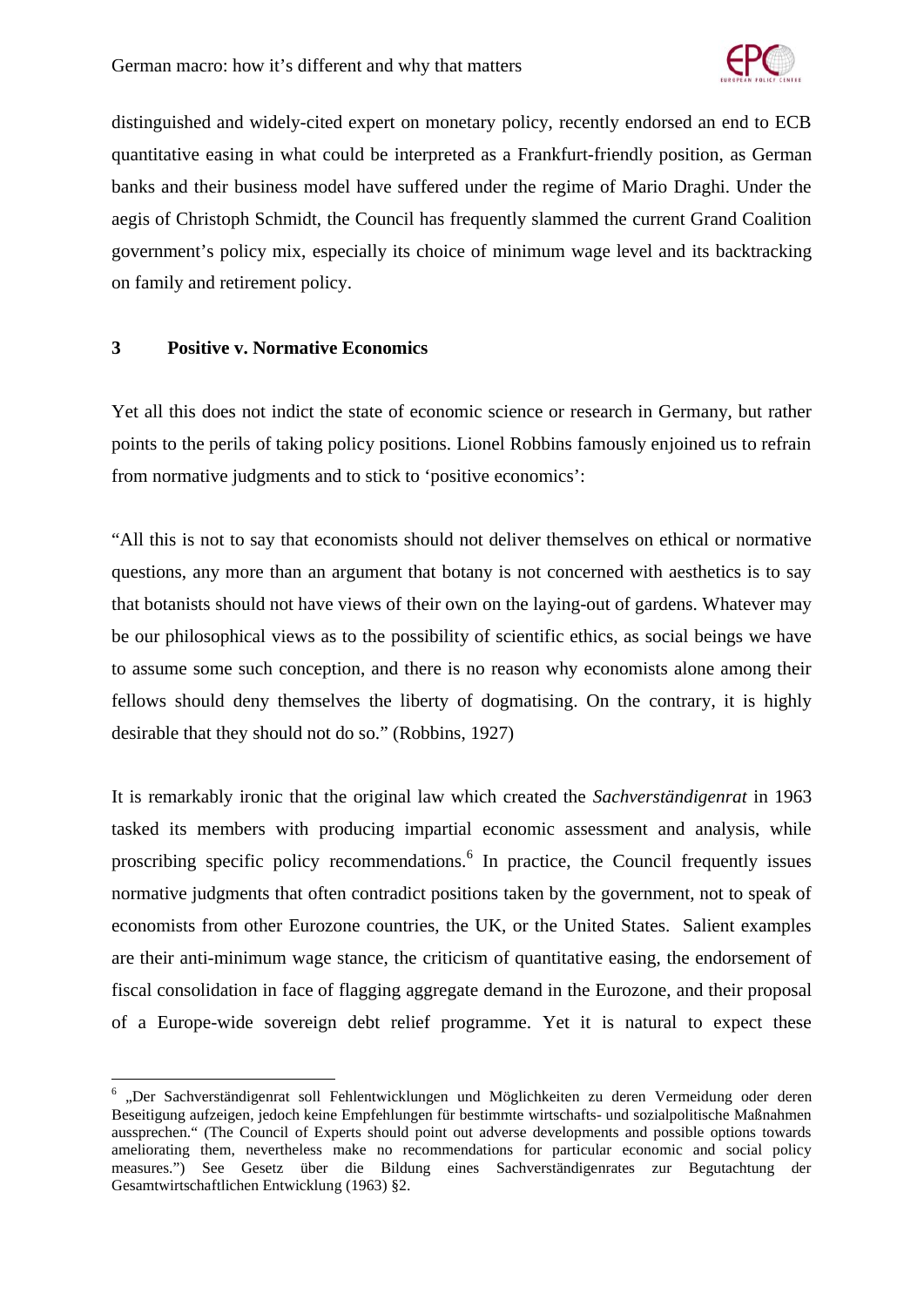distinguished and widely-cited expert on monetary policy, recently endorsed an end to ECB quantitative easing in what could be interpreted as a Frankfurt-friendly position, as German banks and their business model have suffered under the regime of Mario Draghi. Under the aegis of Christoph Schmidt, the Council has frequently slammed the current Grand Coalition government's policy mix, especially its choice of minimum wage level and its backtracking on family and retirement policy.

## 3 Positive v. Normative Economics

Yet all this does not indict the state of economic science or research in Germany, but rather points to the perils of taking policy positions. Lionel Robbins famously enjoined us to refrain from normative judgments and to stick to 'positive economics':

"All this is not to say that economists should not deliver themselves on ethical or normative questions, any more than an argument that botany is not concerned with aesthetics is to say that botanists should not have views of their own on the laying-out of gardens. Whatever may be our philosophical views as to the possibility of scientific ethics, as social beings we have to assume some such conception, and there is no reason why economists alone among their fellows should deny themselves the liberty of dogmatising. On the contrary, it is highly desirable that they should not do so." (Robbins, 1927)

It is remarkably ironic that the original law which created the *Sachverständigenrat* in 1963 tasked its members with producing impartial economic assessment and analysis, while proscribing specific policy recommendations.[6] In practice, the Council frequently issues normative judgments that often contradict positions taken by the government, not to speak of economists from other Eurozone countries, the UK, or the United States. Salient examples are their anti-minimum wage stance, the criticism of quantitative easing, the endorsement of fiscal consolidation in face of flagging aggregate demand in the Eurozone, and their proposal of a Europe-wide sovereign debt relief programme. Yet it is natural to expect these

---

[6] „Der Sachverständigenrat soll Fehlentwicklungen und Möglichkeiten zu deren Vermeidung oder deren Beseitigung aufzeigen, jedoch keine Empfehlungen für bestimmte wirtschafts- und sozialpolitische Maßnahmen aussprechen." (The Council of Experts should point out adverse developments and possible options towards ameliorating them, nevertheless make no recommendations for particular economic and social policy measures.") See Gesetz über die Bildung eines Sachverständigenrates zur Begutachtung der Gesamtwirtschaftlichen Entwicklung (1963) §2.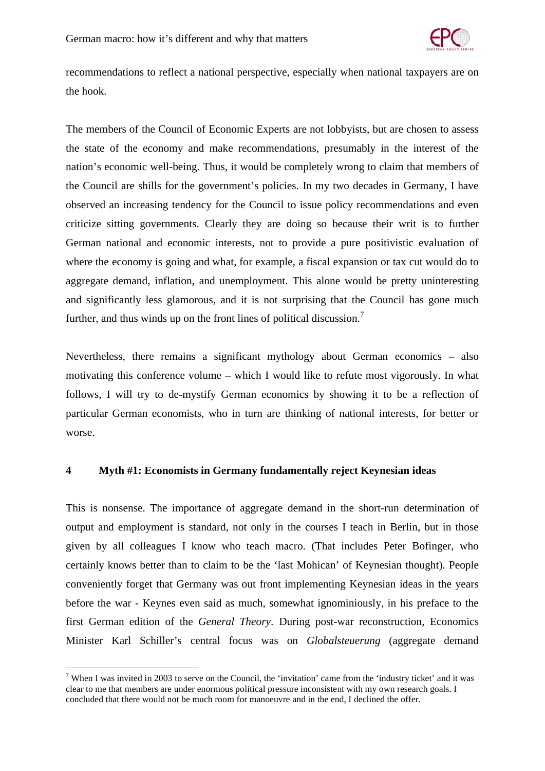recommendations to reflect a national perspective, especially when national taxpayers are on the hook.

The members of the Council of Economic Experts are not lobbyists, but are chosen to assess the state of the economy and make recommendations, presumably in the interest of the nation's economic well-being. Thus, it would be completely wrong to claim that members of the Council are shills for the government's policies. In my two decades in Germany, I have observed an increasing tendency for the Council to issue policy recommendations and even criticize sitting governments. Clearly they are doing so because their writ is to further German national and economic interests, not to provide a pure positivistic evaluation of where the economy is going and what, for example, a fiscal expansion or tax cut would do to aggregate demand, inflation, and unemployment. This alone would be pretty uninteresting and significantly less glamorous, and it is not surprising that the Council has gone much further, and thus winds up on the front lines of political discussion.[7]

Nevertheless, there remains a significant mythology about German economics – also motivating this conference volume – which I would like to refute most vigorously. In what follows, I will try to de-mystify German economics by showing it to be a reflection of particular German economists, who in turn are thinking of national interests, for better or worse.

## 4 Myth #1: Economists in Germany fundamentally reject Keynesian ideas

This is nonsense. The importance of aggregate demand in the short-run determination of output and employment is standard, not only in the courses I teach in Berlin, but in those given by all colleagues I know who teach macro. (That includes Peter Bofinger, who certainly knows better than to claim to be the 'last Mohican' of Keynesian thought). People conveniently forget that Germany was out front implementing Keynesian ideas in the years before the war - Keynes even said as much, somewhat ignominiously, in his preface to the first German edition of the *General Theory*. During post-war reconstruction, Economics Minister Karl Schiller's central focus was on *Globalsteuerung* (aggregate demand

[7] When I was invited in 2003 to serve on the Council, the 'invitation' came from the 'industry ticket' and it was clear to me that members are under enormous political pressure inconsistent with my own research goals. I concluded that there would not be much room for manoeuvre and in the end, I declined the offer.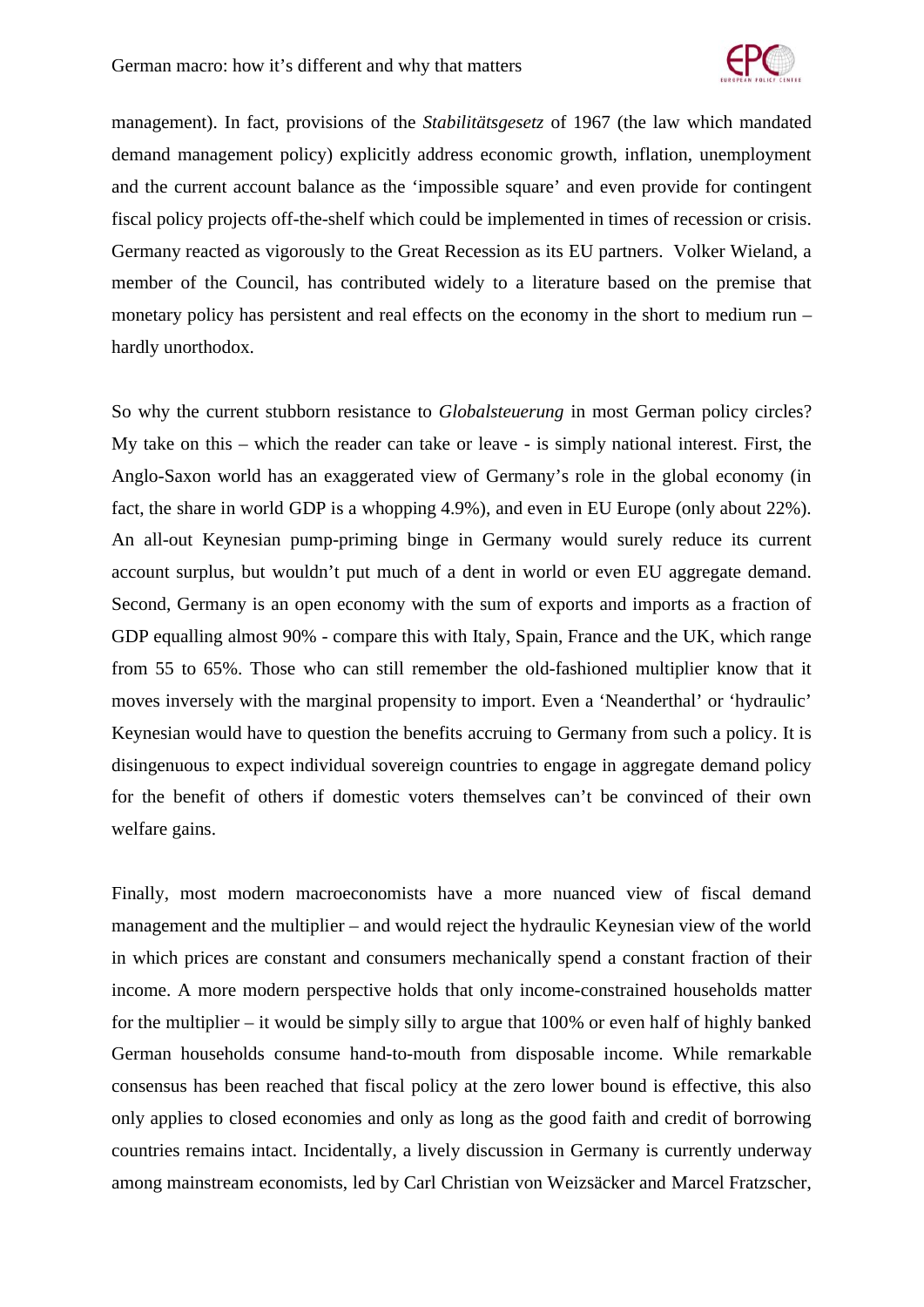management). In fact, provisions of the *Stabilitätsgesetz* of 1967 (the law which mandated demand management policy) explicitly address economic growth, inflation, unemployment and the current account balance as the 'impossible square' and even provide for contingent fiscal policy projects off-the-shelf which could be implemented in times of recession or crisis. Germany reacted as vigorously to the Great Recession as its EU partners. Volker Wieland, a member of the Council, has contributed widely to a literature based on the premise that monetary policy has persistent and real effects on the economy in the short to medium run – hardly unorthodox.

So why the current stubborn resistance to *Globalsteuerung* in most German policy circles? My take on this – which the reader can take or leave - is simply national interest. First, the Anglo-Saxon world has an exaggerated view of Germany's role in the global economy (in fact, the share in world GDP is a whopping 4.9%), and even in EU Europe (only about 22%). An all-out Keynesian pump-priming binge in Germany would surely reduce its current account surplus, but wouldn't put much of a dent in world or even EU aggregate demand. Second, Germany is an open economy with the sum of exports and imports as a fraction of GDP equalling almost 90% - compare this with Italy, Spain, France and the UK, which range from 55 to 65%. Those who can still remember the old-fashioned multiplier know that it moves inversely with the marginal propensity to import. Even a 'Neanderthal' or 'hydraulic' Keynesian would have to question the benefits accruing to Germany from such a policy. It is disingenuous to expect individual sovereign countries to engage in aggregate demand policy for the benefit of others if domestic voters themselves can't be convinced of their own welfare gains.

Finally, most modern macroeconomists have a more nuanced view of fiscal demand management and the multiplier – and would reject the hydraulic Keynesian view of the world in which prices are constant and consumers mechanically spend a constant fraction of their income. A more modern perspective holds that only income-constrained households matter for the multiplier – it would be simply silly to argue that 100% or even half of highly banked German households consume hand-to-mouth from disposable income. While remarkable consensus has been reached that fiscal policy at the zero lower bound is effective, this also only applies to closed economies and only as long as the good faith and credit of borrowing countries remains intact. Incidentally, a lively discussion in Germany is currently underway among mainstream economists, led by Carl Christian von Weizsäcker and Marcel Fratzscher,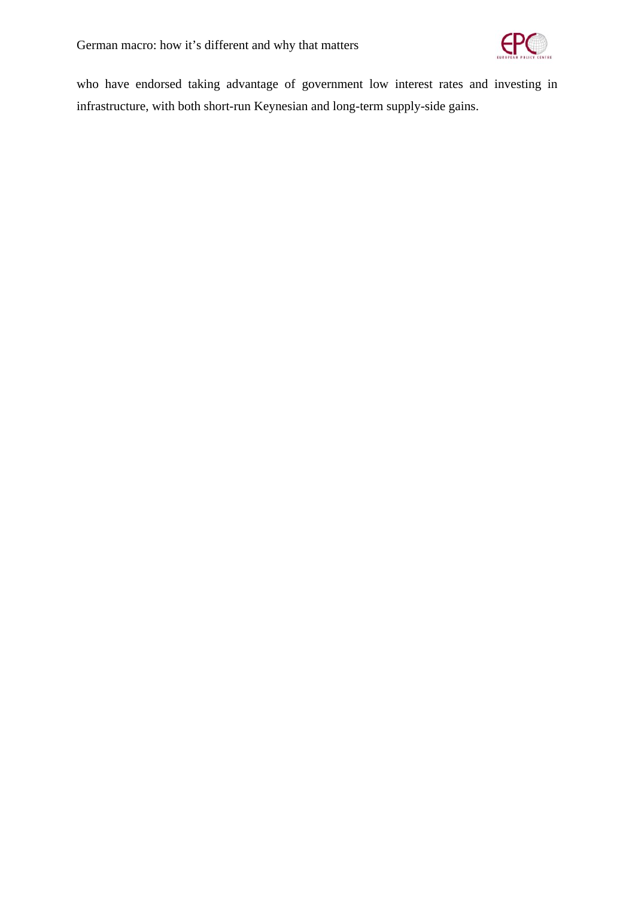who have endorsed taking advantage of government low interest rates and investing in infrastructure, with both short-run Keynesian and long-term supply-side gains.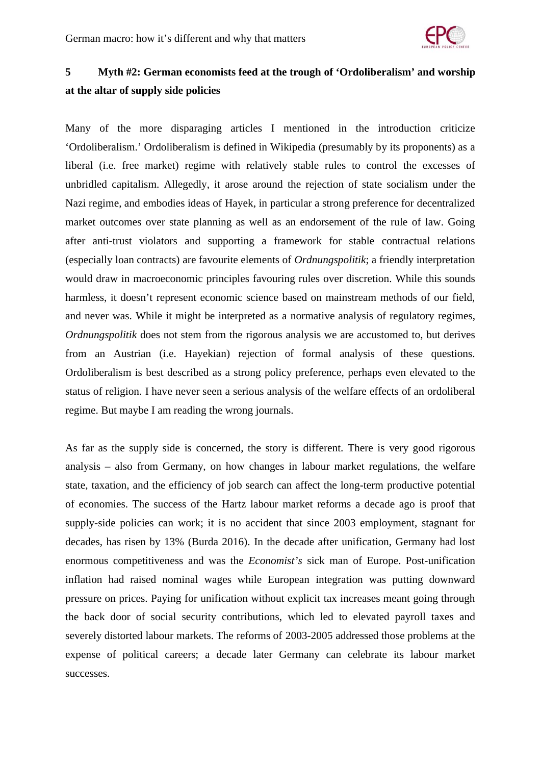## 5 Myth #2: German economists feed at the trough of 'Ordoliberalism' and worship at the altar of supply side policies

Many of the more disparaging articles I mentioned in the introduction criticize 'Ordoliberalism.' Ordoliberalism is defined in Wikipedia (presumably by its proponents) as a liberal (i.e. free market) regime with relatively stable rules to control the excesses of unbridled capitalism. Allegedly, it arose around the rejection of state socialism under the Nazi regime, and embodies ideas of Hayek, in particular a strong preference for decentralized market outcomes over state planning as well as an endorsement of the rule of law. Going after anti-trust violators and supporting a framework for stable contractual relations (especially loan contracts) are favourite elements of *Ordnungspolitik*; a friendly interpretation would draw in macroeconomic principles favouring rules over discretion. While this sounds harmless, it doesn't represent economic science based on mainstream methods of our field, and never was. While it might be interpreted as a normative analysis of regulatory regimes, *Ordnungspolitik* does not stem from the rigorous analysis we are accustomed to, but derives from an Austrian (i.e. Hayekian) rejection of formal analysis of these questions. Ordoliberalism is best described as a strong policy preference, perhaps even elevated to the status of religion. I have never seen a serious analysis of the welfare effects of an ordoliberal regime. But maybe I am reading the wrong journals.

As far as the supply side is concerned, the story is different. There is very good rigorous analysis – also from Germany, on how changes in labour market regulations, the welfare state, taxation, and the efficiency of job search can affect the long-term productive potential of economies. The success of the Hartz labour market reforms a decade ago is proof that supply-side policies can work; it is no accident that since 2003 employment, stagnant for decades, has risen by 13% (Burda 2016). In the decade after unification, Germany had lost enormous competitiveness and was the *Economist's* sick man of Europe. Post-unification inflation had raised nominal wages while European integration was putting downward pressure on prices. Paying for unification without explicit tax increases meant going through the back door of social security contributions, which led to elevated payroll taxes and severely distorted labour markets. The reforms of 2003-2005 addressed those problems at the expense of political careers; a decade later Germany can celebrate its labour market successes.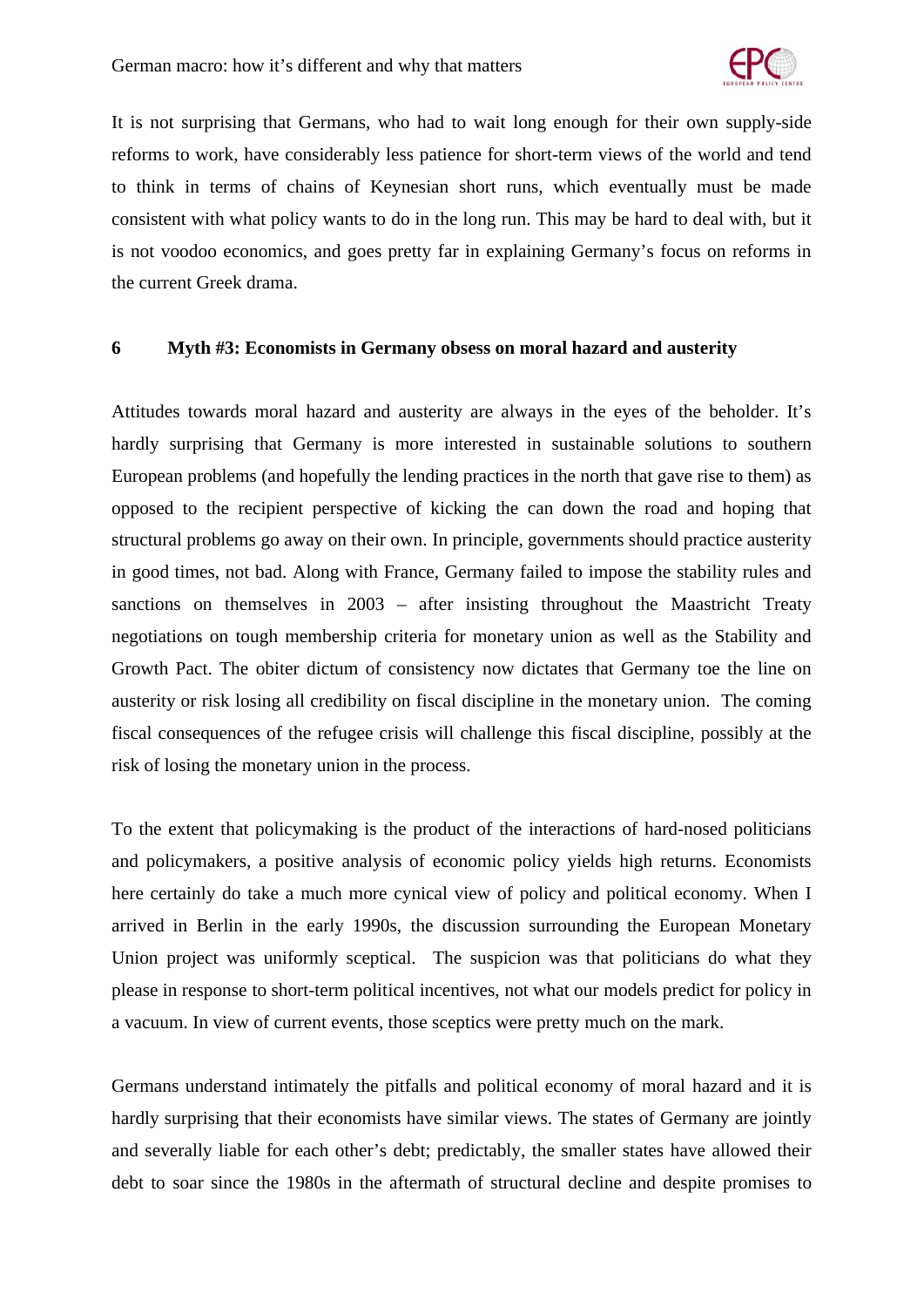It is not surprising that Germans, who had to wait long enough for their own supply-side reforms to work, have considerably less patience for short-term views of the world and tend to think in terms of chains of Keynesian short runs, which eventually must be made consistent with what policy wants to do in the long run. This may be hard to deal with, but it is not voodoo economics, and goes pretty far in explaining Germany's focus on reforms in the current Greek drama.

## 6 Myth #3: Economists in Germany obsess on moral hazard and austerity

Attitudes towards moral hazard and austerity are always in the eyes of the beholder. It's hardly surprising that Germany is more interested in sustainable solutions to southern European problems (and hopefully the lending practices in the north that gave rise to them) as opposed to the recipient perspective of kicking the can down the road and hoping that structural problems go away on their own. In principle, governments should practice austerity in good times, not bad. Along with France, Germany failed to impose the stability rules and sanctions on themselves in 2003 – after insisting throughout the Maastricht Treaty negotiations on tough membership criteria for monetary union as well as the Stability and Growth Pact. The obiter dictum of consistency now dictates that Germany toe the line on austerity or risk losing all credibility on fiscal discipline in the monetary union. The coming fiscal consequences of the refugee crisis will challenge this fiscal discipline, possibly at the risk of losing the monetary union in the process.

To the extent that policymaking is the product of the interactions of hard-nosed politicians and policymakers, a positive analysis of economic policy yields high returns. Economists here certainly do take a much more cynical view of policy and political economy. When I arrived in Berlin in the early 1990s, the discussion surrounding the European Monetary Union project was uniformly sceptical. The suspicion was that politicians do what they please in response to short-term political incentives, not what our models predict for policy in a vacuum. In view of current events, those sceptics were pretty much on the mark.

Germans understand intimately the pitfalls and political economy of moral hazard and it is hardly surprising that their economists have similar views. The states of Germany are jointly and severally liable for each other's debt; predictably, the smaller states have allowed their debt to soar since the 1980s in the aftermath of structural decline and despite promises to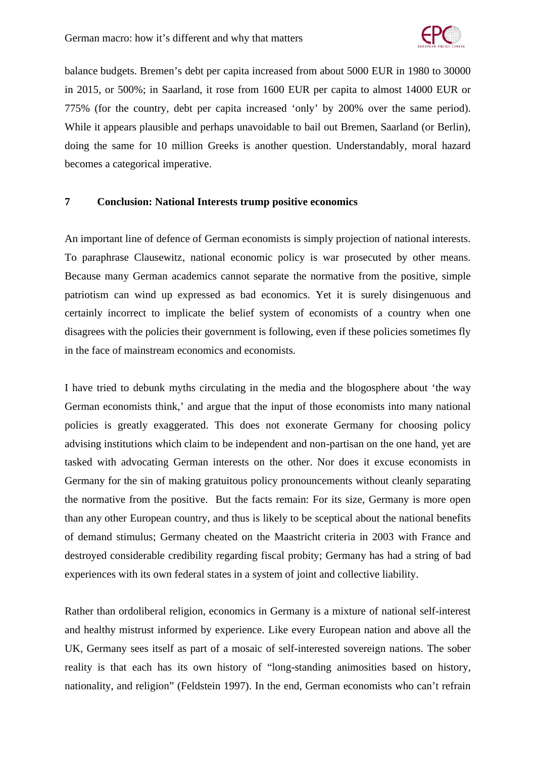balance budgets. Bremen's debt per capita increased from about 5000 EUR in 1980 to 30000 in 2015, or 500%; in Saarland, it rose from 1600 EUR per capita to almost 14000 EUR or 775% (for the country, debt per capita increased 'only' by 200% over the same period). While it appears plausible and perhaps unavoidable to bail out Bremen, Saarland (or Berlin), doing the same for 10 million Greeks is another question. Understandably, moral hazard becomes a categorical imperative.

## 7 Conclusion: National Interests trump positive economics

An important line of defence of German economists is simply projection of national interests. To paraphrase Clausewitz, national economic policy is war prosecuted by other means. Because many German academics cannot separate the normative from the positive, simple patriotism can wind up expressed as bad economics. Yet it is surely disingenuous and certainly incorrect to implicate the belief system of economists of a country when one disagrees with the policies their government is following, even if these policies sometimes fly in the face of mainstream economics and economists.

I have tried to debunk myths circulating in the media and the blogosphere about 'the way German economists think,' and argue that the input of those economists into many national policies is greatly exaggerated. This does not exonerate Germany for choosing policy advising institutions which claim to be independent and non-partisan on the one hand, yet are tasked with advocating German interests on the other. Nor does it excuse economists in Germany for the sin of making gratuitous policy pronouncements without cleanly separating the normative from the positive. But the facts remain: For its size, Germany is more open than any other European country, and thus is likely to be sceptical about the national benefits of demand stimulus; Germany cheated on the Maastricht criteria in 2003 with France and destroyed considerable credibility regarding fiscal probity; Germany has had a string of bad experiences with its own federal states in a system of joint and collective liability.

Rather than ordoliberal religion, economics in Germany is a mixture of national self-interest and healthy mistrust informed by experience. Like every European nation and above all the UK, Germany sees itself as part of a mosaic of self-interested sovereign nations. The sober reality is that each has its own history of "long-standing animosities based on history, nationality, and religion" (Feldstein 1997). In the end, German economists who can't refrain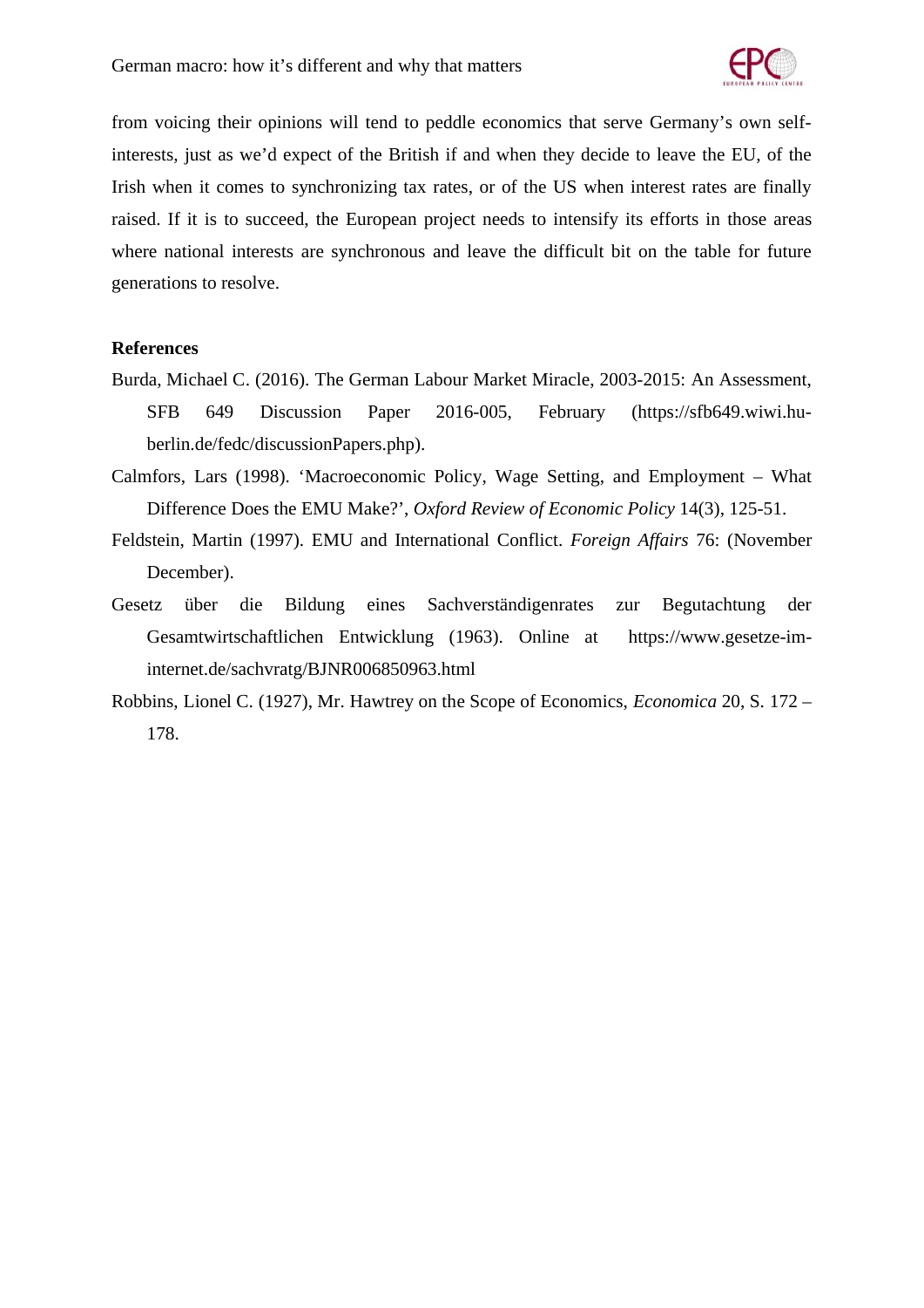from voicing their opinions will tend to peddle economics that serve Germany's own self-interests, just as we'd expect of the British if and when they decide to leave the EU, of the Irish when it comes to synchronizing tax rates, or of the US when interest rates are finally raised. If it is to succeed, the European project needs to intensify its efforts in those areas where national interests are synchronous and leave the difficult bit on the table for future generations to resolve.

**References**

Burda, Michael C. (2016). The German Labour Market Miracle, 2003-2015: An Assessment, SFB 649 Discussion Paper 2016-005, February (https://sfb649.wiwi.hu-berlin.de/fedc/discussionPapers.php).

Calmfors, Lars (1998). 'Macroeconomic Policy, Wage Setting, and Employment – What Difference Does the EMU Make?', *Oxford Review of Economic Policy* 14(3), 125-51.

Feldstein, Martin (1997). EMU and International Conflict. *Foreign Affairs* 76: (November December).

Gesetz über die Bildung eines Sachverständigenrates zur Begutachtung der Gesamtwirtschaftlichen Entwicklung (1963). Online at https://www.gesetze-im-internet.de/sachvratg/BJNR006850963.html

Robbins, Lionel C. (1927), Mr. Hawtrey on the Scope of Economics, *Economica* 20, S. 172 – 178.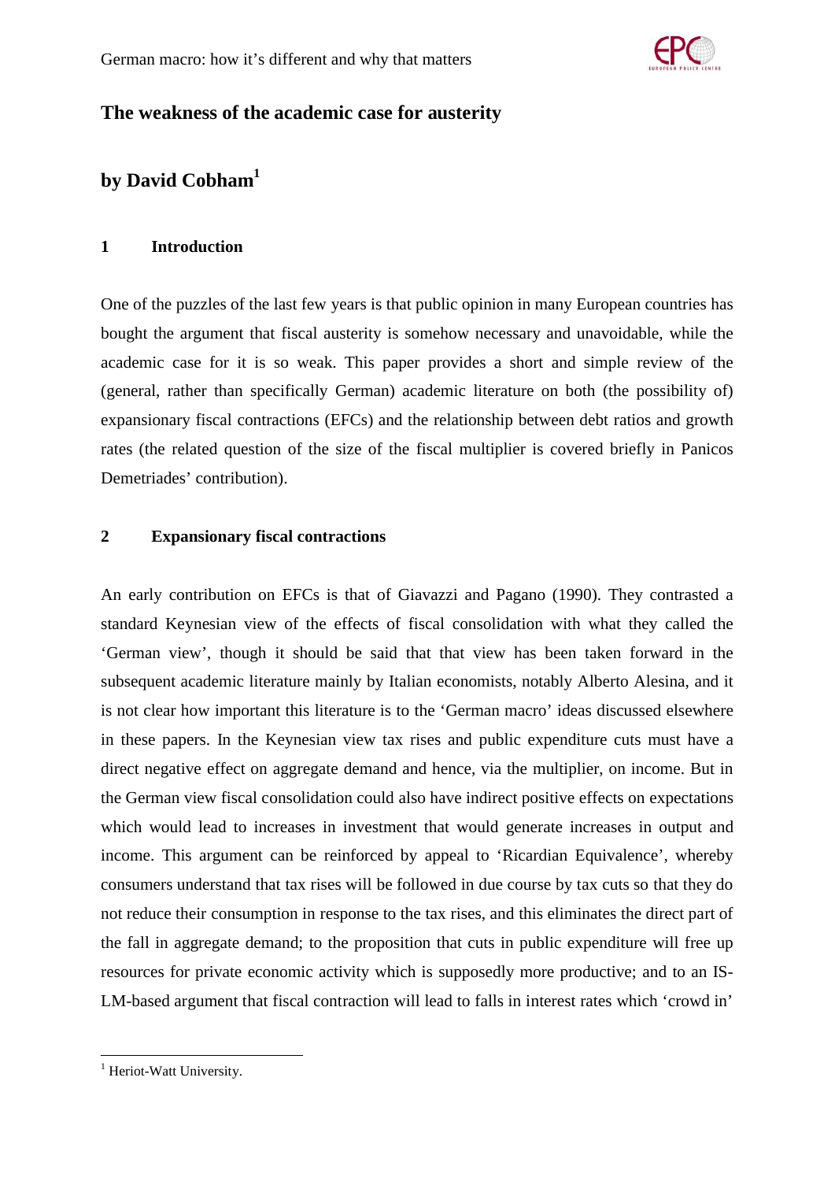## The weakness of the academic case for austerity

## by David Cobham[1]

### 1 Introduction

One of the puzzles of the last few years is that public opinion in many European countries has bought the argument that fiscal austerity is somehow necessary and unavoidable, while the academic case for it is so weak. This paper provides a short and simple review of the (general, rather than specifically German) academic literature on both (the possibility of) expansionary fiscal contractions (EFCs) and the relationship between debt ratios and growth rates (the related question of the size of the fiscal multiplier is covered briefly in Panicos Demetriades' contribution).

### 2 Expansionary fiscal contractions

An early contribution on EFCs is that of Giavazzi and Pagano (1990). They contrasted a standard Keynesian view of the effects of fiscal consolidation with what they called the 'German view', though it should be said that that view has been taken forward in the subsequent academic literature mainly by Italian economists, notably Alberto Alesina, and it is not clear how important this literature is to the 'German macro' ideas discussed elsewhere in these papers. In the Keynesian view tax rises and public expenditure cuts must have a direct negative effect on aggregate demand and hence, via the multiplier, on income. But in the German view fiscal consolidation could also have indirect positive effects on expectations which would lead to increases in investment that would generate increases in output and income. This argument can be reinforced by appeal to 'Ricardian Equivalence', whereby consumers understand that tax rises will be followed in due course by tax cuts so that they do not reduce their consumption in response to the tax rises, and this eliminates the direct part of the fall in aggregate demand; to the proposition that cuts in public expenditure will free up resources for private economic activity which is supposedly more productive; and to an IS-LM-based argument that fiscal contraction will lead to falls in interest rates which 'crowd in'

[1] Heriot-Watt University.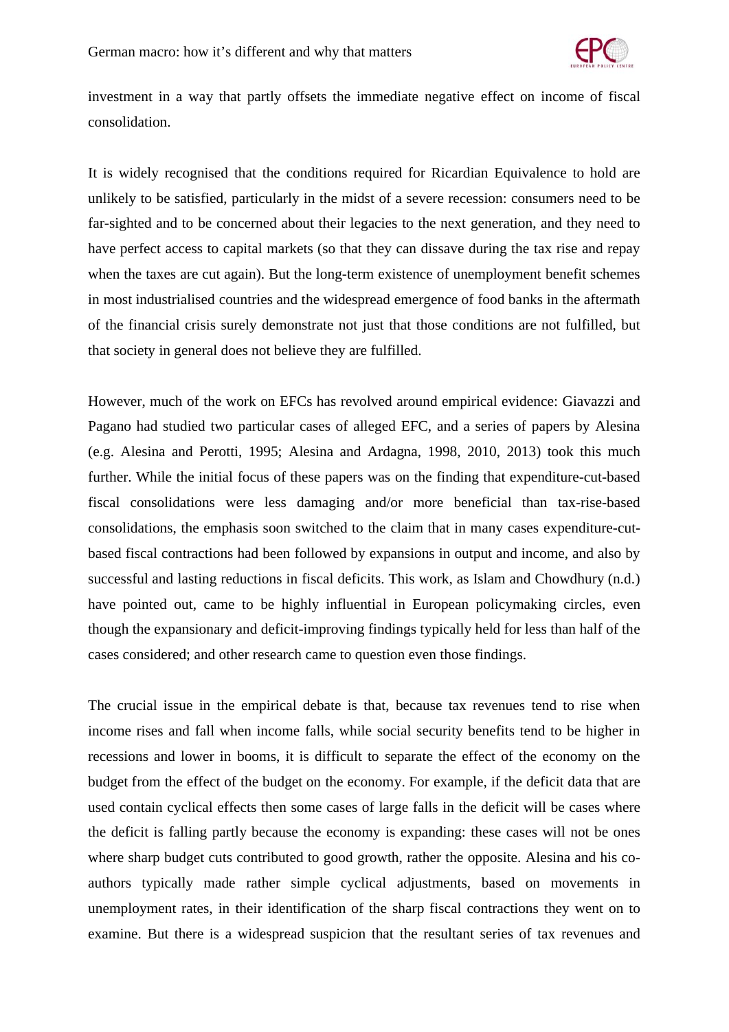investment in a way that partly offsets the immediate negative effect on income of fiscal consolidation.

It is widely recognised that the conditions required for Ricardian Equivalence to hold are unlikely to be satisfied, particularly in the midst of a severe recession: consumers need to be far-sighted and to be concerned about their legacies to the next generation, and they need to have perfect access to capital markets (so that they can dissave during the tax rise and repay when the taxes are cut again). But the long-term existence of unemployment benefit schemes in most industrialised countries and the widespread emergence of food banks in the aftermath of the financial crisis surely demonstrate not just that those conditions are not fulfilled, but that society in general does not believe they are fulfilled.

However, much of the work on EFCs has revolved around empirical evidence: Giavazzi and Pagano had studied two particular cases of alleged EFC, and a series of papers by Alesina (e.g. Alesina and Perotti, 1995; Alesina and Ardagna, 1998, 2010, 2013) took this much further. While the initial focus of these papers was on the finding that expenditure-cut-based fiscal consolidations were less damaging and/or more beneficial than tax-rise-based consolidations, the emphasis soon switched to the claim that in many cases expenditure-cut-based fiscal contractions had been followed by expansions in output and income, and also by successful and lasting reductions in fiscal deficits. This work, as Islam and Chowdhury (n.d.) have pointed out, came to be highly influential in European policymaking circles, even though the expansionary and deficit-improving findings typically held for less than half of the cases considered; and other research came to question even those findings.

The crucial issue in the empirical debate is that, because tax revenues tend to rise when income rises and fall when income falls, while social security benefits tend to be higher in recessions and lower in booms, it is difficult to separate the effect of the economy on the budget from the effect of the budget on the economy. For example, if the deficit data that are used contain cyclical effects then some cases of large falls in the deficit will be cases where the deficit is falling partly because the economy is expanding: these cases will not be ones where sharp budget cuts contributed to good growth, rather the opposite. Alesina and his co-authors typically made rather simple cyclical adjustments, based on movements in unemployment rates, in their identification of the sharp fiscal contractions they went on to examine. But there is a widespread suspicion that the resultant series of tax revenues and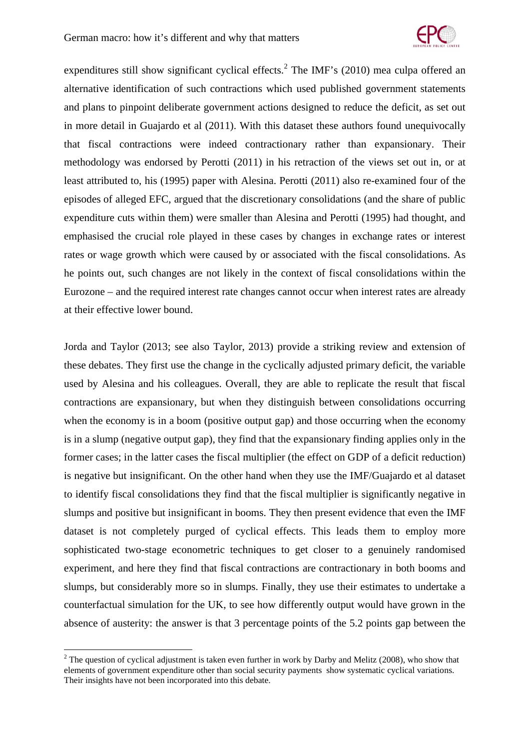expenditures still show significant cyclical effects.[2] The IMF's (2010) mea culpa offered an alternative identification of such contractions which used published government statements and plans to pinpoint deliberate government actions designed to reduce the deficit, as set out in more detail in Guajardo et al (2011). With this dataset these authors found unequivocally that fiscal contractions were indeed contractionary rather than expansionary. Their methodology was endorsed by Perotti (2011) in his retraction of the views set out in, or at least attributed to, his (1995) paper with Alesina. Perotti (2011) also re-examined four of the episodes of alleged EFC, argued that the discretionary consolidations (and the share of public expenditure cuts within them) were smaller than Alesina and Perotti (1995) had thought, and emphasised the crucial role played in these cases by changes in exchange rates or interest rates or wage growth which were caused by or associated with the fiscal consolidations. As he points out, such changes are not likely in the context of fiscal consolidations within the Eurozone – and the required interest rate changes cannot occur when interest rates are already at their effective lower bound.

Jorda and Taylor (2013; see also Taylor, 2013) provide a striking review and extension of these debates. They first use the change in the cyclically adjusted primary deficit, the variable used by Alesina and his colleagues. Overall, they are able to replicate the result that fiscal contractions are expansionary, but when they distinguish between consolidations occurring when the economy is in a boom (positive output gap) and those occurring when the economy is in a slump (negative output gap), they find that the expansionary finding applies only in the former cases; in the latter cases the fiscal multiplier (the effect on GDP of a deficit reduction) is negative but insignificant. On the other hand when they use the IMF/Guajardo et al dataset to identify fiscal consolidations they find that the fiscal multiplier is significantly negative in slumps and positive but insignificant in booms. They then present evidence that even the IMF dataset is not completely purged of cyclical effects. This leads them to employ more sophisticated two-stage econometric techniques to get closer to a genuinely randomised experiment, and here they find that fiscal contractions are contractionary in both booms and slumps, but considerably more so in slumps. Finally, they use their estimates to undertake a counterfactual simulation for the UK, to see how differently output would have grown in the absence of austerity: the answer is that 3 percentage points of the 5.2 points gap between the

---

[2] The question of cyclical adjustment is taken even further in work by Darby and Melitz (2008), who show that elements of government expenditure other than social security payments show systematic cyclical variations. Their insights have not been incorporated into this debate.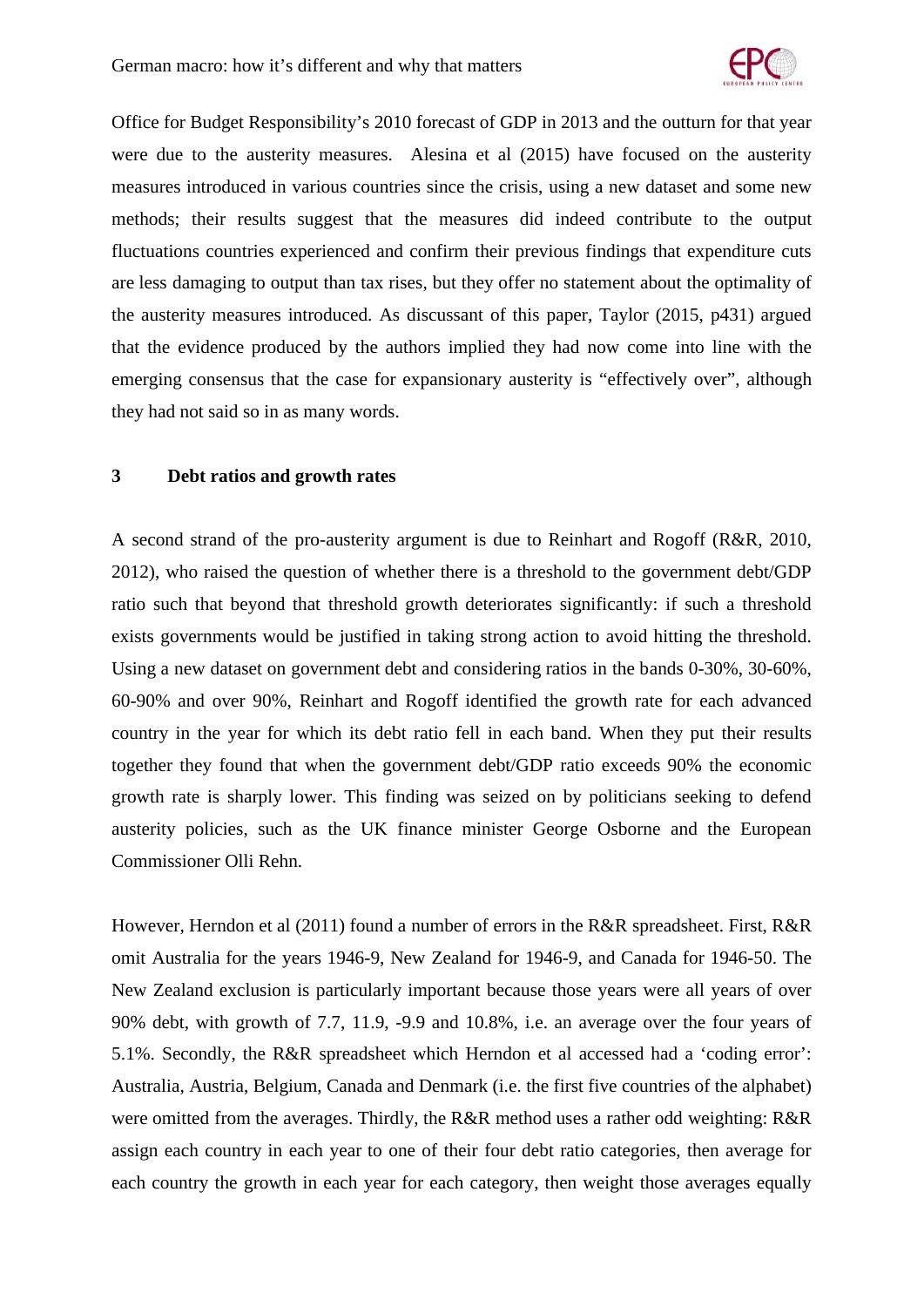Office for Budget Responsibility's 2010 forecast of GDP in 2013 and the outturn for that year were due to the austerity measures. Alesina et al (2015) have focused on the austerity measures introduced in various countries since the crisis, using a new dataset and some new methods; their results suggest that the measures did indeed contribute to the output fluctuations countries experienced and confirm their previous findings that expenditure cuts are less damaging to output than tax rises, but they offer no statement about the optimality of the austerity measures introduced. As discussant of this paper, Taylor (2015, p431) argued that the evidence produced by the authors implied they had now come into line with the emerging consensus that the case for expansionary austerity is "effectively over", although they had not said so in as many words.

## 3 Debt ratios and growth rates

A second strand of the pro-austerity argument is due to Reinhart and Rogoff (R&R, 2010, 2012), who raised the question of whether there is a threshold to the government debt/GDP ratio such that beyond that threshold growth deteriorates significantly: if such a threshold exists governments would be justified in taking strong action to avoid hitting the threshold. Using a new dataset on government debt and considering ratios in the bands 0-30%, 30-60%, 60-90% and over 90%, Reinhart and Rogoff identified the growth rate for each advanced country in the year for which its debt ratio fell in each band. When they put their results together they found that when the government debt/GDP ratio exceeds 90% the economic growth rate is sharply lower. This finding was seized on by politicians seeking to defend austerity policies, such as the UK finance minister George Osborne and the European Commissioner Olli Rehn.

However, Herndon et al (2011) found a number of errors in the R&R spreadsheet. First, R&R omit Australia for the years 1946-9, New Zealand for 1946-9, and Canada for 1946-50. The New Zealand exclusion is particularly important because those years were all years of over 90% debt, with growth of 7.7, 11.9, -9.9 and 10.8%, i.e. an average over the four years of 5.1%. Secondly, the R&R spreadsheet which Herndon et al accessed had a 'coding error': Australia, Austria, Belgium, Canada and Denmark (i.e. the first five countries of the alphabet) were omitted from the averages. Thirdly, the R&R method uses a rather odd weighting: R&R assign each country in each year to one of their four debt ratio categories, then average for each country the growth in each year for each category, then weight those averages equally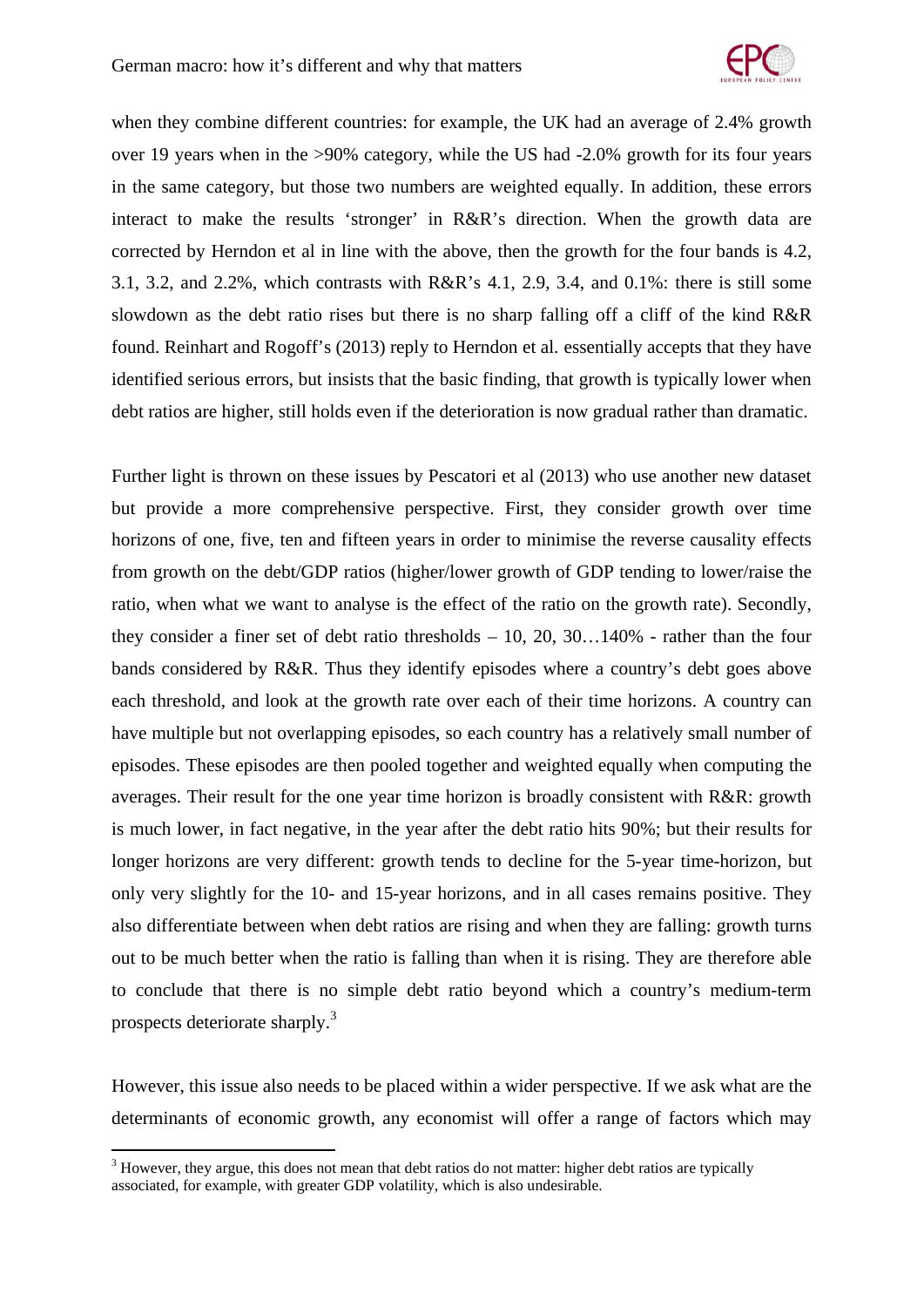when they combine different countries: for example, the UK had an average of 2.4% growth over 19 years when in the >90% category, while the US had -2.0% growth for its four years in the same category, but those two numbers are weighted equally. In addition, these errors interact to make the results 'stronger' in R&R's direction. When the growth data are corrected by Herndon et al in line with the above, then the growth for the four bands is 4.2, 3.1, 3.2, and 2.2%, which contrasts with R&R's 4.1, 2.9, 3.4, and 0.1%: there is still some slowdown as the debt ratio rises but there is no sharp falling off a cliff of the kind R&R found. Reinhart and Rogoff's (2013) reply to Herndon et al. essentially accepts that they have identified serious errors, but insists that the basic finding, that growth is typically lower when debt ratios are higher, still holds even if the deterioration is now gradual rather than dramatic.

Further light is thrown on these issues by Pescatori et al (2013) who use another new dataset but provide a more comprehensive perspective. First, they consider growth over time horizons of one, five, ten and fifteen years in order to minimise the reverse causality effects from growth on the debt/GDP ratios (higher/lower growth of GDP tending to lower/raise the ratio, when what we want to analyse is the effect of the ratio on the growth rate). Secondly, they consider a finer set of debt ratio thresholds – 10, 20, 30…140% - rather than the four bands considered by R&R. Thus they identify episodes where a country's debt goes above each threshold, and look at the growth rate over each of their time horizons. A country can have multiple but not overlapping episodes, so each country has a relatively small number of episodes. These episodes are then pooled together and weighted equally when computing the averages. Their result for the one year time horizon is broadly consistent with R&R: growth is much lower, in fact negative, in the year after the debt ratio hits 90%; but their results for longer horizons are very different: growth tends to decline for the 5-year time-horizon, but only very slightly for the 10- and 15-year horizons, and in all cases remains positive. They also differentiate between when debt ratios are rising and when they are falling: growth turns out to be much better when the ratio is falling than when it is rising. They are therefore able to conclude that there is no simple debt ratio beyond which a country's medium-term prospects deteriorate sharply.[3]

However, this issue also needs to be placed within a wider perspective. If we ask what are the determinants of economic growth, any economist will offer a range of factors which may

[3] However, they argue, this does not mean that debt ratios do not matter: higher debt ratios are typically associated, for example, with greater GDP volatility, which is also undesirable.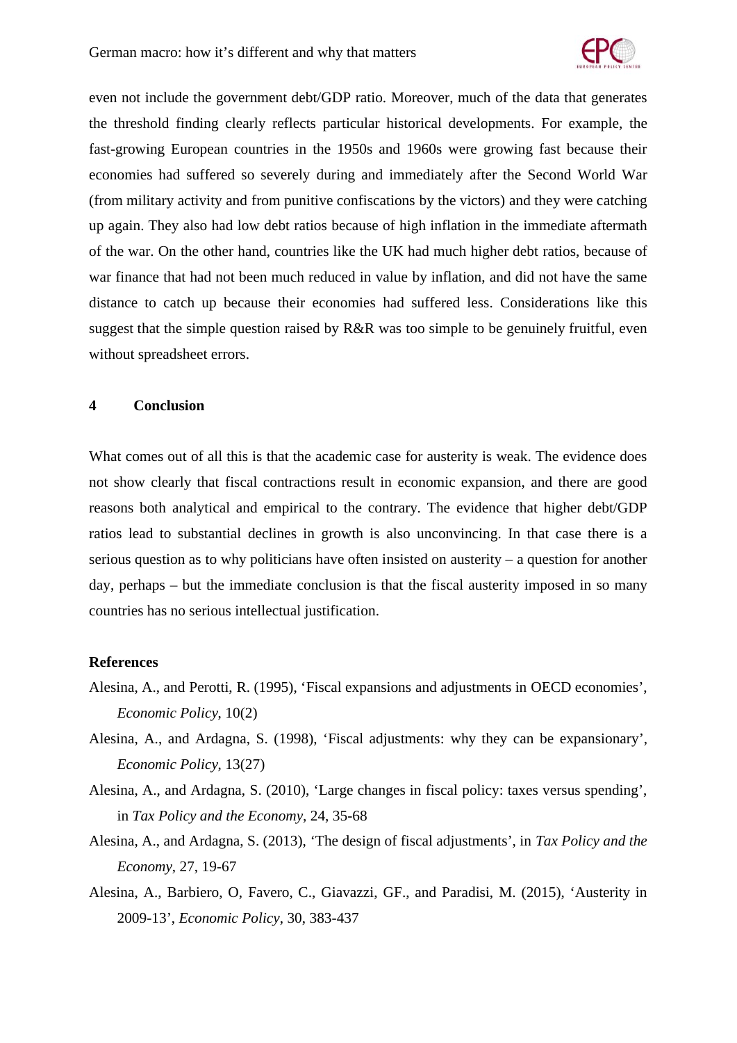even not include the government debt/GDP ratio. Moreover, much of the data that generates the threshold finding clearly reflects particular historical developments. For example, the fast-growing European countries in the 1950s and 1960s were growing fast because their economies had suffered so severely during and immediately after the Second World War (from military activity and from punitive confiscations by the victors) and they were catching up again. They also had low debt ratios because of high inflation in the immediate aftermath of the war. On the other hand, countries like the UK had much higher debt ratios, because of war finance that had not been much reduced in value by inflation, and did not have the same distance to catch up because their economies had suffered less. Considerations like this suggest that the simple question raised by R&R was too simple to be genuinely fruitful, even without spreadsheet errors.

## 4 Conclusion

What comes out of all this is that the academic case for austerity is weak. The evidence does not show clearly that fiscal contractions result in economic expansion, and there are good reasons both analytical and empirical to the contrary. The evidence that higher debt/GDP ratios lead to substantial declines in growth is also unconvincing. In that case there is a serious question as to why politicians have often insisted on austerity – a question for another day, perhaps – but the immediate conclusion is that the fiscal austerity imposed in so many countries has no serious intellectual justification.

### References

Alesina, A., and Perotti, R. (1995), 'Fiscal expansions and adjustments in OECD economies', *Economic Policy*, 10(2)

Alesina, A., and Ardagna, S. (1998), 'Fiscal adjustments: why they can be expansionary', *Economic Policy,* 13(27)

Alesina, A., and Ardagna, S. (2010), 'Large changes in fiscal policy: taxes versus spending', in *Tax Policy and the Economy*, 24, 35-68

Alesina, A., and Ardagna, S. (2013), 'The design of fiscal adjustments', in *Tax Policy and the Economy*, 27, 19-67

Alesina, A., Barbiero, O, Favero, C., Giavazzi, GF., and Paradisi, M. (2015), 'Austerity in 2009-13', *Economic Policy,* 30, 383-437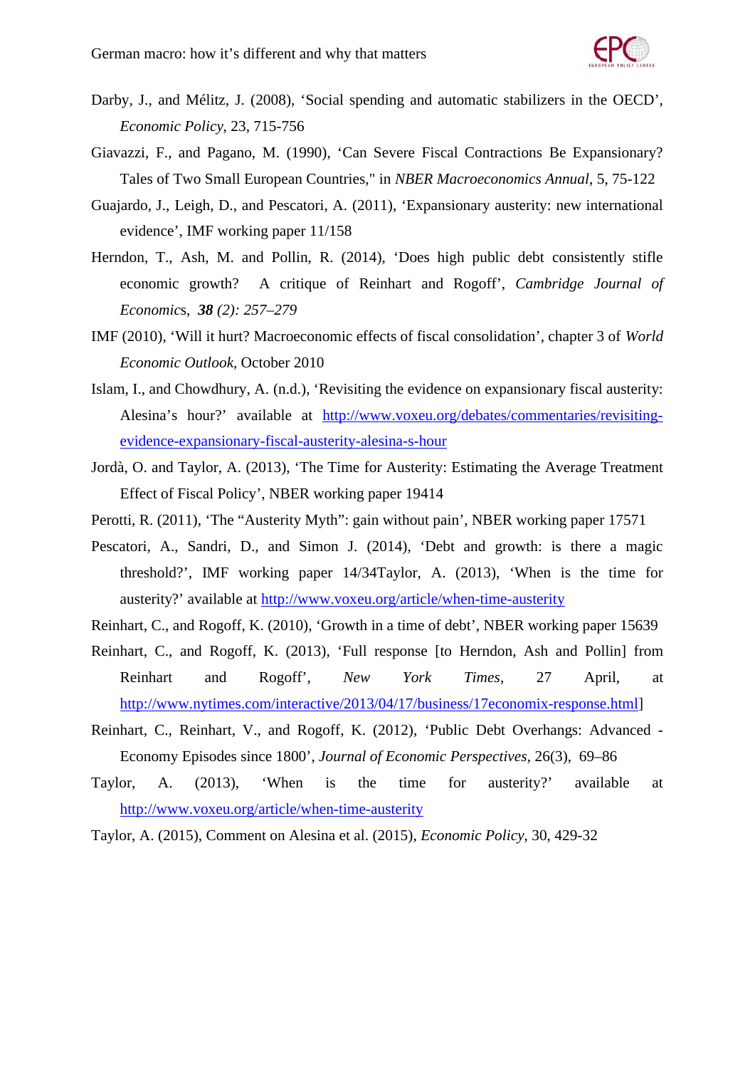Darby, J., and Mélitz, J. (2008), 'Social spending and automatic stabilizers in the OECD', *Economic Policy*, 23, 715-756

Giavazzi, F., and Pagano, M. (1990), 'Can Severe Fiscal Contractions Be Expansionary? Tales of Two Small European Countries," in *NBER Macroeconomics Annual*, 5, 75-122

Guajardo, J., Leigh, D., and Pescatori, A. (2011), 'Expansionary austerity: new international evidence', IMF working paper 11/158

Herndon, T., Ash, M. and Pollin, R. (2014), 'Does high public debt consistently stifle economic growth? A critique of Reinhart and Rogoff', *Cambridge Journal of Economics*, ***38*** *(2): 257–279*

IMF (2010), 'Will it hurt? Macroeconomic effects of fiscal consolidation', chapter 3 of *World Economic Outlook*, October 2010

Islam, I., and Chowdhury, A. (n.d.), 'Revisiting the evidence on expansionary fiscal austerity: Alesina's hour?' available at http://www.voxeu.org/debates/commentaries/revisiting-evidence-expansionary-fiscal-austerity-alesina-s-hour

Jordà, O. and Taylor, A. (2013), 'The Time for Austerity: Estimating the Average Treatment Effect of Fiscal Policy', NBER working paper 19414

Perotti, R. (2011), 'The "Austerity Myth": gain without pain', NBER working paper 17571

Pescatori, A., Sandri, D., and Simon J. (2014), 'Debt and growth: is there a magic threshold?', IMF working paper 14/34Taylor, A. (2013), 'When is the time for austerity?' available at http://www.voxeu.org/article/when-time-austerity

Reinhart, C., and Rogoff, K. (2010), 'Growth in a time of debt', NBER working paper 15639

Reinhart, C., and Rogoff, K. (2013), 'Full response [to Herndon, Ash and Pollin] from Reinhart and Rogoff', *New York Times*, 27 April, at http://www.nytimes.com/interactive/2013/04/17/business/17economix-response.html]

Reinhart, C., Reinhart, V., and Rogoff, K. (2012), 'Public Debt Overhangs: Advanced - Economy Episodes since 1800', *Journal of Economic Perspectives*, 26(3), 69–86

Taylor, A. (2013), 'When is the time for austerity?' available at http://www.voxeu.org/article/when-time-austerity

Taylor, A. (2015), Comment on Alesina et al. (2015), *Economic Policy*, 30, 429-32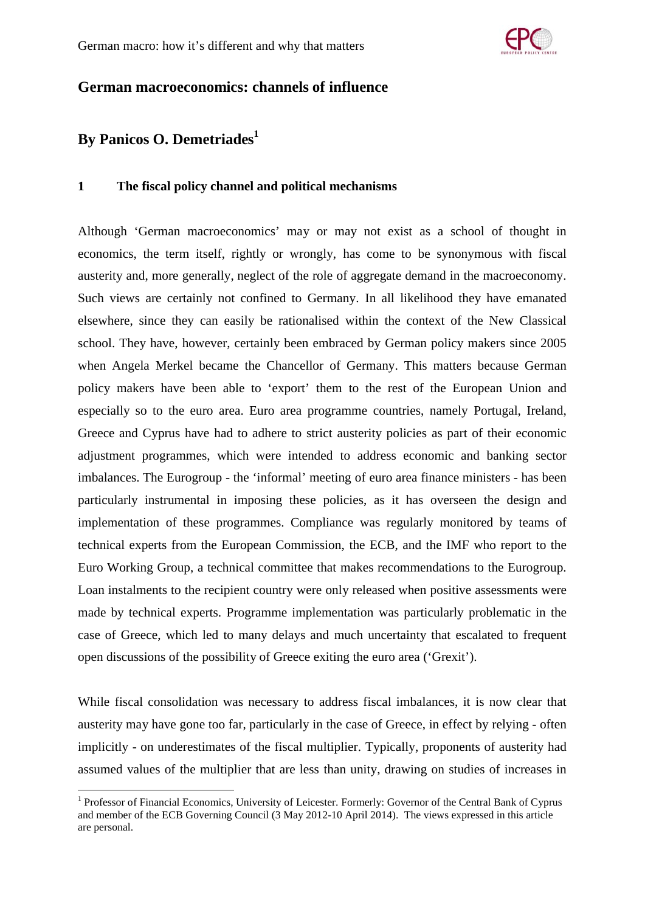## German macroeconomics: channels of influence

## By Panicos O. Demetriades[1]

### 1 The fiscal policy channel and political mechanisms

Although 'German macroeconomics' may or may not exist as a school of thought in economics, the term itself, rightly or wrongly, has come to be synonymous with fiscal austerity and, more generally, neglect of the role of aggregate demand in the macroeconomy. Such views are certainly not confined to Germany. In all likelihood they have emanated elsewhere, since they can easily be rationalised within the context of the New Classical school. They have, however, certainly been embraced by German policy makers since 2005 when Angela Merkel became the Chancellor of Germany. This matters because German policy makers have been able to 'export' them to the rest of the European Union and especially so to the euro area. Euro area programme countries, namely Portugal, Ireland, Greece and Cyprus have had to adhere to strict austerity policies as part of their economic adjustment programmes, which were intended to address economic and banking sector imbalances. The Eurogroup - the 'informal' meeting of euro area finance ministers - has been particularly instrumental in imposing these policies, as it has overseen the design and implementation of these programmes. Compliance was regularly monitored by teams of technical experts from the European Commission, the ECB, and the IMF who report to the Euro Working Group, a technical committee that makes recommendations to the Eurogroup. Loan instalments to the recipient country were only released when positive assessments were made by technical experts. Programme implementation was particularly problematic in the case of Greece, which led to many delays and much uncertainty that escalated to frequent open discussions of the possibility of Greece exiting the euro area ('Grexit').

While fiscal consolidation was necessary to address fiscal imbalances, it is now clear that austerity may have gone too far, particularly in the case of Greece, in effect by relying - often implicitly - on underestimates of the fiscal multiplier. Typically, proponents of austerity had assumed values of the multiplier that are less than unity, drawing on studies of increases in

[1] Professor of Financial Economics, University of Leicester. Formerly: Governor of the Central Bank of Cyprus and member of the ECB Governing Council (3 May 2012-10 April 2014). The views expressed in this article are personal.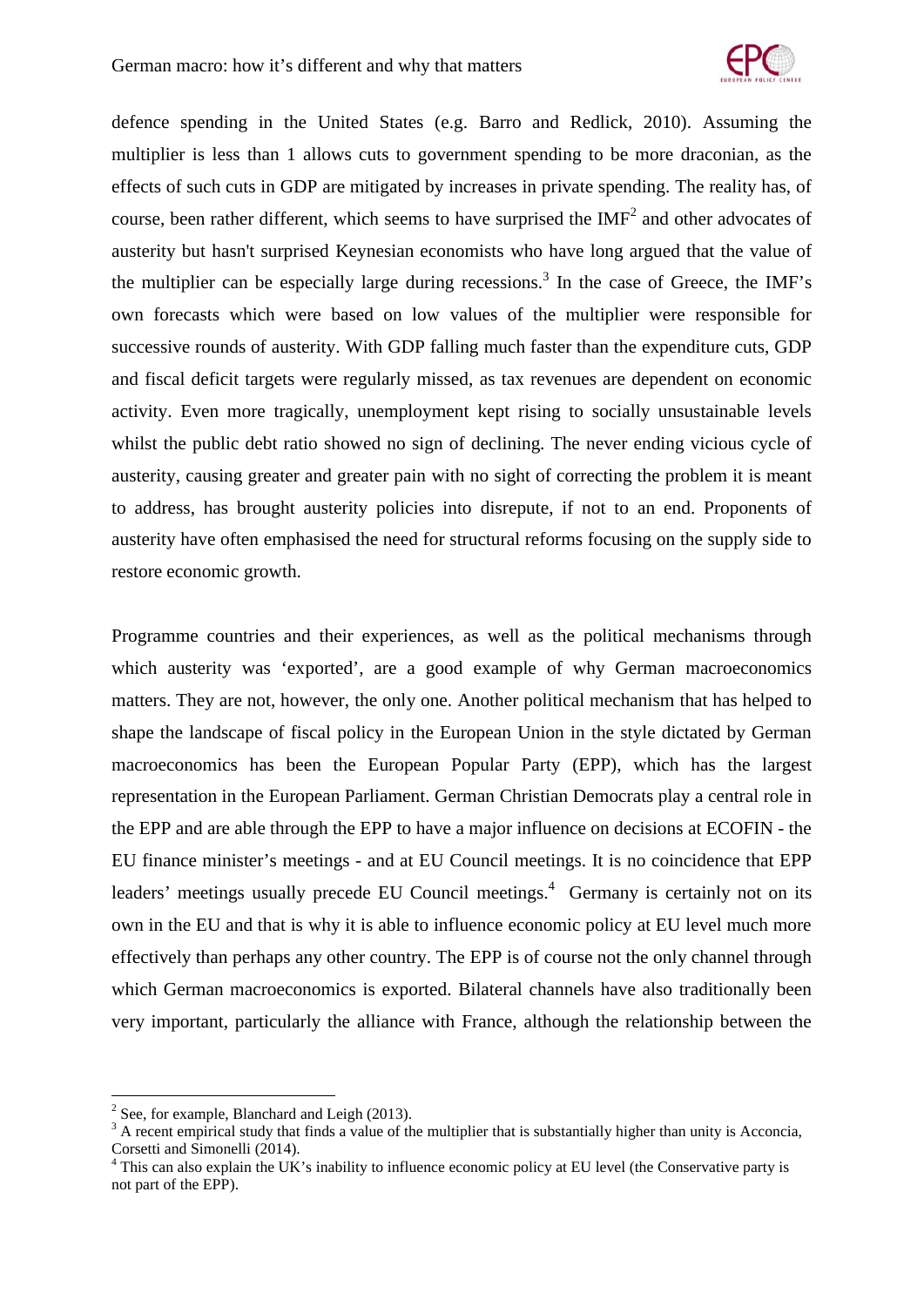defence spending in the United States (e.g. Barro and Redlick, 2010). Assuming the multiplier is less than 1 allows cuts to government spending to be more draconian, as the effects of such cuts in GDP are mitigated by increases in private spending. The reality has, of course, been rather different, which seems to have surprised the IMF[2] and other advocates of austerity but hasn't surprised Keynesian economists who have long argued that the value of the multiplier can be especially large during recessions.[3] In the case of Greece, the IMF's own forecasts which were based on low values of the multiplier were responsible for successive rounds of austerity. With GDP falling much faster than the expenditure cuts, GDP and fiscal deficit targets were regularly missed, as tax revenues are dependent on economic activity. Even more tragically, unemployment kept rising to socially unsustainable levels whilst the public debt ratio showed no sign of declining. The never ending vicious cycle of austerity, causing greater and greater pain with no sight of correcting the problem it is meant to address, has brought austerity policies into disrepute, if not to an end. Proponents of austerity have often emphasised the need for structural reforms focusing on the supply side to restore economic growth.

Programme countries and their experiences, as well as the political mechanisms through which austerity was 'exported', are a good example of why German macroeconomics matters. They are not, however, the only one. Another political mechanism that has helped to shape the landscape of fiscal policy in the European Union in the style dictated by German macroeconomics has been the European Popular Party (EPP), which has the largest representation in the European Parliament. German Christian Democrats play a central role in the EPP and are able through the EPP to have a major influence on decisions at ECOFIN - the EU finance minister's meetings - and at EU Council meetings. It is no coincidence that EPP leaders' meetings usually precede EU Council meetings.[4] Germany is certainly not on its own in the EU and that is why it is able to influence economic policy at EU level much more effectively than perhaps any other country. The EPP is of course not the only channel through which German macroeconomics is exported. Bilateral channels have also traditionally been very important, particularly the alliance with France, although the relationship between the

---

[2] See, for example, Blanchard and Leigh (2013).

[3] A recent empirical study that finds a value of the multiplier that is substantially higher than unity is Acconcia, Corsetti and Simonelli (2014).

[4] This can also explain the UK's inability to influence economic policy at EU level (the Conservative party is not part of the EPP).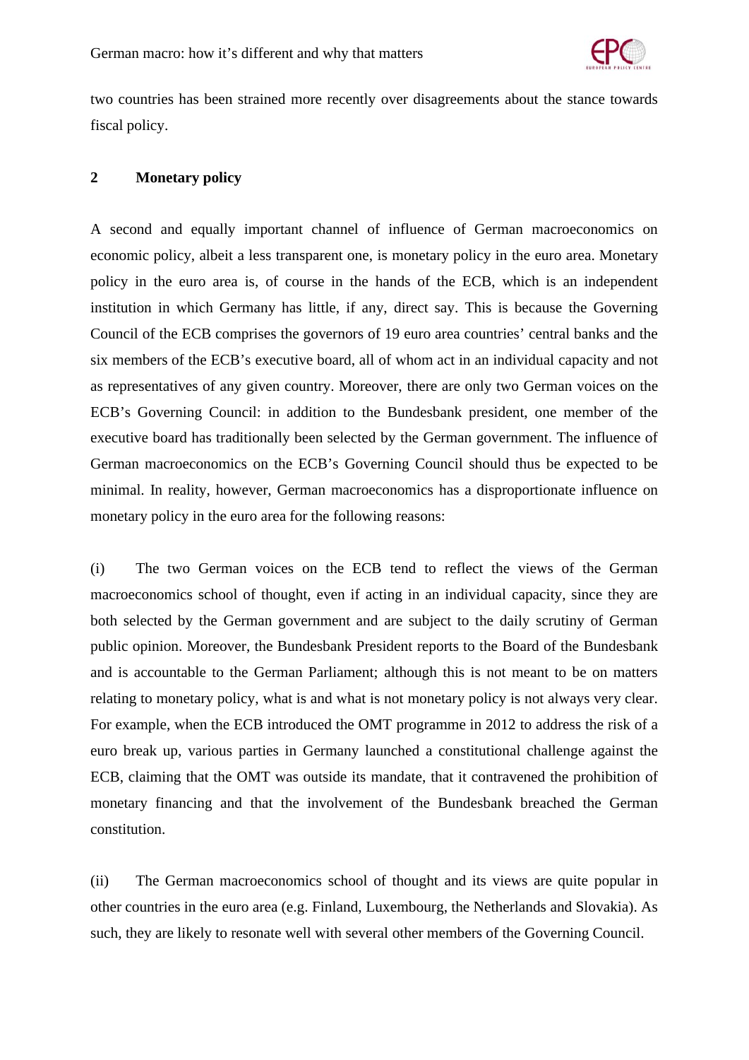two countries has been strained more recently over disagreements about the stance towards fiscal policy.

## 2 Monetary policy

A second and equally important channel of influence of German macroeconomics on economic policy, albeit a less transparent one, is monetary policy in the euro area. Monetary policy in the euro area is, of course in the hands of the ECB, which is an independent institution in which Germany has little, if any, direct say. This is because the Governing Council of the ECB comprises the governors of 19 euro area countries' central banks and the six members of the ECB's executive board, all of whom act in an individual capacity and not as representatives of any given country. Moreover, there are only two German voices on the ECB's Governing Council: in addition to the Bundesbank president, one member of the executive board has traditionally been selected by the German government. The influence of German macroeconomics on the ECB's Governing Council should thus be expected to be minimal. In reality, however, German macroeconomics has a disproportionate influence on monetary policy in the euro area for the following reasons:

(i) The two German voices on the ECB tend to reflect the views of the German macroeconomics school of thought, even if acting in an individual capacity, since they are both selected by the German government and are subject to the daily scrutiny of German public opinion. Moreover, the Bundesbank President reports to the Board of the Bundesbank and is accountable to the German Parliament; although this is not meant to be on matters relating to monetary policy, what is and what is not monetary policy is not always very clear. For example, when the ECB introduced the OMT programme in 2012 to address the risk of a euro break up, various parties in Germany launched a constitutional challenge against the ECB, claiming that the OMT was outside its mandate, that it contravened the prohibition of monetary financing and that the involvement of the Bundesbank breached the German constitution.

(ii) The German macroeconomics school of thought and its views are quite popular in other countries in the euro area (e.g. Finland, Luxembourg, the Netherlands and Slovakia). As such, they are likely to resonate well with several other members of the Governing Council.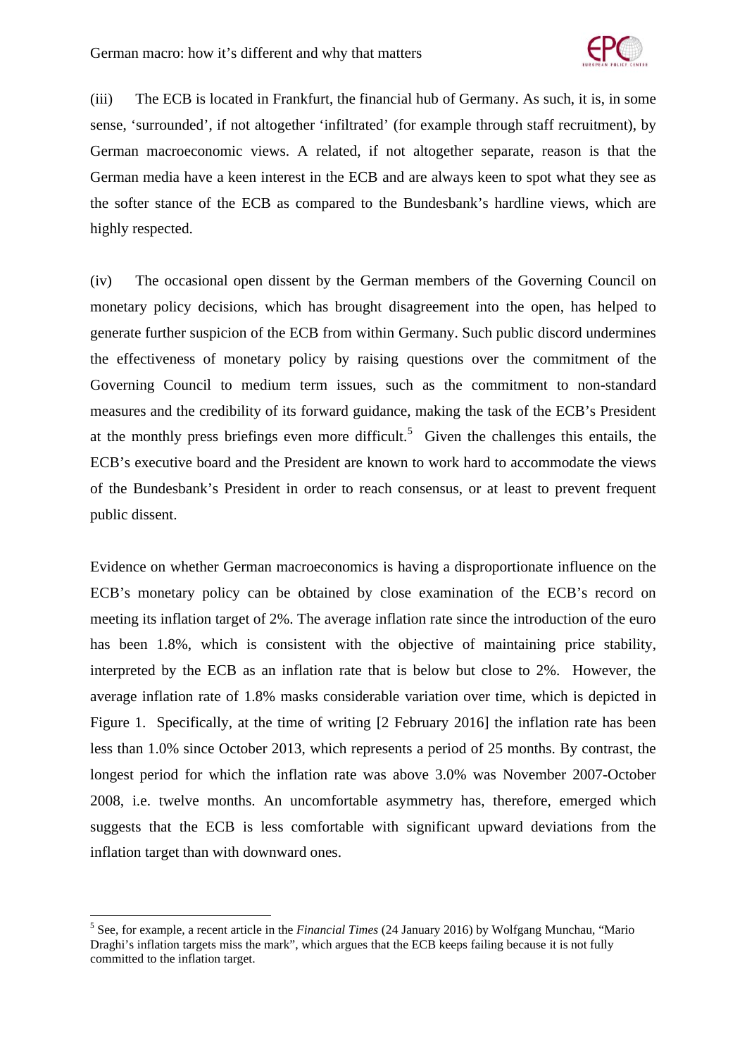(iii) The ECB is located in Frankfurt, the financial hub of Germany. As such, it is, in some sense, 'surrounded', if not altogether 'infiltrated' (for example through staff recruitment), by German macroeconomic views. A related, if not altogether separate, reason is that the German media have a keen interest in the ECB and are always keen to spot what they see as the softer stance of the ECB as compared to the Bundesbank's hardline views, which are highly respected.

(iv) The occasional open dissent by the German members of the Governing Council on monetary policy decisions, which has brought disagreement into the open, has helped to generate further suspicion of the ECB from within Germany. Such public discord undermines the effectiveness of monetary policy by raising questions over the commitment of the Governing Council to medium term issues, such as the commitment to non-standard measures and the credibility of its forward guidance, making the task of the ECB's President at the monthly press briefings even more difficult.[5] Given the challenges this entails, the ECB's executive board and the President are known to work hard to accommodate the views of the Bundesbank's President in order to reach consensus, or at least to prevent frequent public dissent.

Evidence on whether German macroeconomics is having a disproportionate influence on the ECB's monetary policy can be obtained by close examination of the ECB's record on meeting its inflation target of 2%. The average inflation rate since the introduction of the euro has been 1.8%, which is consistent with the objective of maintaining price stability, interpreted by the ECB as an inflation rate that is below but close to 2%. However, the average inflation rate of 1.8% masks considerable variation over time, which is depicted in Figure 1. Specifically, at the time of writing [2 February 2016] the inflation rate has been less than 1.0% since October 2013, which represents a period of 25 months. By contrast, the longest period for which the inflation rate was above 3.0% was November 2007-October 2008, i.e. twelve months. An uncomfortable asymmetry has, therefore, emerged which suggests that the ECB is less comfortable with significant upward deviations from the inflation target than with downward ones.

[5] See, for example, a recent article in the *Financial Times* (24 January 2016) by Wolfgang Munchau, "Mario Draghi's inflation targets miss the mark", which argues that the ECB keeps failing because it is not fully committed to the inflation target.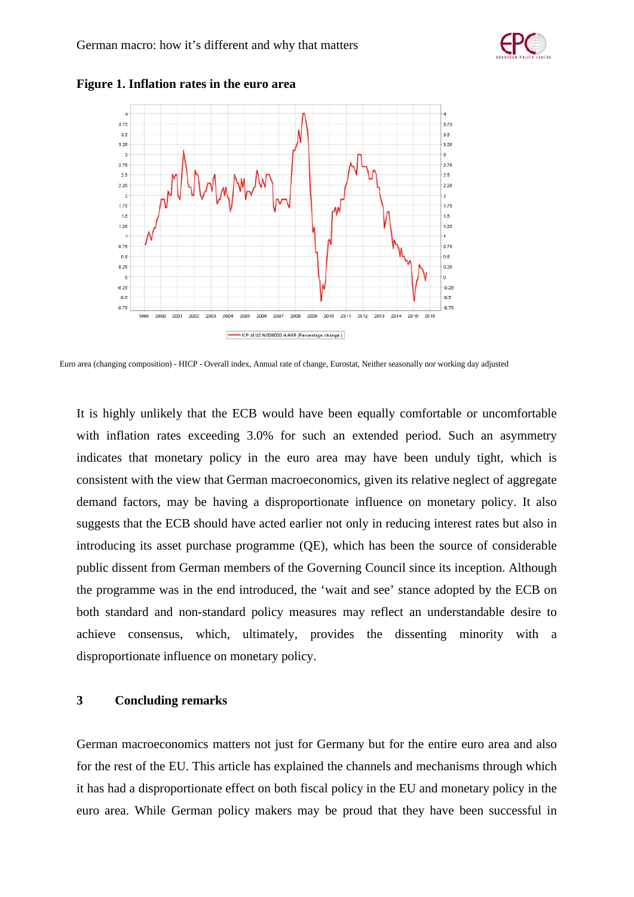**Figure 1. Inflation rates in the euro area**

Euro area (changing composition) - HICP - Overall index, Annual rate of change, Eurostat, Neither seasonally nor working day adjusted

It is highly unlikely that the ECB would have been equally comfortable or uncomfortable with inflation rates exceeding 3.0% for such an extended period. Such an asymmetry indicates that monetary policy in the euro area may have been unduly tight, which is consistent with the view that German macroeconomics, given its relative neglect of aggregate demand factors, may be having a disproportionate influence on monetary policy. It also suggests that the ECB should have acted earlier not only in reducing interest rates but also in introducing its asset purchase programme (QE), which has been the source of considerable public dissent from German members of the Governing Council since its inception. Although the programme was in the end introduced, the 'wait and see' stance adopted by the ECB on both standard and non-standard policy measures may reflect an understandable desire to achieve consensus, which, ultimately, provides the dissenting minority with a disproportionate influence on monetary policy.

## 3 Concluding remarks

German macroeconomics matters not just for Germany but for the entire euro area and also for the rest of the EU. This article has explained the channels and mechanisms through which it has had a disproportionate effect on both fiscal policy in the EU and monetary policy in the euro area. While German policy makers may be proud that they have been successful in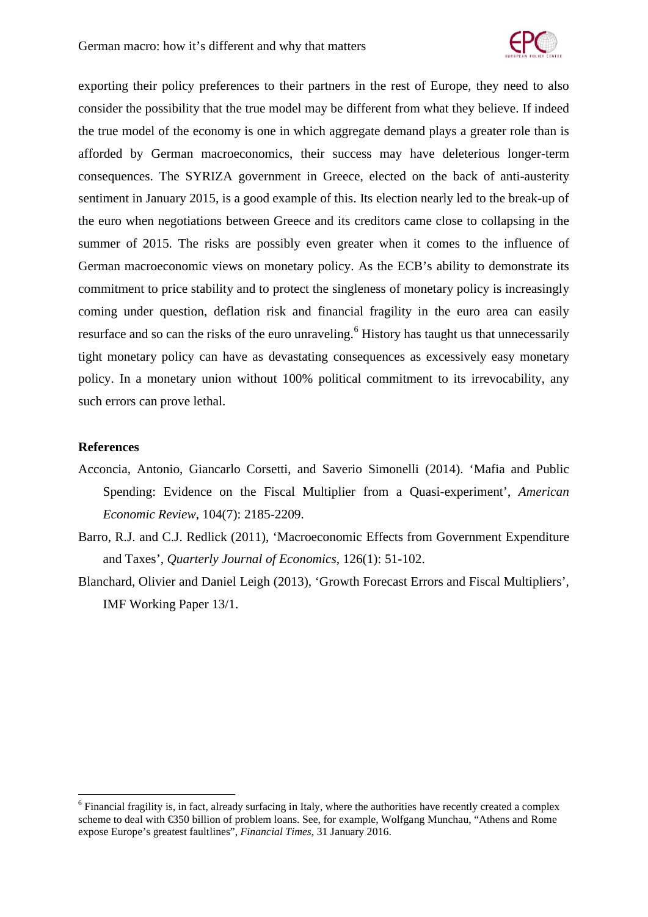exporting their policy preferences to their partners in the rest of Europe, they need to also consider the possibility that the true model may be different from what they believe. If indeed the true model of the economy is one in which aggregate demand plays a greater role than is afforded by German macroeconomics, their success may have deleterious longer-term consequences. The SYRIZA government in Greece, elected on the back of anti-austerity sentiment in January 2015, is a good example of this. Its election nearly led to the break-up of the euro when negotiations between Greece and its creditors came close to collapsing in the summer of 2015. The risks are possibly even greater when it comes to the influence of German macroeconomic views on monetary policy. As the ECB's ability to demonstrate its commitment to price stability and to protect the singleness of monetary policy is increasingly coming under question, deflation risk and financial fragility in the euro area can easily resurface and so can the risks of the euro unraveling.[6] History has taught us that unnecessarily tight monetary policy can have as devastating consequences as excessively easy monetary policy. In a monetary union without 100% political commitment to its irrevocability, any such errors can prove lethal.

**References**

Acconcia, Antonio, Giancarlo Corsetti, and Saverio Simonelli (2014). 'Mafia and Public Spending: Evidence on the Fiscal Multiplier from a Quasi-experiment', *American Economic Review*, 104(7): 2185-2209.

Barro, R.J. and C.J. Redlick (2011), 'Macroeconomic Effects from Government Expenditure and Taxes', *Quarterly Journal of Economics*, 126(1): 51-102.

Blanchard, Olivier and Daniel Leigh (2013), 'Growth Forecast Errors and Fiscal Multipliers', IMF Working Paper 13/1.

[6] Financial fragility is, in fact, already surfacing in Italy, where the authorities have recently created a complex scheme to deal with €350 billion of problem loans. See, for example, Wolfgang Munchau, "Athens and Rome expose Europe's greatest faultlines", *Financial Times*, 31 January 2016.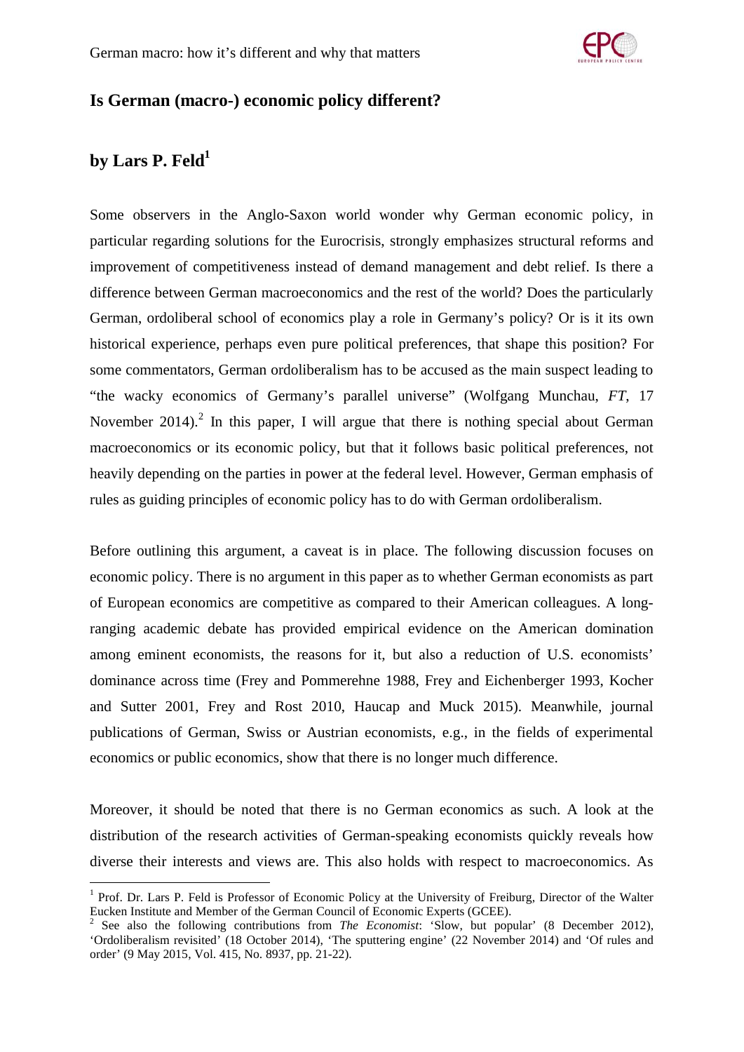## Is German (macro-) economic policy different?

## by Lars P. Feld[1]

Some observers in the Anglo-Saxon world wonder why German economic policy, in particular regarding solutions for the Eurocrisis, strongly emphasizes structural reforms and improvement of competitiveness instead of demand management and debt relief. Is there a difference between German macroeconomics and the rest of the world? Does the particularly German, ordoliberal school of economics play a role in Germany's policy? Or is it its own historical experience, perhaps even pure political preferences, that shape this position? For some commentators, German ordoliberalism has to be accused as the main suspect leading to "the wacky economics of Germany's parallel universe" (Wolfgang Munchau, *FT*, 17 November 2014).[2] In this paper, I will argue that there is nothing special about German macroeconomics or its economic policy, but that it follows basic political preferences, not heavily depending on the parties in power at the federal level. However, German emphasis of rules as guiding principles of economic policy has to do with German ordoliberalism.

Before outlining this argument, a caveat is in place. The following discussion focuses on economic policy. There is no argument in this paper as to whether German economists as part of European economics are competitive as compared to their American colleagues. A long-ranging academic debate has provided empirical evidence on the American domination among eminent economists, the reasons for it, but also a reduction of U.S. economists' dominance across time (Frey and Pommerehne 1988, Frey and Eichenberger 1993, Kocher and Sutter 2001, Frey and Rost 2010, Haucap and Muck 2015). Meanwhile, journal publications of German, Swiss or Austrian economists, e.g., in the fields of experimental economics or public economics, show that there is no longer much difference.

Moreover, it should be noted that there is no German economics as such. A look at the distribution of the research activities of German-speaking economists quickly reveals how diverse their interests and views are. This also holds with respect to macroeconomics. As

[1] Prof. Dr. Lars P. Feld is Professor of Economic Policy at the University of Freiburg, Director of the Walter Eucken Institute and Member of the German Council of Economic Experts (GCEE).

[2] See also the following contributions from *The Economist*: 'Slow, but popular' (8 December 2012), 'Ordoliberalism revisited' (18 October 2014), 'The sputtering engine' (22 November 2014) and 'Of rules and order' (9 May 2015, Vol. 415, No. 8937, pp. 21-22).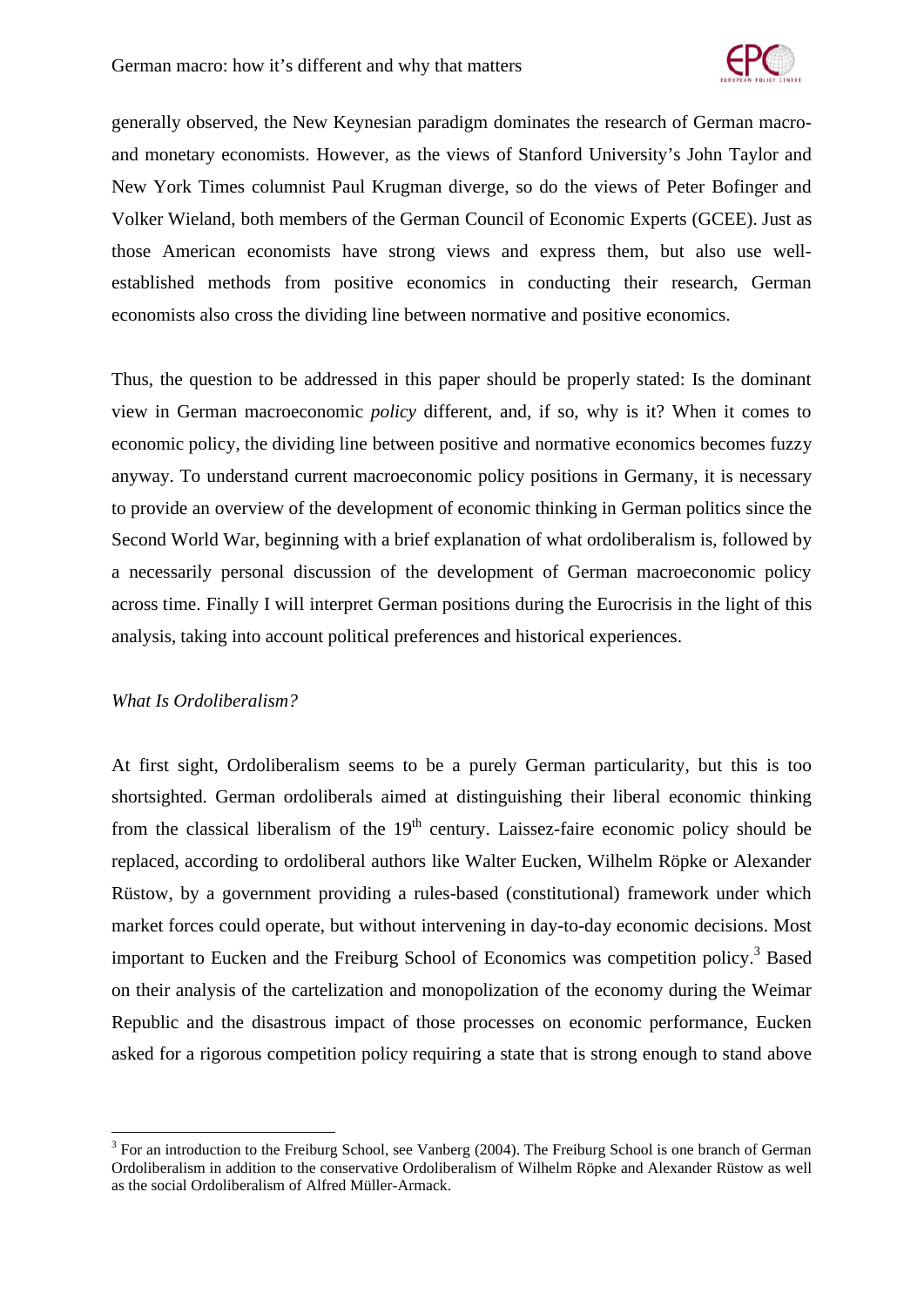generally observed, the New Keynesian paradigm dominates the research of German macro- and monetary economists. However, as the views of Stanford University's John Taylor and New York Times columnist Paul Krugman diverge, so do the views of Peter Bofinger and Volker Wieland, both members of the German Council of Economic Experts (GCEE). Just as those American economists have strong views and express them, but also use well-established methods from positive economics in conducting their research, German economists also cross the dividing line between normative and positive economics.

Thus, the question to be addressed in this paper should be properly stated: Is the dominant view in German macroeconomic *policy* different, and, if so, why is it? When it comes to economic policy, the dividing line between positive and normative economics becomes fuzzy anyway. To understand current macroeconomic policy positions in Germany, it is necessary to provide an overview of the development of economic thinking in German politics since the Second World War, beginning with a brief explanation of what ordoliberalism is, followed by a necessarily personal discussion of the development of German macroeconomic policy across time. Finally I will interpret German positions during the Eurocrisis in the light of this analysis, taking into account political preferences and historical experiences.

*What Is Ordoliberalism?*

At first sight, Ordoliberalism seems to be a purely German particularity, but this is too shortsighted. German ordoliberals aimed at distinguishing their liberal economic thinking from the classical liberalism of the 19th century. Laissez-faire economic policy should be replaced, according to ordoliberal authors like Walter Eucken, Wilhelm Röpke or Alexander Rüstow, by a government providing a rules-based (constitutional) framework under which market forces could operate, but without intervening in day-to-day economic decisions. Most important to Eucken and the Freiburg School of Economics was competition policy.[3] Based on their analysis of the cartelization and monopolization of the economy during the Weimar Republic and the disastrous impact of those processes on economic performance, Eucken asked for a rigorous competition policy requiring a state that is strong enough to stand above

[3] For an introduction to the Freiburg School, see Vanberg (2004). The Freiburg School is one branch of German Ordoliberalism in addition to the conservative Ordoliberalism of Wilhelm Röpke and Alexander Rüstow as well as the social Ordoliberalism of Alfred Müller-Armack.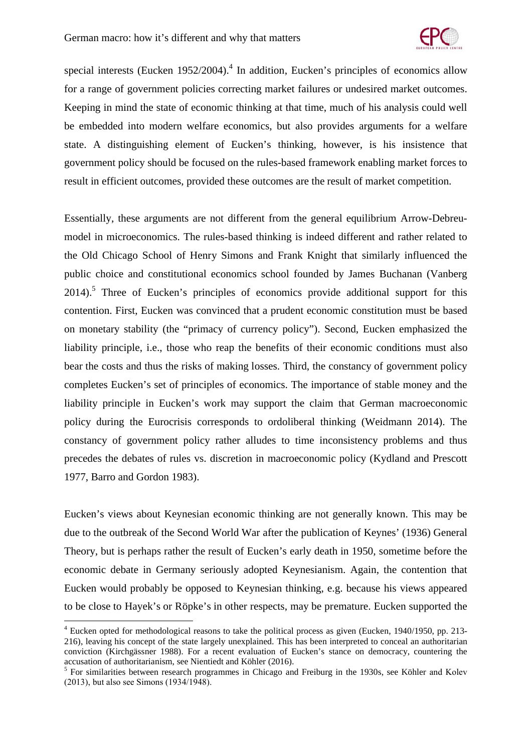special interests (Eucken 1952/2004).[4] In addition, Eucken's principles of economics allow for a range of government policies correcting market failures or undesired market outcomes. Keeping in mind the state of economic thinking at that time, much of his analysis could well be embedded into modern welfare economics, but also provides arguments for a welfare state. A distinguishing element of Eucken's thinking, however, is his insistence that government policy should be focused on the rules-based framework enabling market forces to result in efficient outcomes, provided these outcomes are the result of market competition.

Essentially, these arguments are not different from the general equilibrium Arrow-Debreu-model in microeconomics. The rules-based thinking is indeed different and rather related to the Old Chicago School of Henry Simons and Frank Knight that similarly influenced the public choice and constitutional economics school founded by James Buchanan (Vanberg 2014).[5] Three of Eucken's principles of economics provide additional support for this contention. First, Eucken was convinced that a prudent economic constitution must be based on monetary stability (the "primacy of currency policy"). Second, Eucken emphasized the liability principle, i.e., those who reap the benefits of their economic conditions must also bear the costs and thus the risks of making losses. Third, the constancy of government policy completes Eucken's set of principles of economics. The importance of stable money and the liability principle in Eucken's work may support the claim that German macroeconomic policy during the Eurocrisis corresponds to ordoliberal thinking (Weidmann 2014). The constancy of government policy rather alludes to time inconsistency problems and thus precedes the debates of rules vs. discretion in macroeconomic policy (Kydland and Prescott 1977, Barro and Gordon 1983).

Eucken's views about Keynesian economic thinking are not generally known. This may be due to the outbreak of the Second World War after the publication of Keynes' (1936) General Theory, but is perhaps rather the result of Eucken's early death in 1950, sometime before the economic debate in Germany seriously adopted Keynesianism. Again, the contention that Eucken would probably be opposed to Keynesian thinking, e.g. because his views appeared to be close to Hayek's or Röpke's in other respects, may be premature. Eucken supported the

---

[4] Eucken opted for methodological reasons to take the political process as given (Eucken, 1940/1950, pp. 213-216), leaving his concept of the state largely unexplained. This has been interpreted to conceal an authoritarian conviction (Kirchgässner 1988). For a recent evaluation of Eucken's stance on democracy, countering the accusation of authoritarianism, see Nientiedt and Köhler (2016).

[5] For similarities between research programmes in Chicago and Freiburg in the 1930s, see Köhler and Kolev (2013), but also see Simons (1934/1948).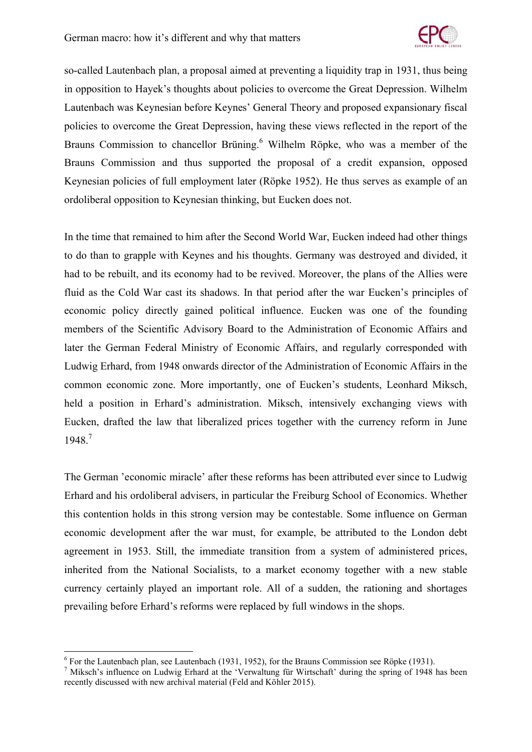so-called Lautenbach plan, a proposal aimed at preventing a liquidity trap in 1931, thus being in opposition to Hayek's thoughts about policies to overcome the Great Depression. Wilhelm Lautenbach was Keynesian before Keynes' General Theory and proposed expansionary fiscal policies to overcome the Great Depression, having these views reflected in the report of the Brauns Commission to chancellor Brüning.[6] Wilhelm Röpke, who was a member of the Brauns Commission and thus supported the proposal of a credit expansion, opposed Keynesian policies of full employment later (Röpke 1952). He thus serves as example of an ordoliberal opposition to Keynesian thinking, but Eucken does not.

In the time that remained to him after the Second World War, Eucken indeed had other things to do than to grapple with Keynes and his thoughts. Germany was destroyed and divided, it had to be rebuilt, and its economy had to be revived. Moreover, the plans of the Allies were fluid as the Cold War cast its shadows. In that period after the war Eucken's principles of economic policy directly gained political influence. Eucken was one of the founding members of the Scientific Advisory Board to the Administration of Economic Affairs and later the German Federal Ministry of Economic Affairs, and regularly corresponded with Ludwig Erhard, from 1948 onwards director of the Administration of Economic Affairs in the common economic zone. More importantly, one of Eucken's students, Leonhard Miksch, held a position in Erhard's administration. Miksch, intensively exchanging views with Eucken, drafted the law that liberalized prices together with the currency reform in June 1948.[7]

The German 'economic miracle' after these reforms has been attributed ever since to Ludwig Erhard and his ordoliberal advisers, in particular the Freiburg School of Economics. Whether this contention holds in this strong version may be contestable. Some influence on German economic development after the war must, for example, be attributed to the London debt agreement in 1953. Still, the immediate transition from a system of administered prices, inherited from the National Socialists, to a market economy together with a new stable currency certainly played an important role. All of a sudden, the rationing and shortages prevailing before Erhard's reforms were replaced by full windows in the shops.

---

[6] For the Lautenbach plan, see Lautenbach (1931, 1952), for the Brauns Commission see Röpke (1931).

[7] Miksch's influence on Ludwig Erhard at the 'Verwaltung für Wirtschaft' during the spring of 1948 has been recently discussed with new archival material (Feld and Köhler 2015).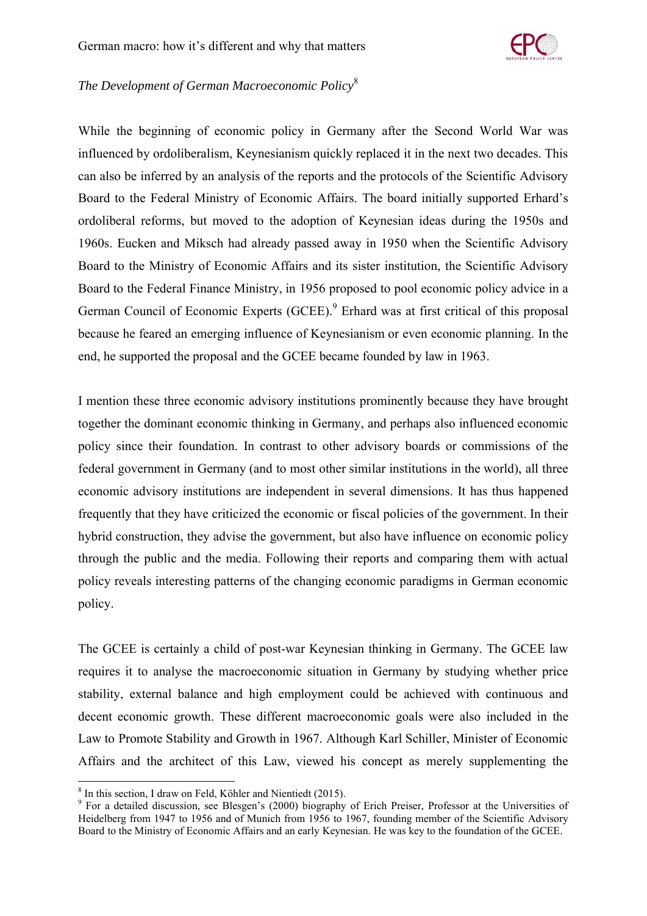*The Development of German Macroeconomic Policy*[8]

While the beginning of economic policy in Germany after the Second World War was influenced by ordoliberalism, Keynesianism quickly replaced it in the next two decades. This can also be inferred by an analysis of the reports and the protocols of the Scientific Advisory Board to the Federal Ministry of Economic Affairs. The board initially supported Erhard's ordoliberal reforms, but moved to the adoption of Keynesian ideas during the 1950s and 1960s. Eucken and Miksch had already passed away in 1950 when the Scientific Advisory Board to the Ministry of Economic Affairs and its sister institution, the Scientific Advisory Board to the Federal Finance Ministry, in 1956 proposed to pool economic policy advice in a German Council of Economic Experts (GCEE).[9] Erhard was at first critical of this proposal because he feared an emerging influence of Keynesianism or even economic planning. In the end, he supported the proposal and the GCEE became founded by law in 1963.

I mention these three economic advisory institutions prominently because they have brought together the dominant economic thinking in Germany, and perhaps also influenced economic policy since their foundation. In contrast to other advisory boards or commissions of the federal government in Germany (and to most other similar institutions in the world), all three economic advisory institutions are independent in several dimensions. It has thus happened frequently that they have criticized the economic or fiscal policies of the government. In their hybrid construction, they advise the government, but also have influence on economic policy through the public and the media. Following their reports and comparing them with actual policy reveals interesting patterns of the changing economic paradigms in German economic policy.

The GCEE is certainly a child of post-war Keynesian thinking in Germany. The GCEE law requires it to analyse the macroeconomic situation in Germany by studying whether price stability, external balance and high employment could be achieved with continuous and decent economic growth. These different macroeconomic goals were also included in the Law to Promote Stability and Growth in 1967. Although Karl Schiller, Minister of Economic Affairs and the architect of this Law, viewed his concept as merely supplementing the

[8] In this section, I draw on Feld, Köhler and Nientiedt (2015).

[9] For a detailed discussion, see Blesgen's (2000) biography of Erich Preiser, Professor at the Universities of Heidelberg from 1947 to 1956 and of Munich from 1956 to 1967, founding member of the Scientific Advisory Board to the Ministry of Economic Affairs and an early Keynesian. He was key to the foundation of the GCEE.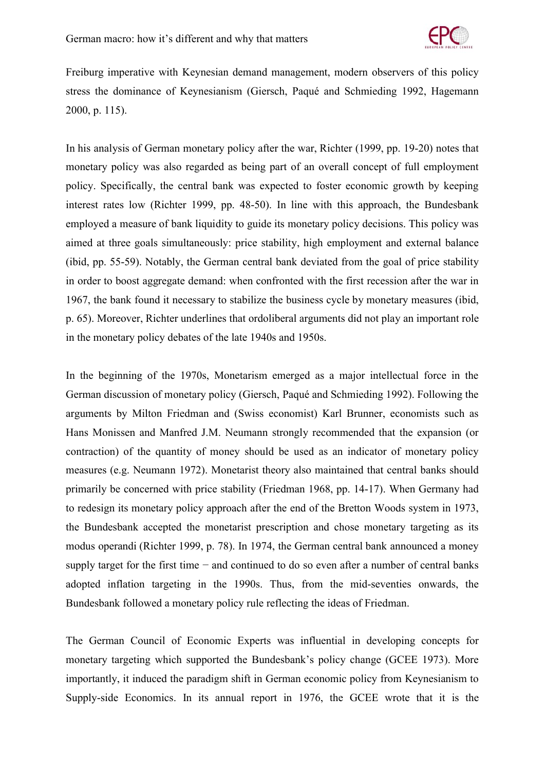Freiburg imperative with Keynesian demand management, modern observers of this policy stress the dominance of Keynesianism (Giersch, Paqué and Schmieding 1992, Hagemann 2000, p. 115).

In his analysis of German monetary policy after the war, Richter (1999, pp. 19-20) notes that monetary policy was also regarded as being part of an overall concept of full employment policy. Specifically, the central bank was expected to foster economic growth by keeping interest rates low (Richter 1999, pp. 48-50). In line with this approach, the Bundesbank employed a measure of bank liquidity to guide its monetary policy decisions. This policy was aimed at three goals simultaneously: price stability, high employment and external balance (ibid, pp. 55-59). Notably, the German central bank deviated from the goal of price stability in order to boost aggregate demand: when confronted with the first recession after the war in 1967, the bank found it necessary to stabilize the business cycle by monetary measures (ibid, p. 65). Moreover, Richter underlines that ordoliberal arguments did not play an important role in the monetary policy debates of the late 1940s and 1950s.

In the beginning of the 1970s, Monetarism emerged as a major intellectual force in the German discussion of monetary policy (Giersch, Paqué and Schmieding 1992). Following the arguments by Milton Friedman and (Swiss economist) Karl Brunner, economists such as Hans Monissen and Manfred J.M. Neumann strongly recommended that the expansion (or contraction) of the quantity of money should be used as an indicator of monetary policy measures (e.g. Neumann 1972). Monetarist theory also maintained that central banks should primarily be concerned with price stability (Friedman 1968, pp. 14-17). When Germany had to redesign its monetary policy approach after the end of the Bretton Woods system in 1973, the Bundesbank accepted the monetarist prescription and chose monetary targeting as its modus operandi (Richter 1999, p. 78). In 1974, the German central bank announced a money supply target for the first time − and continued to do so even after a number of central banks adopted inflation targeting in the 1990s. Thus, from the mid-seventies onwards, the Bundesbank followed a monetary policy rule reflecting the ideas of Friedman.

The German Council of Economic Experts was influential in developing concepts for monetary targeting which supported the Bundesbank's policy change (GCEE 1973). More importantly, it induced the paradigm shift in German economic policy from Keynesianism to Supply-side Economics. In its annual report in 1976, the GCEE wrote that it is the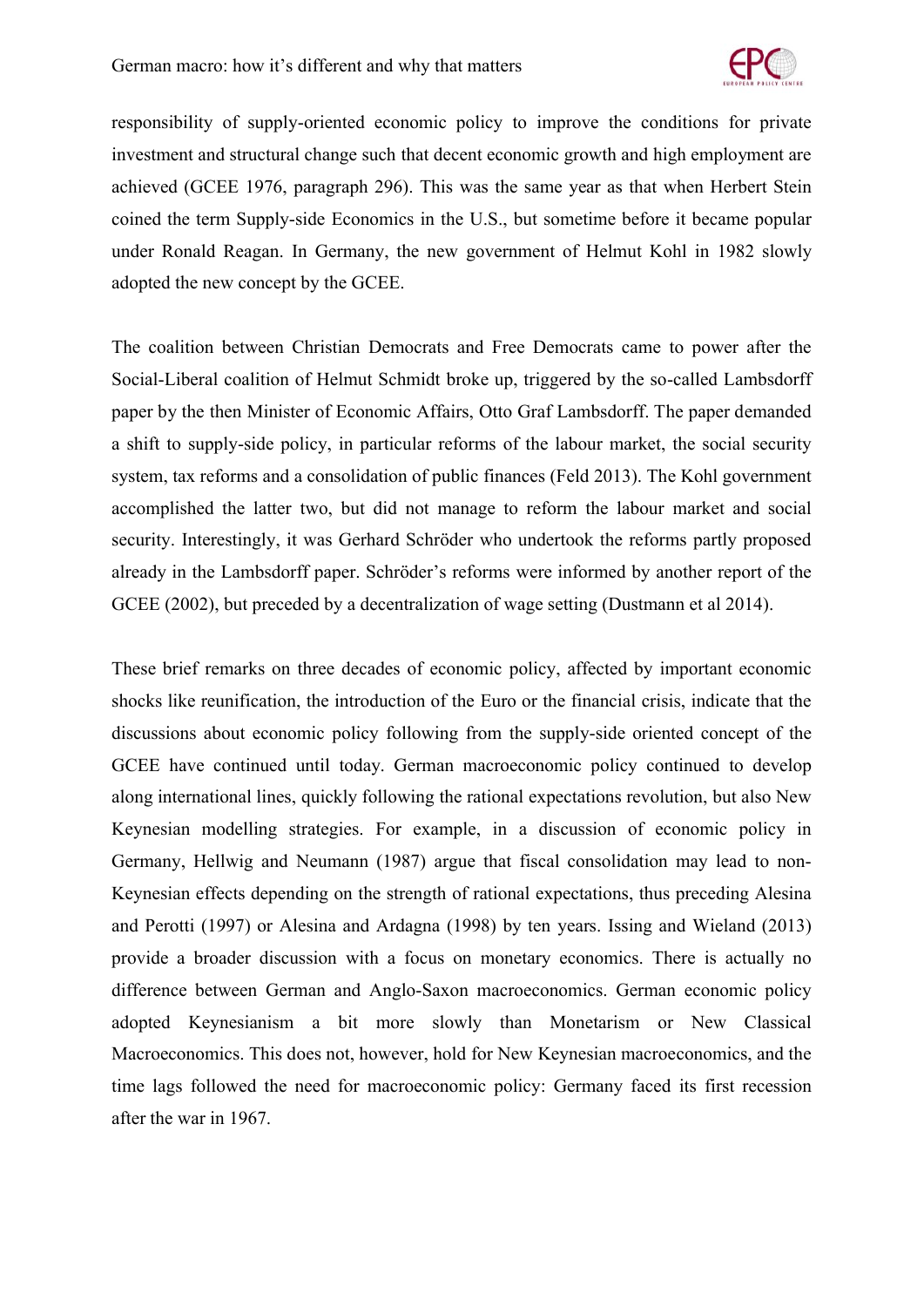responsibility of supply-oriented economic policy to improve the conditions for private investment and structural change such that decent economic growth and high employment are achieved (GCEE 1976, paragraph 296). This was the same year as that when Herbert Stein coined the term Supply-side Economics in the U.S., but sometime before it became popular under Ronald Reagan. In Germany, the new government of Helmut Kohl in 1982 slowly adopted the new concept by the GCEE.

The coalition between Christian Democrats and Free Democrats came to power after the Social-Liberal coalition of Helmut Schmidt broke up, triggered by the so-called Lambsdorff paper by the then Minister of Economic Affairs, Otto Graf Lambsdorff. The paper demanded a shift to supply-side policy, in particular reforms of the labour market, the social security system, tax reforms and a consolidation of public finances (Feld 2013). The Kohl government accomplished the latter two, but did not manage to reform the labour market and social security. Interestingly, it was Gerhard Schröder who undertook the reforms partly proposed already in the Lambsdorff paper. Schröder's reforms were informed by another report of the GCEE (2002), but preceded by a decentralization of wage setting (Dustmann et al 2014).

These brief remarks on three decades of economic policy, affected by important economic shocks like reunification, the introduction of the Euro or the financial crisis, indicate that the discussions about economic policy following from the supply-side oriented concept of the GCEE have continued until today. German macroeconomic policy continued to develop along international lines, quickly following the rational expectations revolution, but also New Keynesian modelling strategies. For example, in a discussion of economic policy in Germany, Hellwig and Neumann (1987) argue that fiscal consolidation may lead to non-Keynesian effects depending on the strength of rational expectations, thus preceding Alesina and Perotti (1997) or Alesina and Ardagna (1998) by ten years. Issing and Wieland (2013) provide a broader discussion with a focus on monetary economics. There is actually no difference between German and Anglo-Saxon macroeconomics. German economic policy adopted Keynesianism a bit more slowly than Monetarism or New Classical Macroeconomics. This does not, however, hold for New Keynesian macroeconomics, and the time lags followed the need for macroeconomic policy: Germany faced its first recession after the war in 1967.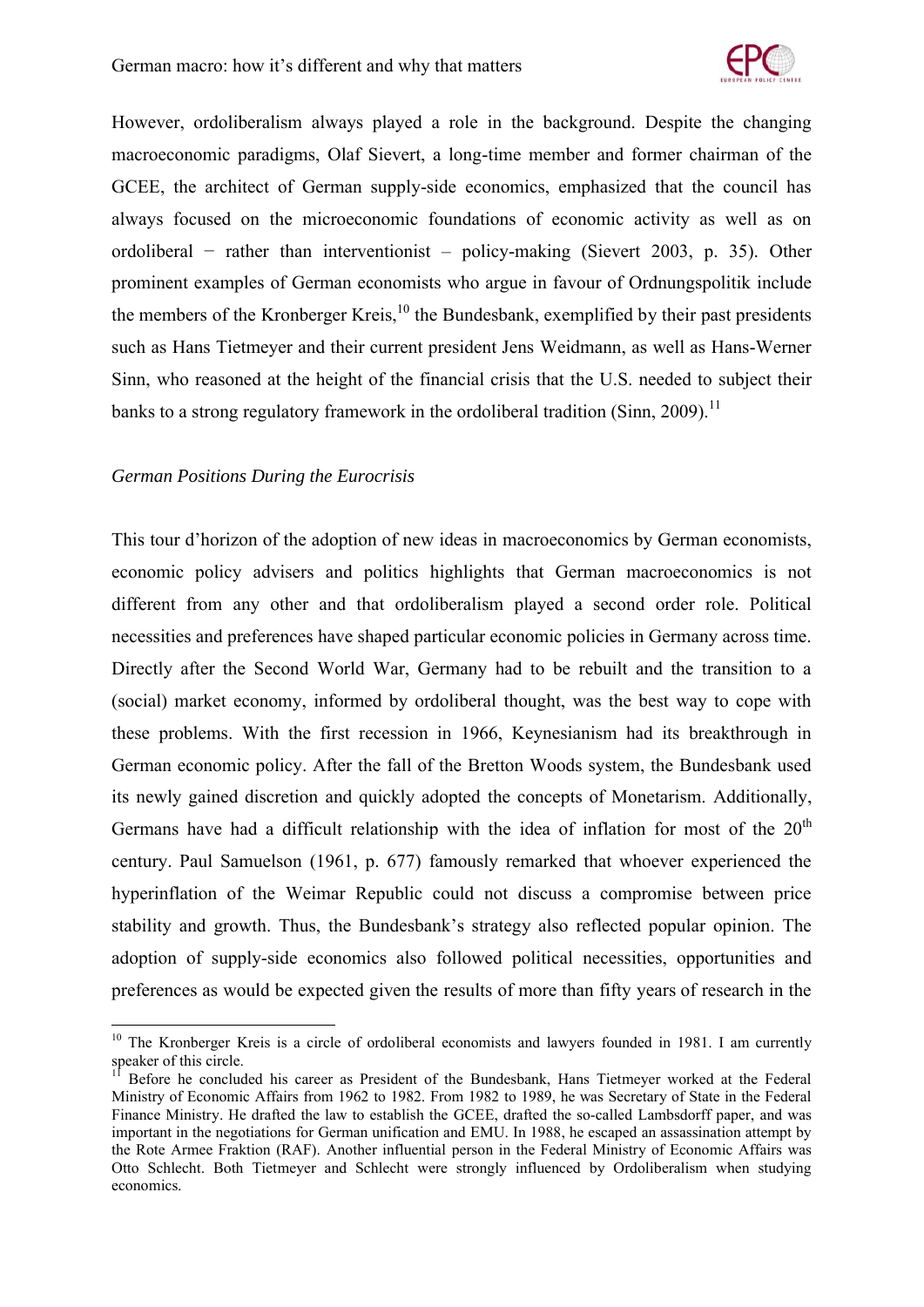However, ordoliberalism always played a role in the background. Despite the changing macroeconomic paradigms, Olaf Sievert, a long-time member and former chairman of the GCEE, the architect of German supply-side economics, emphasized that the council has always focused on the microeconomic foundations of economic activity as well as on ordoliberal − rather than interventionist – policy-making (Sievert 2003, p. 35). Other prominent examples of German economists who argue in favour of Ordnungspolitik include the members of the Kronberger Kreis,[10] the Bundesbank, exemplified by their past presidents such as Hans Tietmeyer and their current president Jens Weidmann, as well as Hans-Werner Sinn, who reasoned at the height of the financial crisis that the U.S. needed to subject their banks to a strong regulatory framework in the ordoliberal tradition (Sinn, 2009).[11]

*German Positions During the Eurocrisis*

This tour d'horizon of the adoption of new ideas in macroeconomics by German economists, economic policy advisers and politics highlights that German macroeconomics is not different from any other and that ordoliberalism played a second order role. Political necessities and preferences have shaped particular economic policies in Germany across time. Directly after the Second World War, Germany had to be rebuilt and the transition to a (social) market economy, informed by ordoliberal thought, was the best way to cope with these problems. With the first recession in 1966, Keynesianism had its breakthrough in German economic policy. After the fall of the Bretton Woods system, the Bundesbank used its newly gained discretion and quickly adopted the concepts of Monetarism. Additionally, Germans have had a difficult relationship with the idea of inflation for most of the 20th century. Paul Samuelson (1961, p. 677) famously remarked that whoever experienced the hyperinflation of the Weimar Republic could not discuss a compromise between price stability and growth. Thus, the Bundesbank's strategy also reflected popular opinion. The adoption of supply-side economics also followed political necessities, opportunities and preferences as would be expected given the results of more than fifty years of research in the

[10] The Kronberger Kreis is a circle of ordoliberal economists and lawyers founded in 1981. I am currently speaker of this circle.

[11] Before he concluded his career as President of the Bundesbank, Hans Tietmeyer worked at the Federal Ministry of Economic Affairs from 1962 to 1982. From 1982 to 1989, he was Secretary of State in the Federal Finance Ministry. He drafted the law to establish the GCEE, drafted the so-called Lambsdorff paper, and was important in the negotiations for German unification and EMU. In 1988, he escaped an assassination attempt by the Rote Armee Fraktion (RAF). Another influential person in the Federal Ministry of Economic Affairs was Otto Schlecht. Both Tietmeyer and Schlecht were strongly influenced by Ordoliberalism when studying economics.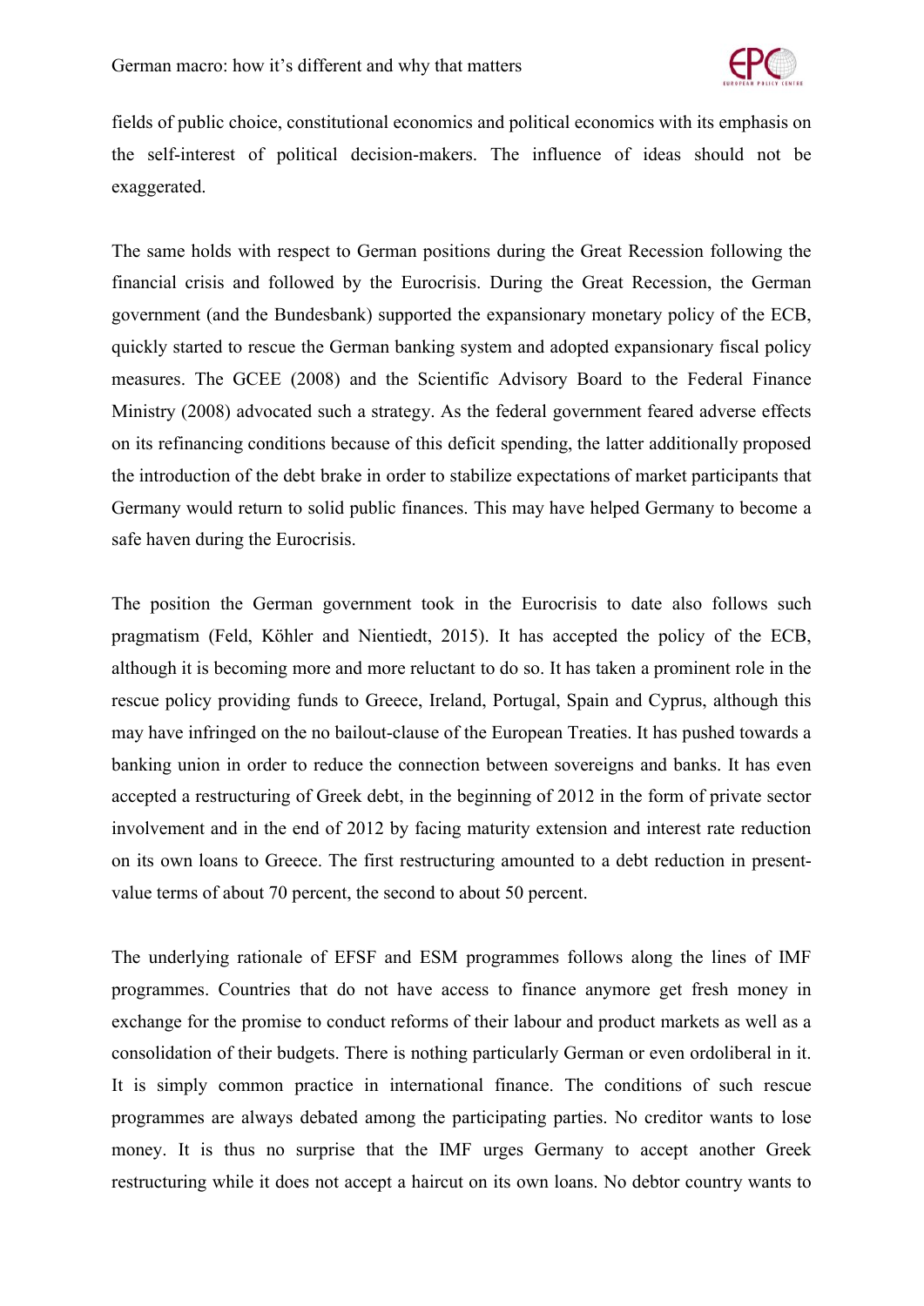fields of public choice, constitutional economics and political economics with its emphasis on the self-interest of political decision-makers. The influence of ideas should not be exaggerated.

The same holds with respect to German positions during the Great Recession following the financial crisis and followed by the Eurocrisis. During the Great Recession, the German government (and the Bundesbank) supported the expansionary monetary policy of the ECB, quickly started to rescue the German banking system and adopted expansionary fiscal policy measures. The GCEE (2008) and the Scientific Advisory Board to the Federal Finance Ministry (2008) advocated such a strategy. As the federal government feared adverse effects on its refinancing conditions because of this deficit spending, the latter additionally proposed the introduction of the debt brake in order to stabilize expectations of market participants that Germany would return to solid public finances. This may have helped Germany to become a safe haven during the Eurocrisis.

The position the German government took in the Eurocrisis to date also follows such pragmatism (Feld, Köhler and Nientiedt, 2015). It has accepted the policy of the ECB, although it is becoming more and more reluctant to do so. It has taken a prominent role in the rescue policy providing funds to Greece, Ireland, Portugal, Spain and Cyprus, although this may have infringed on the no bailout-clause of the European Treaties. It has pushed towards a banking union in order to reduce the connection between sovereigns and banks. It has even accepted a restructuring of Greek debt, in the beginning of 2012 in the form of private sector involvement and in the end of 2012 by facing maturity extension and interest rate reduction on its own loans to Greece. The first restructuring amounted to a debt reduction in present-value terms of about 70 percent, the second to about 50 percent.

The underlying rationale of EFSF and ESM programmes follows along the lines of IMF programmes. Countries that do not have access to finance anymore get fresh money in exchange for the promise to conduct reforms of their labour and product markets as well as a consolidation of their budgets. There is nothing particularly German or even ordoliberal in it. It is simply common practice in international finance. The conditions of such rescue programmes are always debated among the participating parties. No creditor wants to lose money. It is thus no surprise that the IMF urges Germany to accept another Greek restructuring while it does not accept a haircut on its own loans. No debtor country wants to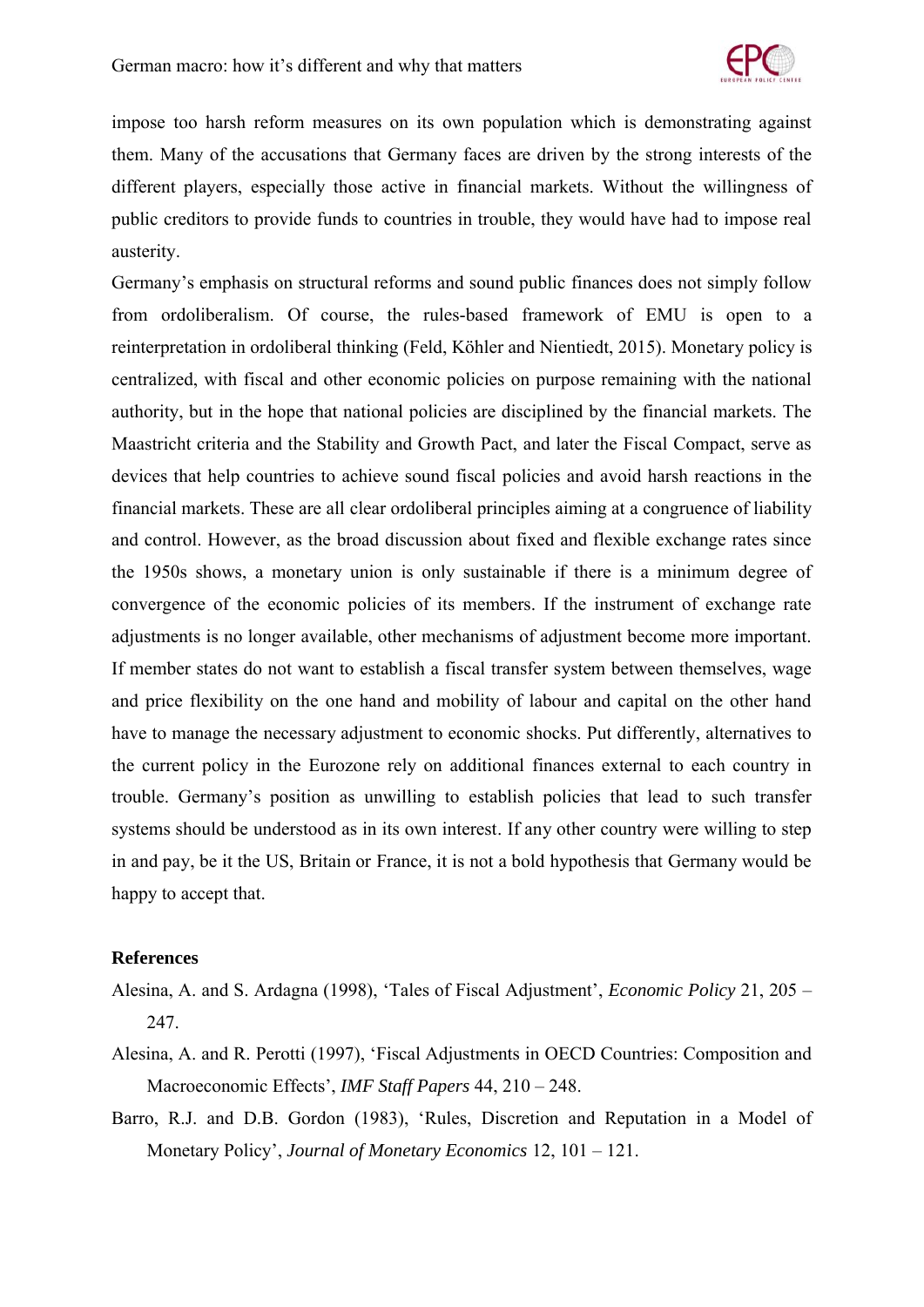impose too harsh reform measures on its own population which is demonstrating against them. Many of the accusations that Germany faces are driven by the strong interests of the different players, especially those active in financial markets. Without the willingness of public creditors to provide funds to countries in trouble, they would have had to impose real austerity.

Germany's emphasis on structural reforms and sound public finances does not simply follow from ordoliberalism. Of course, the rules-based framework of EMU is open to a reinterpretation in ordoliberal thinking (Feld, Köhler and Nientiedt, 2015). Monetary policy is centralized, with fiscal and other economic policies on purpose remaining with the national authority, but in the hope that national policies are disciplined by the financial markets. The Maastricht criteria and the Stability and Growth Pact, and later the Fiscal Compact, serve as devices that help countries to achieve sound fiscal policies and avoid harsh reactions in the financial markets. These are all clear ordoliberal principles aiming at a congruence of liability and control. However, as the broad discussion about fixed and flexible exchange rates since the 1950s shows, a monetary union is only sustainable if there is a minimum degree of convergence of the economic policies of its members. If the instrument of exchange rate adjustments is no longer available, other mechanisms of adjustment become more important. If member states do not want to establish a fiscal transfer system between themselves, wage and price flexibility on the one hand and mobility of labour and capital on the other hand have to manage the necessary adjustment to economic shocks. Put differently, alternatives to the current policy in the Eurozone rely on additional finances external to each country in trouble. Germany's position as unwilling to establish policies that lead to such transfer systems should be understood as in its own interest. If any other country were willing to step in and pay, be it the US, Britain or France, it is not a bold hypothesis that Germany would be happy to accept that.

**References**

Alesina, A. and S. Ardagna (1998), 'Tales of Fiscal Adjustment', *Economic Policy* 21, 205 – 247.

Alesina, A. and R. Perotti (1997), 'Fiscal Adjustments in OECD Countries: Composition and Macroeconomic Effects', *IMF Staff Papers* 44, 210 – 248.

Barro, R.J. and D.B. Gordon (1983), 'Rules, Discretion and Reputation in a Model of Monetary Policy', *Journal of Monetary Economics* 12, 101 – 121.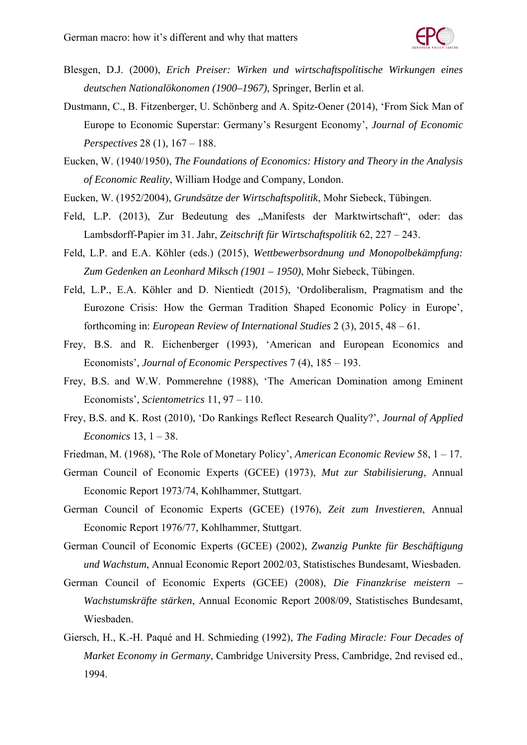Blesgen, D.J. (2000), *Erich Preiser: Wirken und wirtschaftspolitische Wirkungen eines deutschen Nationalökonomen (1900–1967)*, Springer, Berlin et al.

Dustmann, C., B. Fitzenberger, U. Schönberg and A. Spitz-Oener (2014), 'From Sick Man of Europe to Economic Superstar: Germany's Resurgent Economy', *Journal of Economic Perspectives* 28 (1), 167 – 188.

Eucken, W. (1940/1950), *The Foundations of Economics: History and Theory in the Analysis of Economic Reality*, William Hodge and Company, London.

Eucken, W. (1952/2004), *Grundsätze der Wirtschaftspolitik*, Mohr Siebeck, Tübingen.

Feld, L.P. (2013), Zur Bedeutung des „Manifests der Marktwirtschaft", oder: das Lambsdorff-Papier im 31. Jahr, *Zeitschrift für Wirtschaftspolitik* 62, 227 – 243.

Feld, L.P. and E.A. Köhler (eds.) (2015), *Wettbewerbsordnung und Monopolbekämpfung: Zum Gedenken an Leonhard Miksch (1901 – 1950)*, Mohr Siebeck, Tübingen.

Feld, L.P., E.A. Köhler and D. Nientiedt (2015), 'Ordoliberalism, Pragmatism and the Eurozone Crisis: How the German Tradition Shaped Economic Policy in Europe', forthcoming in: *European Review of International Studies* 2 (3), 2015, 48 – 61.

Frey, B.S. and R. Eichenberger (1993), 'American and European Economics and Economists', *Journal of Economic Perspectives* 7 (4), 185 – 193.

Frey, B.S. and W.W. Pommerehne (1988), 'The American Domination among Eminent Economists', *Scientometrics* 11, 97 – 110.

Frey, B.S. and K. Rost (2010), 'Do Rankings Reflect Research Quality?', *Journal of Applied Economics* 13, 1 – 38.

Friedman, M. (1968), 'The Role of Monetary Policy', *American Economic Review* 58, 1 – 17.

German Council of Economic Experts (GCEE) (1973), *Mut zur Stabilisierung*, Annual Economic Report 1973/74, Kohlhammer, Stuttgart.

German Council of Economic Experts (GCEE) (1976), *Zeit zum Investieren*, Annual Economic Report 1976/77, Kohlhammer, Stuttgart.

German Council of Economic Experts (GCEE) (2002), *Zwanzig Punkte für Beschäftigung und Wachstum*, Annual Economic Report 2002/03, Statistisches Bundesamt, Wiesbaden.

German Council of Economic Experts (GCEE) (2008), *Die Finanzkrise meistern – Wachstumskräfte stärken*, Annual Economic Report 2008/09, Statistisches Bundesamt, Wiesbaden.

Giersch, H., K.-H. Paqué and H. Schmieding (1992), *The Fading Miracle: Four Decades of Market Economy in Germany*, Cambridge University Press, Cambridge, 2nd revised ed., 1994.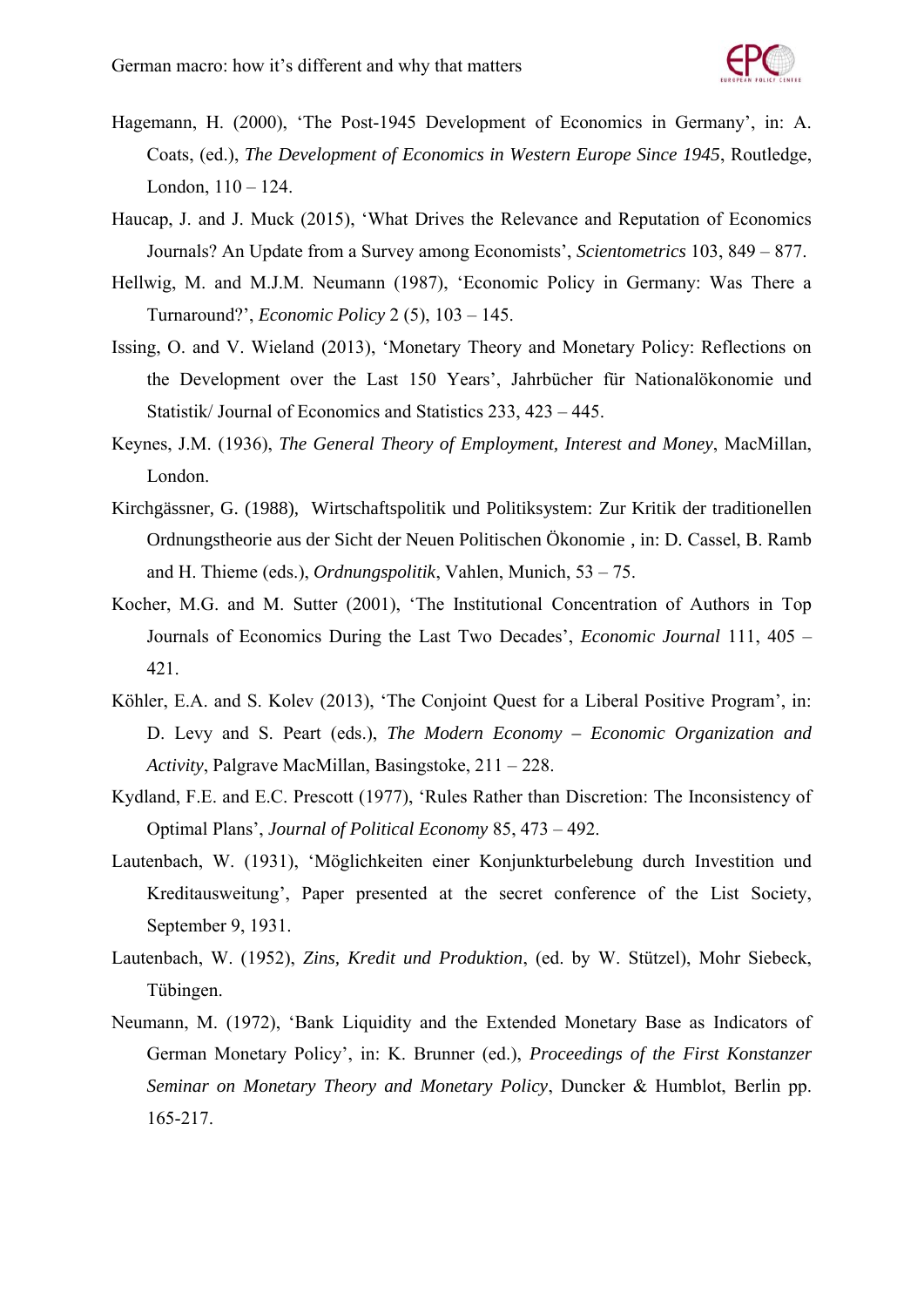Hagemann, H. (2000), 'The Post-1945 Development of Economics in Germany', in: A. Coats, (ed.), *The Development of Economics in Western Europe Since 1945*, Routledge, London, 110 – 124.

Haucap, J. and J. Muck (2015), 'What Drives the Relevance and Reputation of Economics Journals? An Update from a Survey among Economists', *Scientometrics* 103, 849 – 877.

Hellwig, M. and M.J.M. Neumann (1987), 'Economic Policy in Germany: Was There a Turnaround?', *Economic Policy* 2 (5), 103 – 145.

Issing, O. and V. Wieland (2013), 'Monetary Theory and Monetary Policy: Reflections on the Development over the Last 150 Years', Jahrbücher für Nationalökonomie und Statistik/ Journal of Economics and Statistics 233, 423 – 445.

Keynes, J.M. (1936), *The General Theory of Employment, Interest and Money*, MacMillan, London.

Kirchgässner, G. (1988), Wirtschaftspolitik und Politiksystem: Zur Kritik der traditionellen Ordnungstheorie aus der Sicht der Neuen Politischen Ökonomie , in: D. Cassel, B. Ramb and H. Thieme (eds.), *Ordnungspolitik*, Vahlen, Munich, 53 – 75.

Kocher, M.G. and M. Sutter (2001), 'The Institutional Concentration of Authors in Top Journals of Economics During the Last Two Decades', *Economic Journal* 111, 405 – 421.

Köhler, E.A. and S. Kolev (2013), 'The Conjoint Quest for a Liberal Positive Program', in: D. Levy and S. Peart (eds.), *The Modern Economy – Economic Organization and Activity*, Palgrave MacMillan, Basingstoke, 211 – 228.

Kydland, F.E. and E.C. Prescott (1977), 'Rules Rather than Discretion: The Inconsistency of Optimal Plans', *Journal of Political Economy* 85, 473 – 492.

Lautenbach, W. (1931), 'Möglichkeiten einer Konjunkturbelebung durch Investition und Kreditausweitung', Paper presented at the secret conference of the List Society, September 9, 1931.

Lautenbach, W. (1952), *Zins, Kredit und Produktion*, (ed. by W. Stützel), Mohr Siebeck, Tübingen.

Neumann, M. (1972), 'Bank Liquidity and the Extended Monetary Base as Indicators of German Monetary Policy', in: K. Brunner (ed.), *Proceedings of the First Konstanzer Seminar on Monetary Theory and Monetary Policy*, Duncker & Humblot, Berlin pp. 165-217.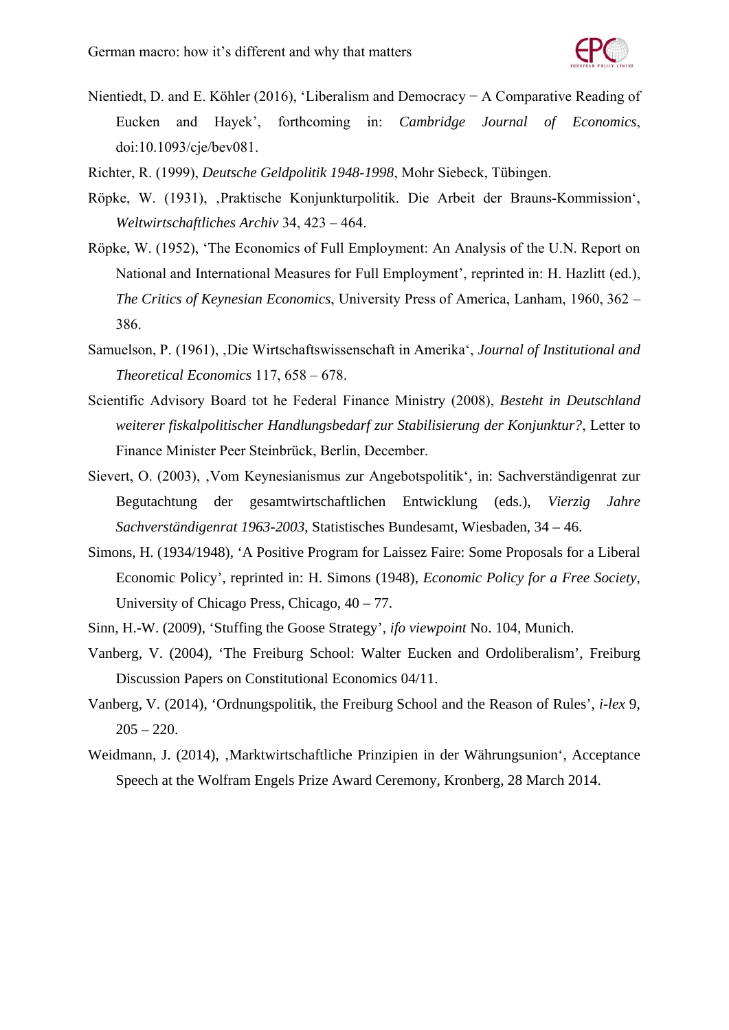Nientiedt, D. and E. Köhler (2016), 'Liberalism and Democracy − A Comparative Reading of Eucken and Hayek', forthcoming in: *Cambridge Journal of Economics*, doi:10.1093/cje/bev081.

Richter, R. (1999), *Deutsche Geldpolitik 1948-1998*, Mohr Siebeck, Tübingen.

Röpke, W. (1931), ‚Praktische Konjunkturpolitik. Die Arbeit der Brauns-Kommission', *Weltwirtschaftliches Archiv* 34, 423 – 464.

Röpke, W. (1952), 'The Economics of Full Employment: An Analysis of the U.N. Report on National and International Measures for Full Employment', reprinted in: H. Hazlitt (ed.), *The Critics of Keynesian Economics*, University Press of America, Lanham, 1960, 362 – 386.

Samuelson, P. (1961), ‚Die Wirtschaftswissenschaft in Amerika', *Journal of Institutional and Theoretical Economics* 117, 658 – 678.

Scientific Advisory Board tot he Federal Finance Ministry (2008), *Besteht in Deutschland weiterer fiskalpolitischer Handlungsbedarf zur Stabilisierung der Konjunktur?*, Letter to Finance Minister Peer Steinbrück, Berlin, December.

Sievert, O. (2003), ‚Vom Keynesianismus zur Angebotspolitik', in: Sachverständigenrat zur Begutachtung der gesamtwirtschaftlichen Entwicklung (eds.), *Vierzig Jahre Sachverständigenrat 1963-2003*, Statistisches Bundesamt, Wiesbaden, 34 – 46.

Simons, H. (1934/1948), 'A Positive Program for Laissez Faire: Some Proposals for a Liberal Economic Policy', reprinted in: H. Simons (1948), *Economic Policy for a Free Society*, University of Chicago Press, Chicago, 40 – 77.

Sinn, H.-W. (2009), 'Stuffing the Goose Strategy', *ifo viewpoint* No. 104, Munich.

Vanberg, V. (2004), 'The Freiburg School: Walter Eucken and Ordoliberalism', Freiburg Discussion Papers on Constitutional Economics 04/11.

Vanberg, V. (2014), 'Ordnungspolitik, the Freiburg School and the Reason of Rules', *i-lex* 9, 205 – 220.

Weidmann, J. (2014), ‚Marktwirtschaftliche Prinzipien in der Währungsunion', Acceptance Speech at the Wolfram Engels Prize Award Ceremony, Kronberg, 28 March 2014.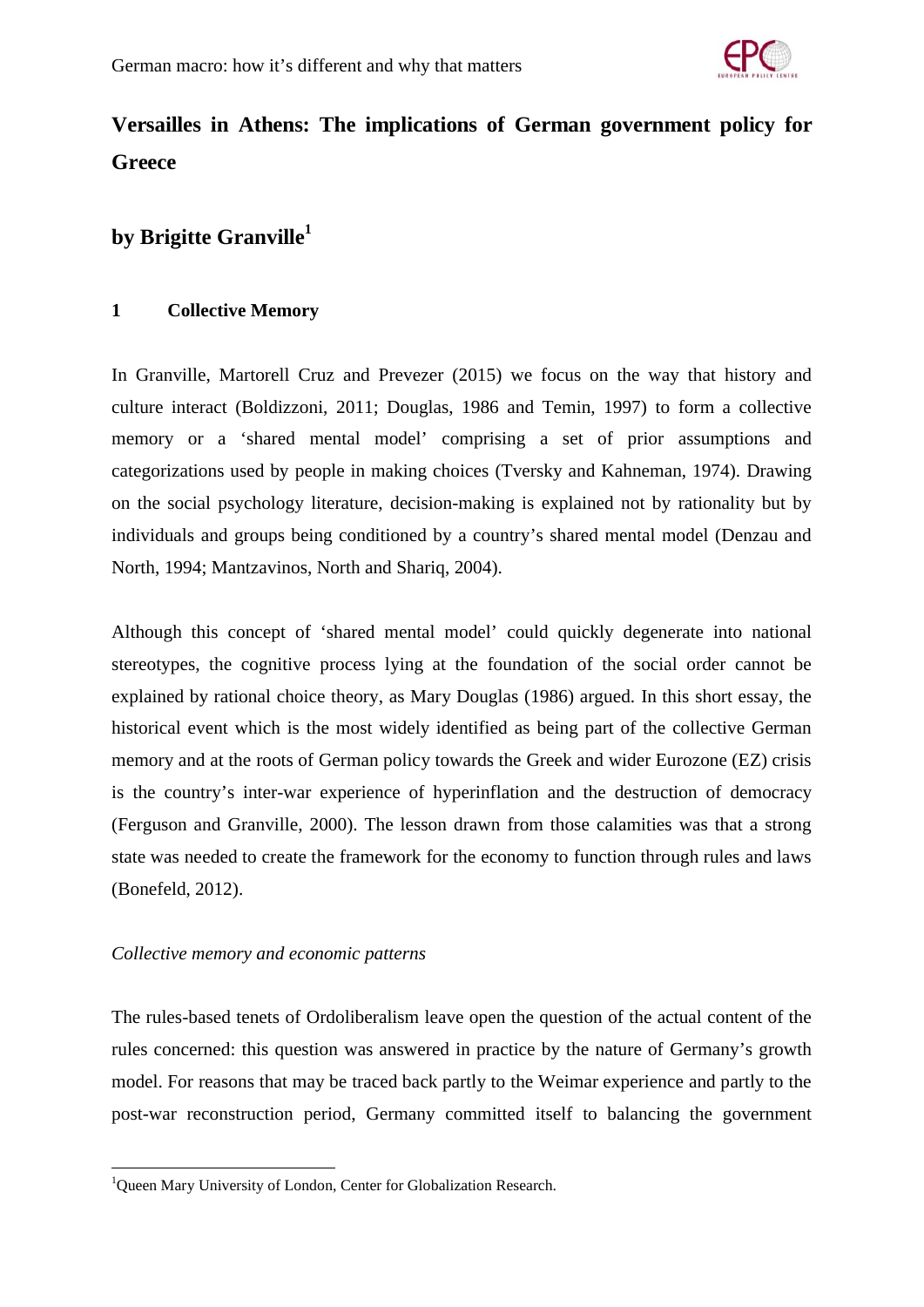# Versailles in Athens: The implications of German government policy for Greece

## by Brigitte Granville[1]

### 1 Collective Memory

In Granville, Martorell Cruz and Prevezer (2015) we focus on the way that history and culture interact (Boldizzoni, 2011; Douglas, 1986 and Temin, 1997) to form a collective memory or a 'shared mental model' comprising a set of prior assumptions and categorizations used by people in making choices (Tversky and Kahneman, 1974). Drawing on the social psychology literature, decision-making is explained not by rationality but by individuals and groups being conditioned by a country's shared mental model (Denzau and North, 1994; Mantzavinos, North and Shariq, 2004).

Although this concept of 'shared mental model' could quickly degenerate into national stereotypes, the cognitive process lying at the foundation of the social order cannot be explained by rational choice theory, as Mary Douglas (1986) argued. In this short essay, the historical event which is the most widely identified as being part of the collective German memory and at the roots of German policy towards the Greek and wider Eurozone (EZ) crisis is the country's inter-war experience of hyperinflation and the destruction of democracy (Ferguson and Granville, 2000). The lesson drawn from those calamities was that a strong state was needed to create the framework for the economy to function through rules and laws (Bonefeld, 2012).

*Collective memory and economic patterns*

The rules-based tenets of Ordoliberalism leave open the question of the actual content of the rules concerned: this question was answered in practice by the nature of Germany's growth model. For reasons that may be traced back partly to the Weimar experience and partly to the post-war reconstruction period, Germany committed itself to balancing the government

[1] Queen Mary University of London, Center for Globalization Research.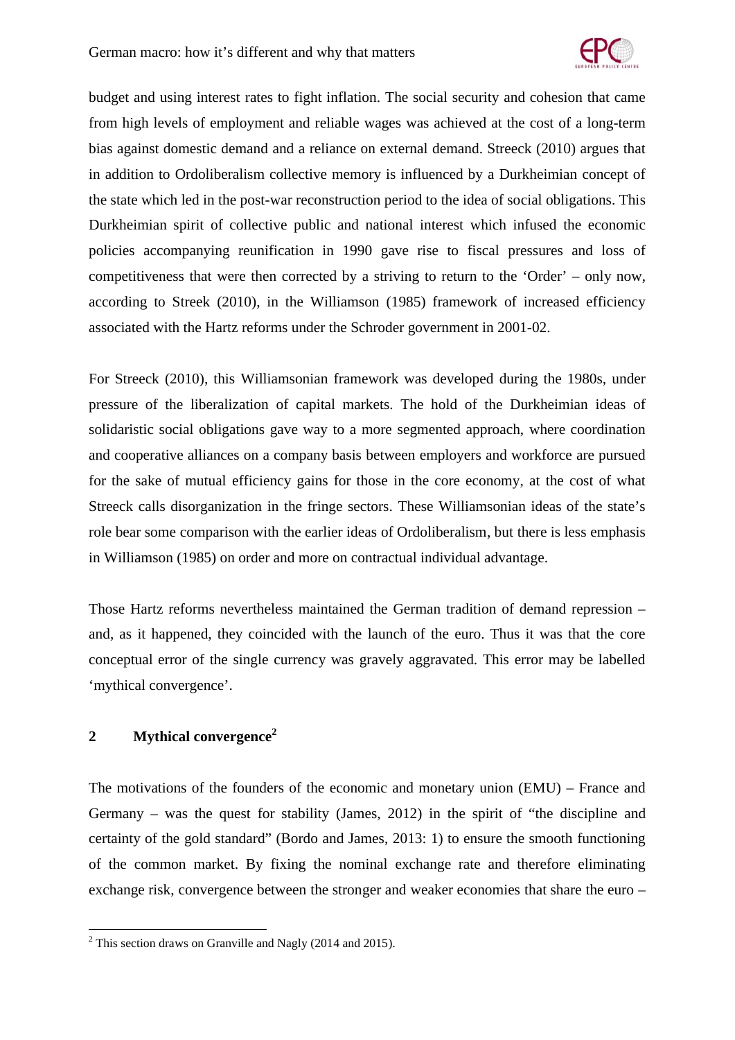budget and using interest rates to fight inflation. The social security and cohesion that came from high levels of employment and reliable wages was achieved at the cost of a long-term bias against domestic demand and a reliance on external demand. Streeck (2010) argues that in addition to Ordoliberalism collective memory is influenced by a Durkheimian concept of the state which led in the post-war reconstruction period to the idea of social obligations. This Durkheimian spirit of collective public and national interest which infused the economic policies accompanying reunification in 1990 gave rise to fiscal pressures and loss of competitiveness that were then corrected by a striving to return to the 'Order' – only now, according to Streek (2010), in the Williamson (1985) framework of increased efficiency associated with the Hartz reforms under the Schroder government in 2001-02.

For Streeck (2010), this Williamsonian framework was developed during the 1980s, under pressure of the liberalization of capital markets. The hold of the Durkheimian ideas of solidaristic social obligations gave way to a more segmented approach, where coordination and cooperative alliances on a company basis between employers and workforce are pursued for the sake of mutual efficiency gains for those in the core economy, at the cost of what Streeck calls disorganization in the fringe sectors. These Williamsonian ideas of the state's role bear some comparison with the earlier ideas of Ordoliberalism, but there is less emphasis in Williamson (1985) on order and more on contractual individual advantage.

Those Hartz reforms nevertheless maintained the German tradition of demand repression – and, as it happened, they coincided with the launch of the euro. Thus it was that the core conceptual error of the single currency was gravely aggravated. This error may be labelled 'mythical convergence'.

## 2 Mythical convergence[2]

The motivations of the founders of the economic and monetary union (EMU) – France and Germany – was the quest for stability (James, 2012) in the spirit of "the discipline and certainty of the gold standard" (Bordo and James, 2013: 1) to ensure the smooth functioning of the common market. By fixing the nominal exchange rate and therefore eliminating exchange risk, convergence between the stronger and weaker economies that share the euro –

[2] This section draws on Granville and Nagly (2014 and 2015).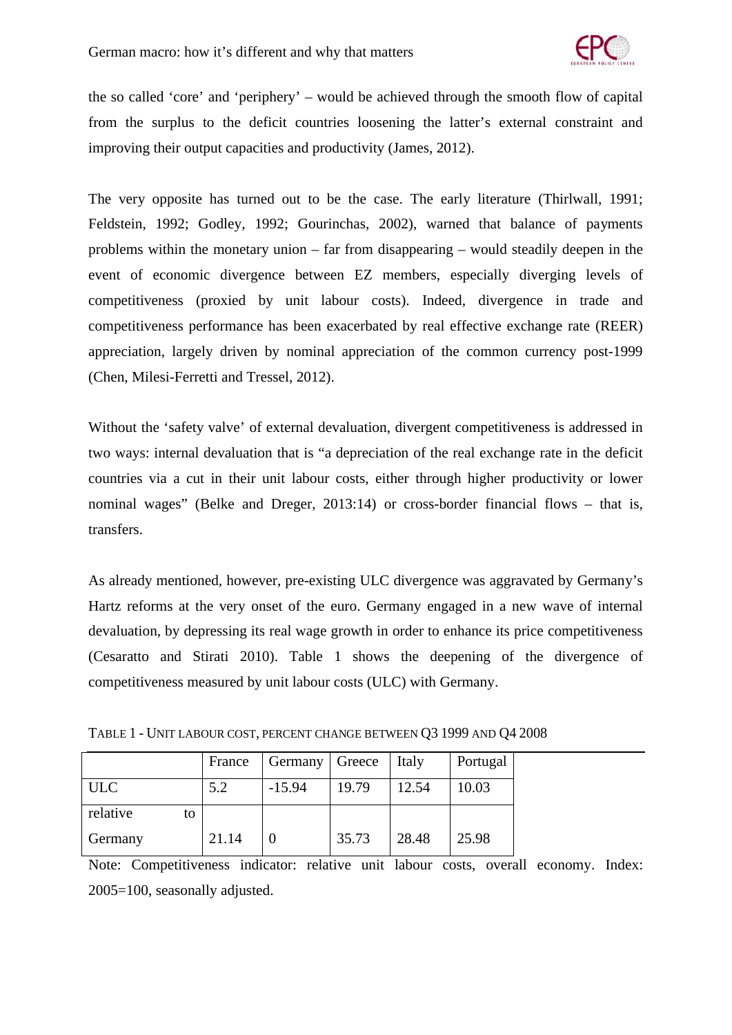the so called 'core' and 'periphery' – would be achieved through the smooth flow of capital from the surplus to the deficit countries loosening the latter's external constraint and improving their output capacities and productivity (James, 2012).

The very opposite has turned out to be the case. The early literature (Thirlwall, 1991; Feldstein, 1992; Godley, 1992; Gourinchas, 2002), warned that balance of payments problems within the monetary union – far from disappearing – would steadily deepen in the event of economic divergence between EZ members, especially diverging levels of competitiveness (proxied by unit labour costs). Indeed, divergence in trade and competitiveness performance has been exacerbated by real effective exchange rate (REER) appreciation, largely driven by nominal appreciation of the common currency post-1999 (Chen, Milesi-Ferretti and Tressel, 2012).

Without the 'safety valve' of external devaluation, divergent competitiveness is addressed in two ways: internal devaluation that is "a depreciation of the real exchange rate in the deficit countries via a cut in their unit labour costs, either through higher productivity or lower nominal wages" (Belke and Dreger, 2013:14) or cross-border financial flows – that is, transfers.

As already mentioned, however, pre-existing ULC divergence was aggravated by Germany's Hartz reforms at the very onset of the euro. Germany engaged in a new wave of internal devaluation, by depressing its real wage growth in order to enhance its price competitiveness (Cesaratto and Stirati 2010). Table 1 shows the deepening of the divergence of competitiveness measured by unit labour costs (ULC) with Germany.

TABLE 1 - UNIT LABOUR COST, PERCENT CHANGE BETWEEN Q3 1999 AND Q4 2008

| | France | Germany | Greece | Italy | Portugal |
|---|---|---|---|---|---|
| ULC | 5.2 | -15.94 | 19.79 | 12.54 | 10.03 |
| relative to Germany | 21.14 | 0 | 35.73 | 28.48 | 25.98 |

Note: Competitiveness indicator: relative unit labour costs, overall economy. Index: 2005=100, seasonally adjusted.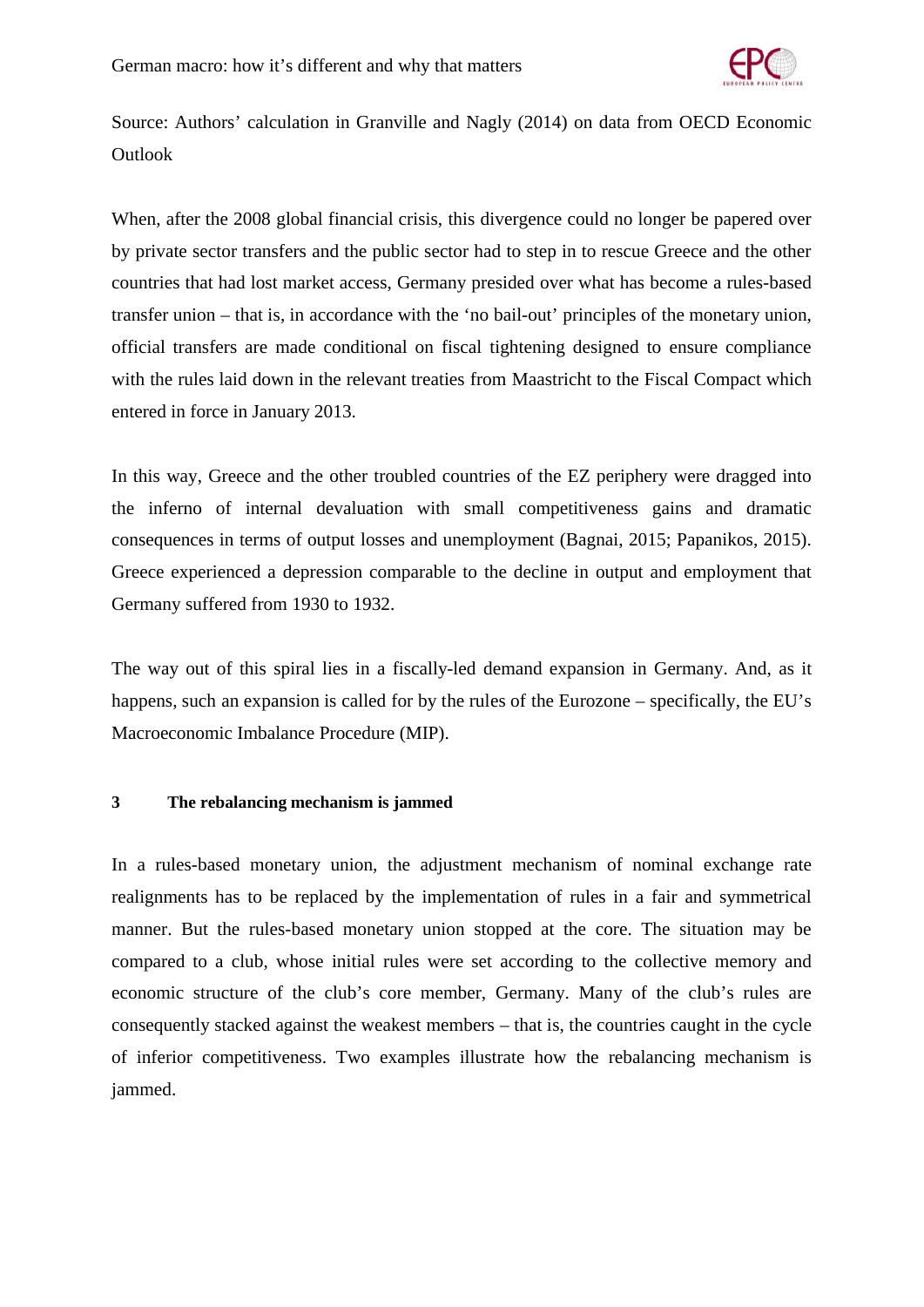Source: Authors' calculation in Granville and Nagly (2014) on data from OECD Economic Outlook

When, after the 2008 global financial crisis, this divergence could no longer be papered over by private sector transfers and the public sector had to step in to rescue Greece and the other countries that had lost market access, Germany presided over what has become a rules-based transfer union – that is, in accordance with the 'no bail-out' principles of the monetary union, official transfers are made conditional on fiscal tightening designed to ensure compliance with the rules laid down in the relevant treaties from Maastricht to the Fiscal Compact which entered in force in January 2013.

In this way, Greece and the other troubled countries of the EZ periphery were dragged into the inferno of internal devaluation with small competitiveness gains and dramatic consequences in terms of output losses and unemployment (Bagnai, 2015; Papanikos, 2015). Greece experienced a depression comparable to the decline in output and employment that Germany suffered from 1930 to 1932.

The way out of this spiral lies in a fiscally-led demand expansion in Germany. And, as it happens, such an expansion is called for by the rules of the Eurozone – specifically, the EU's Macroeconomic Imbalance Procedure (MIP).

## 3 The rebalancing mechanism is jammed

In a rules-based monetary union, the adjustment mechanism of nominal exchange rate realignments has to be replaced by the implementation of rules in a fair and symmetrical manner. But the rules-based monetary union stopped at the core. The situation may be compared to a club, whose initial rules were set according to the collective memory and economic structure of the club's core member, Germany. Many of the club's rules are consequently stacked against the weakest members – that is, the countries caught in the cycle of inferior competitiveness. Two examples illustrate how the rebalancing mechanism is jammed.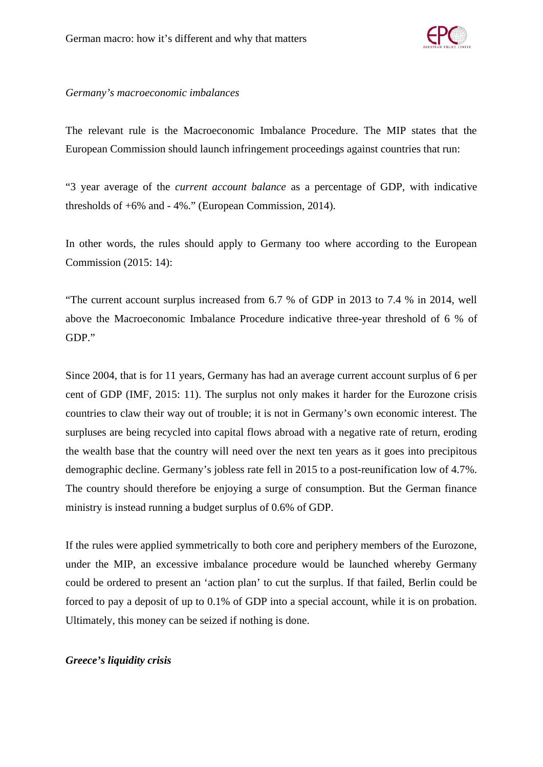*Germany's macroeconomic imbalances*

The relevant rule is the Macroeconomic Imbalance Procedure. The MIP states that the European Commission should launch infringement proceedings against countries that run:

"3 year average of the *current account balance* as a percentage of GDP, with indicative thresholds of +6% and - 4%." (European Commission, 2014).

In other words, the rules should apply to Germany too where according to the European Commission (2015: 14):

"The current account surplus increased from 6.7 % of GDP in 2013 to 7.4 % in 2014, well above the Macroeconomic Imbalance Procedure indicative three-year threshold of 6 % of GDP."

Since 2004, that is for 11 years, Germany has had an average current account surplus of 6 per cent of GDP (IMF, 2015: 11). The surplus not only makes it harder for the Eurozone crisis countries to claw their way out of trouble; it is not in Germany's own economic interest. The surpluses are being recycled into capital flows abroad with a negative rate of return, eroding the wealth base that the country will need over the next ten years as it goes into precipitous demographic decline. Germany's jobless rate fell in 2015 to a post-reunification low of 4.7%. The country should therefore be enjoying a surge of consumption. But the German finance ministry is instead running a budget surplus of 0.6% of GDP.

If the rules were applied symmetrically to both core and periphery members of the Eurozone, under the MIP, an excessive imbalance procedure would be launched whereby Germany could be ordered to present an 'action plan' to cut the surplus. If that failed, Berlin could be forced to pay a deposit of up to 0.1% of GDP into a special account, while it is on probation. Ultimately, this money can be seized if nothing is done.

***Greece's liquidity crisis***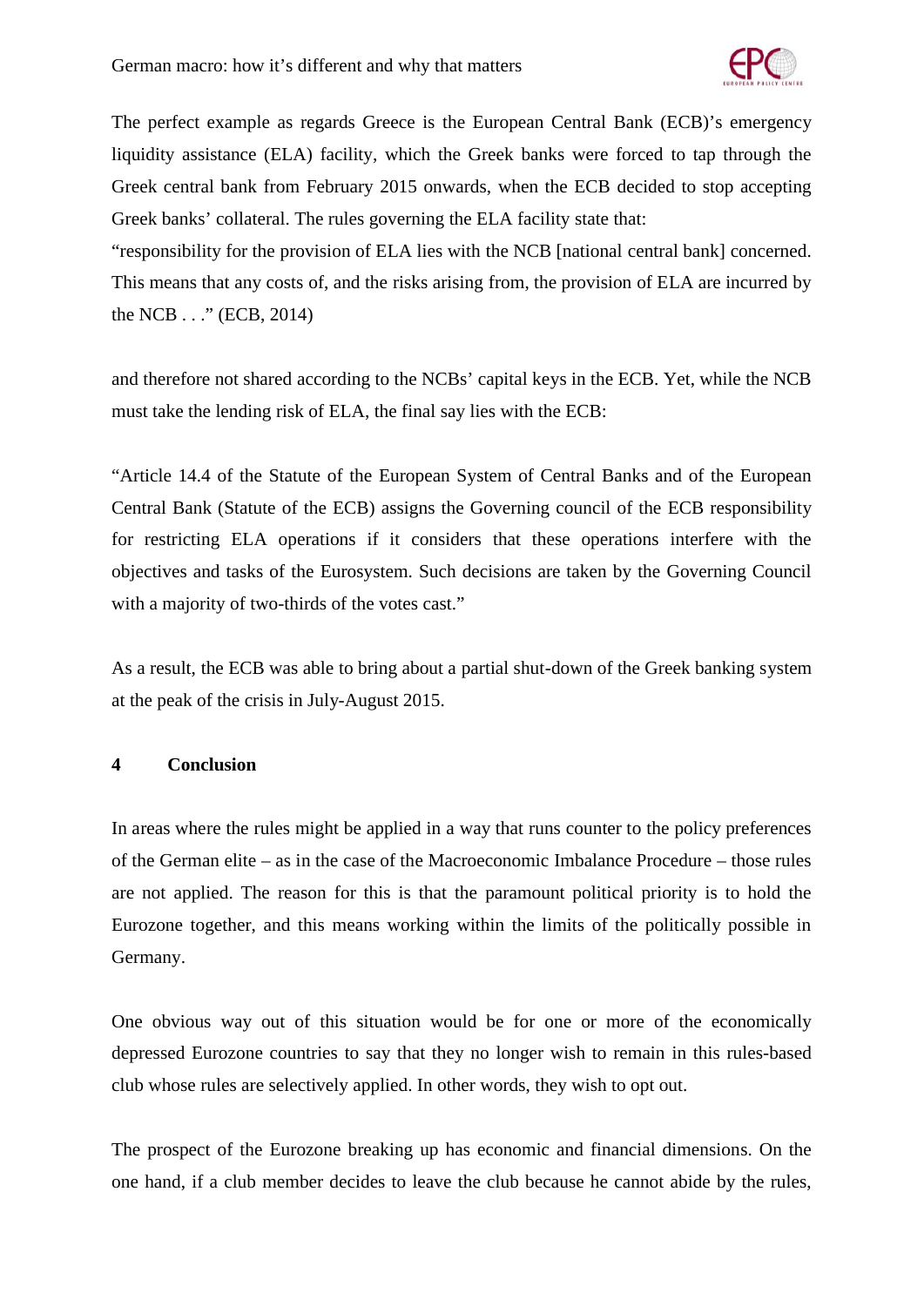The perfect example as regards Greece is the European Central Bank (ECB)'s emergency liquidity assistance (ELA) facility, which the Greek banks were forced to tap through the Greek central bank from February 2015 onwards, when the ECB decided to stop accepting Greek banks' collateral. The rules governing the ELA facility state that:
"responsibility for the provision of ELA lies with the NCB [national central bank] concerned. This means that any costs of, and the risks arising from, the provision of ELA are incurred by the NCB . . ." (ECB, 2014)

and therefore not shared according to the NCBs' capital keys in the ECB. Yet, while the NCB must take the lending risk of ELA, the final say lies with the ECB:

"Article 14.4 of the Statute of the European System of Central Banks and of the European Central Bank (Statute of the ECB) assigns the Governing council of the ECB responsibility for restricting ELA operations if it considers that these operations interfere with the objectives and tasks of the Eurosystem. Such decisions are taken by the Governing Council with a majority of two-thirds of the votes cast."

As a result, the ECB was able to bring about a partial shut-down of the Greek banking system at the peak of the crisis in July-August 2015.

## 4 Conclusion

In areas where the rules might be applied in a way that runs counter to the policy preferences of the German elite – as in the case of the Macroeconomic Imbalance Procedure – those rules are not applied. The reason for this is that the paramount political priority is to hold the Eurozone together, and this means working within the limits of the politically possible in Germany.

One obvious way out of this situation would be for one or more of the economically depressed Eurozone countries to say that they no longer wish to remain in this rules-based club whose rules are selectively applied. In other words, they wish to opt out.

The prospect of the Eurozone breaking up has economic and financial dimensions. On the one hand, if a club member decides to leave the club because he cannot abide by the rules,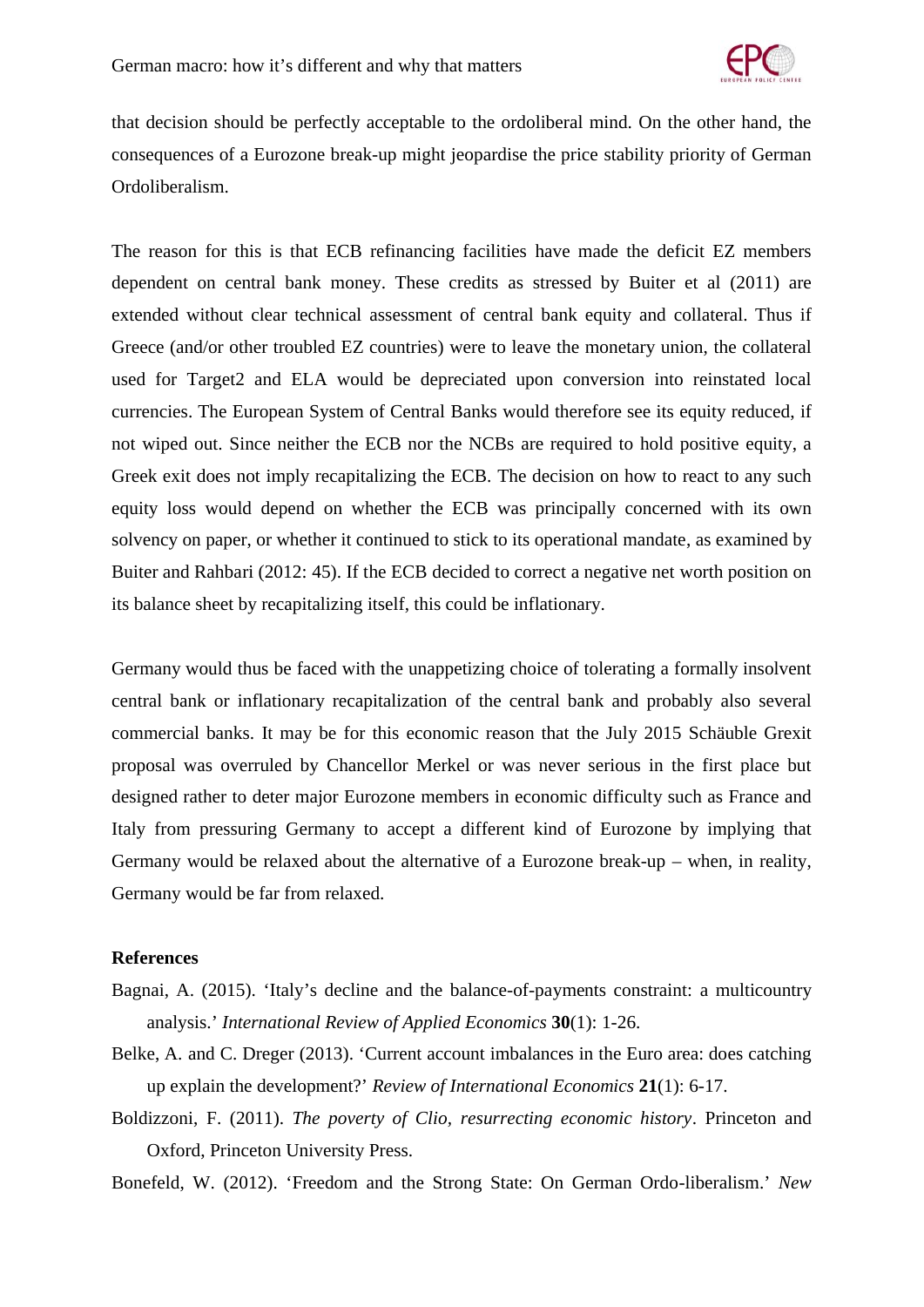that decision should be perfectly acceptable to the ordoliberal mind. On the other hand, the consequences of a Eurozone break-up might jeopardise the price stability priority of German Ordoliberalism.

The reason for this is that ECB refinancing facilities have made the deficit EZ members dependent on central bank money. These credits as stressed by Buiter et al (2011) are extended without clear technical assessment of central bank equity and collateral. Thus if Greece (and/or other troubled EZ countries) were to leave the monetary union, the collateral used for Target2 and ELA would be depreciated upon conversion into reinstated local currencies. The European System of Central Banks would therefore see its equity reduced, if not wiped out. Since neither the ECB nor the NCBs are required to hold positive equity, a Greek exit does not imply recapitalizing the ECB. The decision on how to react to any such equity loss would depend on whether the ECB was principally concerned with its own solvency on paper, or whether it continued to stick to its operational mandate, as examined by Buiter and Rahbari (2012: 45). If the ECB decided to correct a negative net worth position on its balance sheet by recapitalizing itself, this could be inflationary.

Germany would thus be faced with the unappetizing choice of tolerating a formally insolvent central bank or inflationary recapitalization of the central bank and probably also several commercial banks. It may be for this economic reason that the July 2015 Schäuble Grexit proposal was overruled by Chancellor Merkel or was never serious in the first place but designed rather to deter major Eurozone members in economic difficulty such as France and Italy from pressuring Germany to accept a different kind of Eurozone by implying that Germany would be relaxed about the alternative of a Eurozone break-up – when, in reality, Germany would be far from relaxed.

**References**

Bagnai, A. (2015). 'Italy's decline and the balance-of-payments constraint: a multicountry analysis.' *International Review of Applied Economics* **30**(1): 1-26.

Belke, A. and C. Dreger (2013). 'Current account imbalances in the Euro area: does catching up explain the development?' *Review of International Economics* **21**(1): 6-17.

Boldizzoni, F. (2011). *The poverty of Clio, resurrecting economic history*. Princeton and Oxford, Princeton University Press.

Bonefeld, W. (2012). 'Freedom and the Strong State: On German Ordo-liberalism.' *New*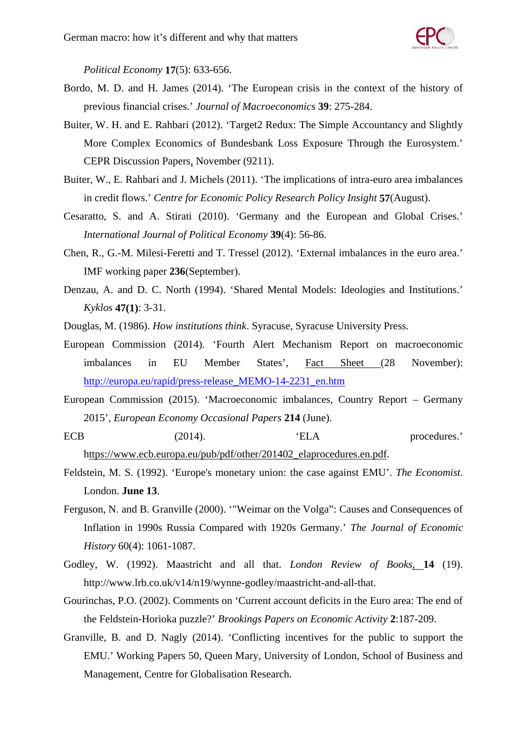*Political Economy* **17**(5): 633-656.

Bordo, M. D. and H. James (2014). 'The European crisis in the context of the history of previous financial crises.' *Journal of Macroeconomics* **39**: 275-284.

Buiter, W. H. and E. Rahbari (2012). 'Target2 Redux: The Simple Accountancy and Slightly More Complex Economics of Bundesbank Loss Exposure Through the Eurosystem.' CEPR Discussion Papers, November (9211).

Buiter, W., E. Rahbari and J. Michels (2011). 'The implications of intra-euro area imbalances in credit flows.' *Centre for Economic Policy Research Policy Insight* **57**(August).

Cesaratto, S. and A. Stirati (2010). 'Germany and the European and Global Crises.' *International Journal of Political Economy* **39**(4): 56-86.

Chen, R., G.-M. Milesi-Feretti and T. Tressel (2012). 'External imbalances in the euro area.' IMF working paper **236**(September).

Denzau, A. and D. C. North (1994). 'Shared Mental Models: Ideologies and Institutions.' *Kyklos* **47(1)**: 3-31.

Douglas, M. (1986). *How institutions think*. Syracuse, Syracuse University Press.

European Commission (2014). 'Fourth Alert Mechanism Report on macroeconomic imbalances in EU Member States', Fact Sheet (28 November): http://europa.eu/rapid/press-release_MEMO-14-2231_en.htm

European Commission (2015). 'Macroeconomic imbalances, Country Report – Germany 2015', *European Economy Occasional Papers* **214** (June).

ECB (2014). 'ELA procedures.' https://www.ecb.europa.eu/pub/pdf/other/201402_elaprocedures.en.pdf.

Feldstein, M. S. (1992). 'Europe's monetary union: the case against EMU'. *The Economist*. London. **June 13**.

Ferguson, N. and B. Granville (2000). '"Weimar on the Volga": Causes and Consequences of Inflation in 1990s Russia Compared with 1920s Germany.' *The Journal of Economic History* 60(4): 1061-1087.

Godley, W. (1992). Maastricht and all that. *London Review of Books*, **14** (19). http://www.lrb.co.uk/v14/n19/wynne-godley/maastricht-and-all-that.

Gourinchas, P.O. (2002). Comments on 'Current account deficits in the Euro area: The end of the Feldstein-Horioka puzzle?' *Brookings Papers on Economic Activity* **2**:187-209.

Granville, B. and D. Nagly (2014). 'Conflicting incentives for the public to support the EMU.' Working Papers 50, Queen Mary, University of London, School of Business and Management, Centre for Globalisation Research.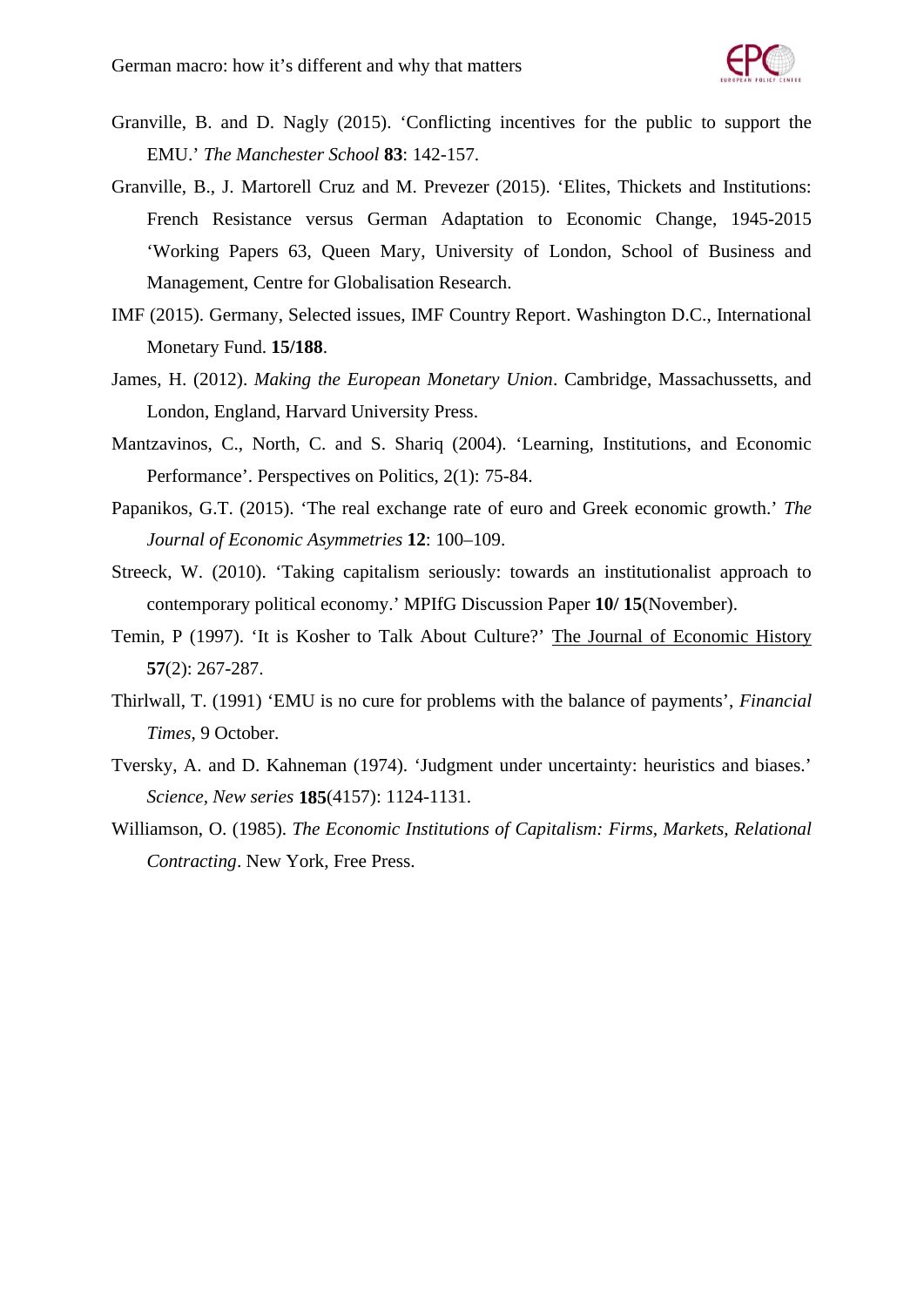Granville, B. and D. Nagly (2015). 'Conflicting incentives for the public to support the EMU.' *The Manchester School* **83**: 142-157.

Granville, B., J. Martorell Cruz and M. Prevezer (2015). 'Elites, Thickets and Institutions: French Resistance versus German Adaptation to Economic Change, 1945-2015 'Working Papers 63, Queen Mary, University of London, School of Business and Management, Centre for Globalisation Research.

IMF (2015). Germany, Selected issues, IMF Country Report. Washington D.C., International Monetary Fund. **15/188**.

James, H. (2012). *Making the European Monetary Union*. Cambridge, Massachussetts, and London, England, Harvard University Press.

Mantzavinos, C., North, C. and S. Shariq (2004). 'Learning, Institutions, and Economic Performance'. Perspectives on Politics, 2(1): 75-84.

Papanikos, G.T. (2015). 'The real exchange rate of euro and Greek economic growth.' *The Journal of Economic Asymmetries* **12**: 100–109.

Streeck, W. (2010). 'Taking capitalism seriously: towards an institutionalist approach to contemporary political economy.' MPIfG Discussion Paper **10/ 15**(November).

Temin, P (1997). 'It is Kosher to Talk About Culture?' The Journal of Economic History **57**(2): 267-287.

Thirlwall, T. (1991) 'EMU is no cure for problems with the balance of payments', *Financial Times*, 9 October.

Tversky, A. and D. Kahneman (1974). 'Judgment under uncertainty: heuristics and biases.' *Science, New series* **185**(4157): 1124-1131.

Williamson, O. (1985). *The Economic Institutions of Capitalism: Firms, Markets, Relational Contracting*. New York, Free Press.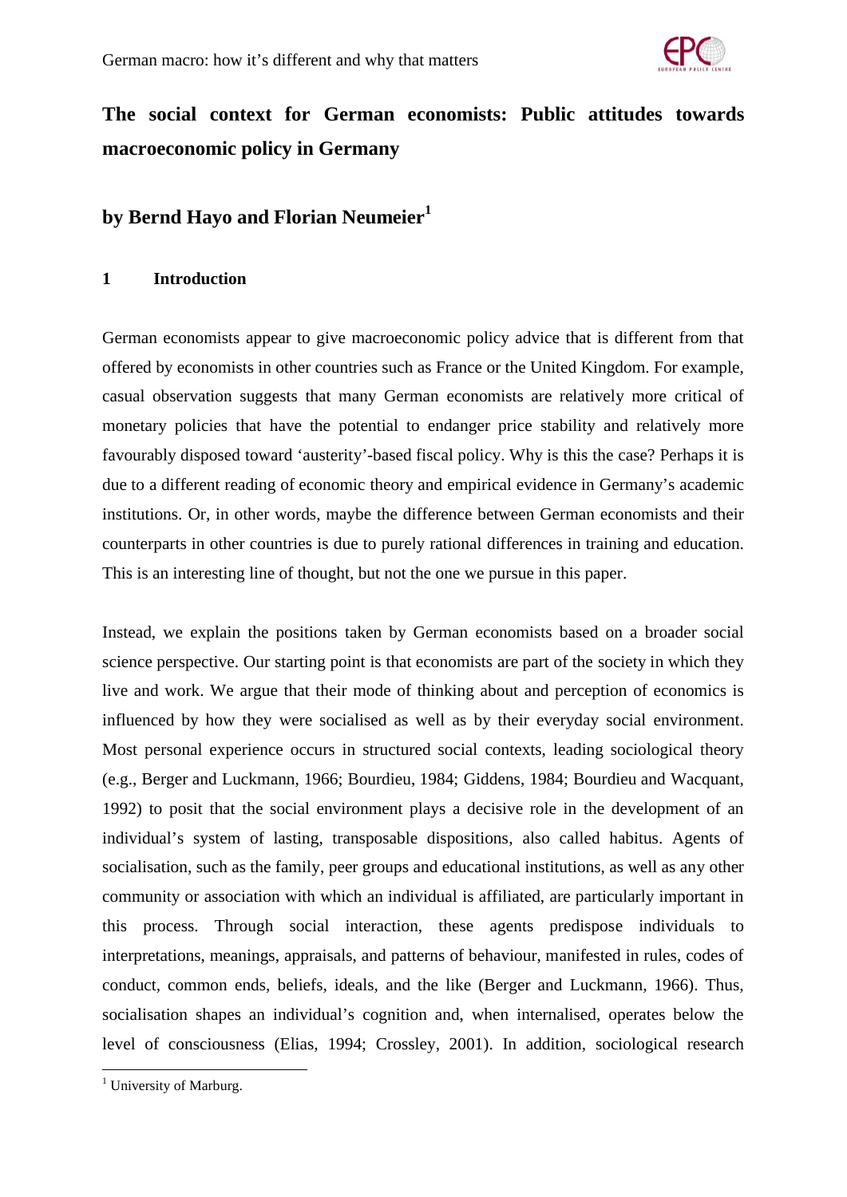## The social context for German economists: Public attitudes towards macroeconomic policy in Germany

### by Bernd Hayo and Florian Neumeier[1]

### 1 Introduction

German economists appear to give macroeconomic policy advice that is different from that offered by economists in other countries such as France or the United Kingdom. For example, casual observation suggests that many German economists are relatively more critical of monetary policies that have the potential to endanger price stability and relatively more favourably disposed toward 'austerity'-based fiscal policy. Why is this the case? Perhaps it is due to a different reading of economic theory and empirical evidence in Germany's academic institutions. Or, in other words, maybe the difference between German economists and their counterparts in other countries is due to purely rational differences in training and education. This is an interesting line of thought, but not the one we pursue in this paper.

Instead, we explain the positions taken by German economists based on a broader social science perspective. Our starting point is that economists are part of the society in which they live and work. We argue that their mode of thinking about and perception of economics is influenced by how they were socialised as well as by their everyday social environment. Most personal experience occurs in structured social contexts, leading sociological theory (e.g., Berger and Luckmann, 1966; Bourdieu, 1984; Giddens, 1984; Bourdieu and Wacquant, 1992) to posit that the social environment plays a decisive role in the development of an individual's system of lasting, transposable dispositions, also called habitus. Agents of socialisation, such as the family, peer groups and educational institutions, as well as any other community or association with which an individual is affiliated, are particularly important in this process. Through social interaction, these agents predispose individuals to interpretations, meanings, appraisals, and patterns of behaviour, manifested in rules, codes of conduct, common ends, beliefs, ideals, and the like (Berger and Luckmann, 1966). Thus, socialisation shapes an individual's cognition and, when internalised, operates below the level of consciousness (Elias, 1994; Crossley, 2001). In addition, sociological research

[1] University of Marburg.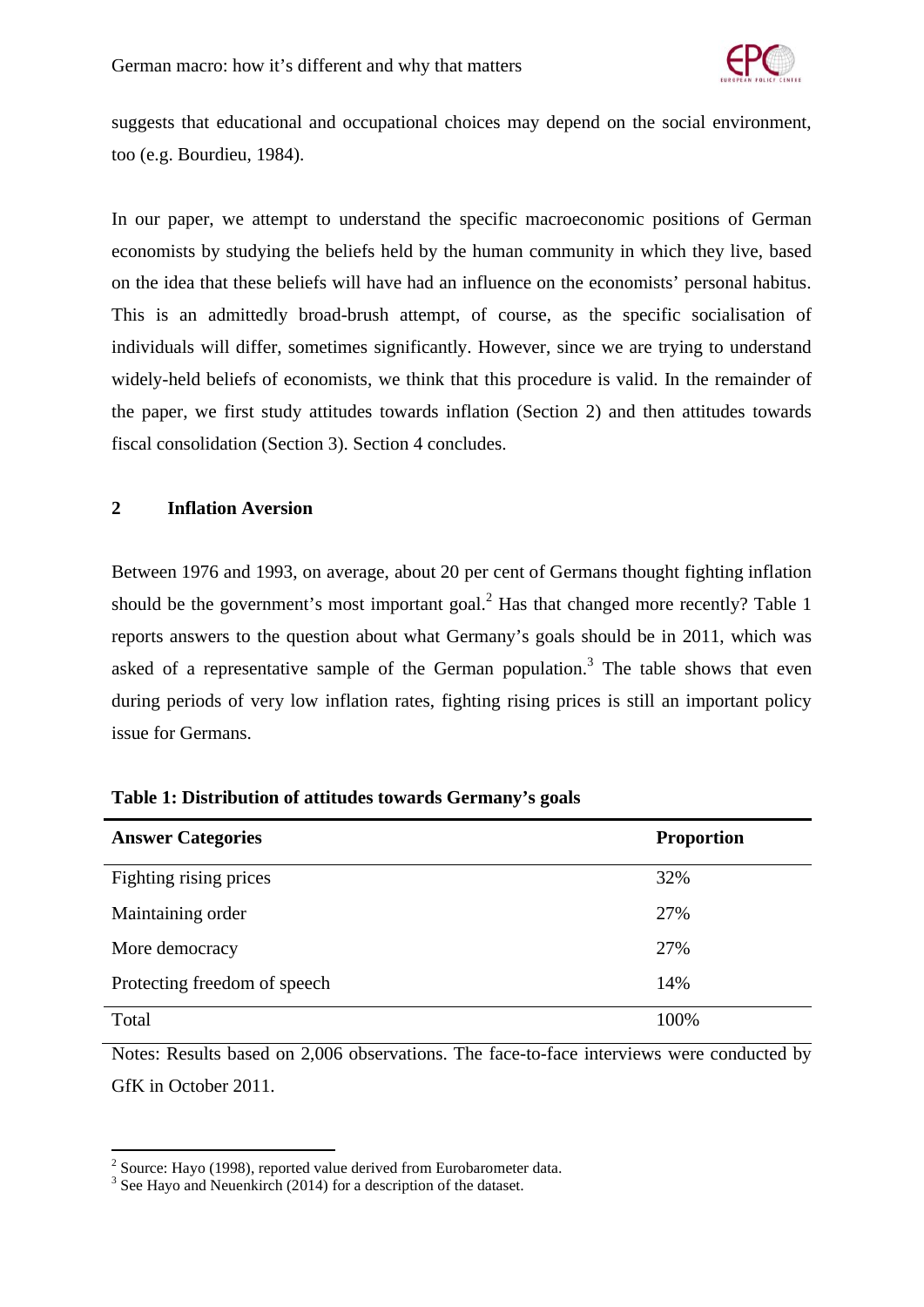suggests that educational and occupational choices may depend on the social environment, too (e.g. Bourdieu, 1984).

In our paper, we attempt to understand the specific macroeconomic positions of German economists by studying the beliefs held by the human community in which they live, based on the idea that these beliefs will have had an influence on the economists' personal habitus. This is an admittedly broad-brush attempt, of course, as the specific socialisation of individuals will differ, sometimes significantly. However, since we are trying to understand widely-held beliefs of economists, we think that this procedure is valid. In the remainder of the paper, we first study attitudes towards inflation (Section 2) and then attitudes towards fiscal consolidation (Section 3). Section 4 concludes.

## 2 Inflation Aversion

Between 1976 and 1993, on average, about 20 per cent of Germans thought fighting inflation should be the government's most important goal.[2] Has that changed more recently? Table 1 reports answers to the question about what Germany's goals should be in 2011, which was asked of a representative sample of the German population.[3] The table shows that even during periods of very low inflation rates, fighting rising prices is still an important policy issue for Germans.

**Table 1: Distribution of attitudes towards Germany's goals**

| Answer Categories | Proportion |
|---|---|
| Fighting rising prices | 32% |
| Maintaining order | 27% |
| More democracy | 27% |
| Protecting freedom of speech | 14% |
| Total | 100% |

Notes: Results based on 2,006 observations. The face-to-face interviews were conducted by GfK in October 2011.

[2] Source: Hayo (1998), reported value derived from Eurobarometer data.

[3] See Hayo and Neuenkirch (2014) for a description of the dataset.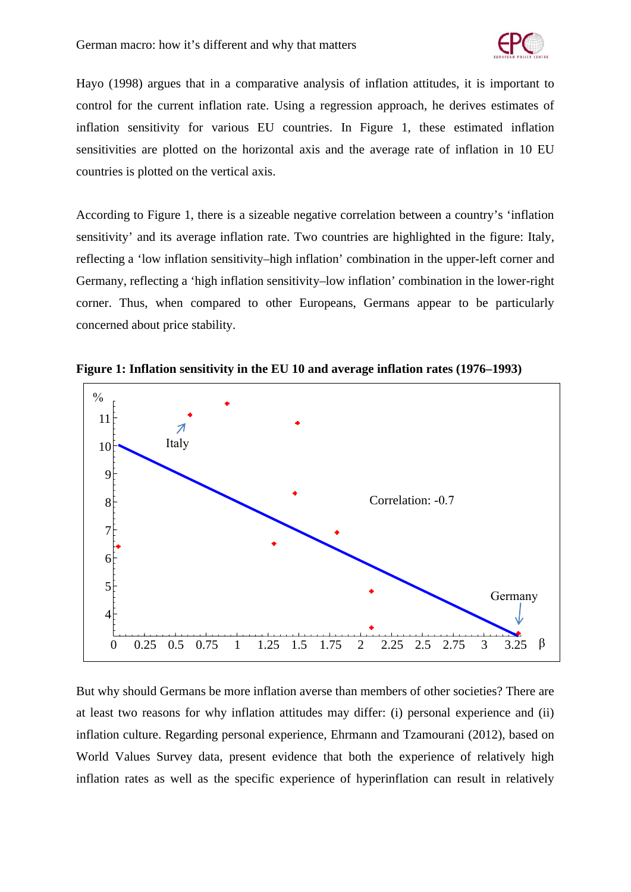Hayo (1998) argues that in a comparative analysis of inflation attitudes, it is important to control for the current inflation rate. Using a regression approach, he derives estimates of inflation sensitivity for various EU countries. In Figure 1, these estimated inflation sensitivities are plotted on the horizontal axis and the average rate of inflation in 10 EU countries is plotted on the vertical axis.

According to Figure 1, there is a sizeable negative correlation between a country's 'inflation sensitivity' and its average inflation rate. Two countries are highlighted in the figure: Italy, reflecting a 'low inflation sensitivity–high inflation' combination in the upper-left corner and Germany, reflecting a 'high inflation sensitivity–low inflation' combination in the lower-right corner. Thus, when compared to other Europeans, Germans appear to be particularly concerned about price stability.

**Figure 1: Inflation sensitivity in the EU 10 and average inflation rates (1976–1993)**

But why should Germans be more inflation averse than members of other societies? There are at least two reasons for why inflation attitudes may differ: (i) personal experience and (ii) inflation culture. Regarding personal experience, Ehrmann and Tzamourani (2012), based on World Values Survey data, present evidence that both the experience of relatively high inflation rates as well as the specific experience of hyperinflation can result in relatively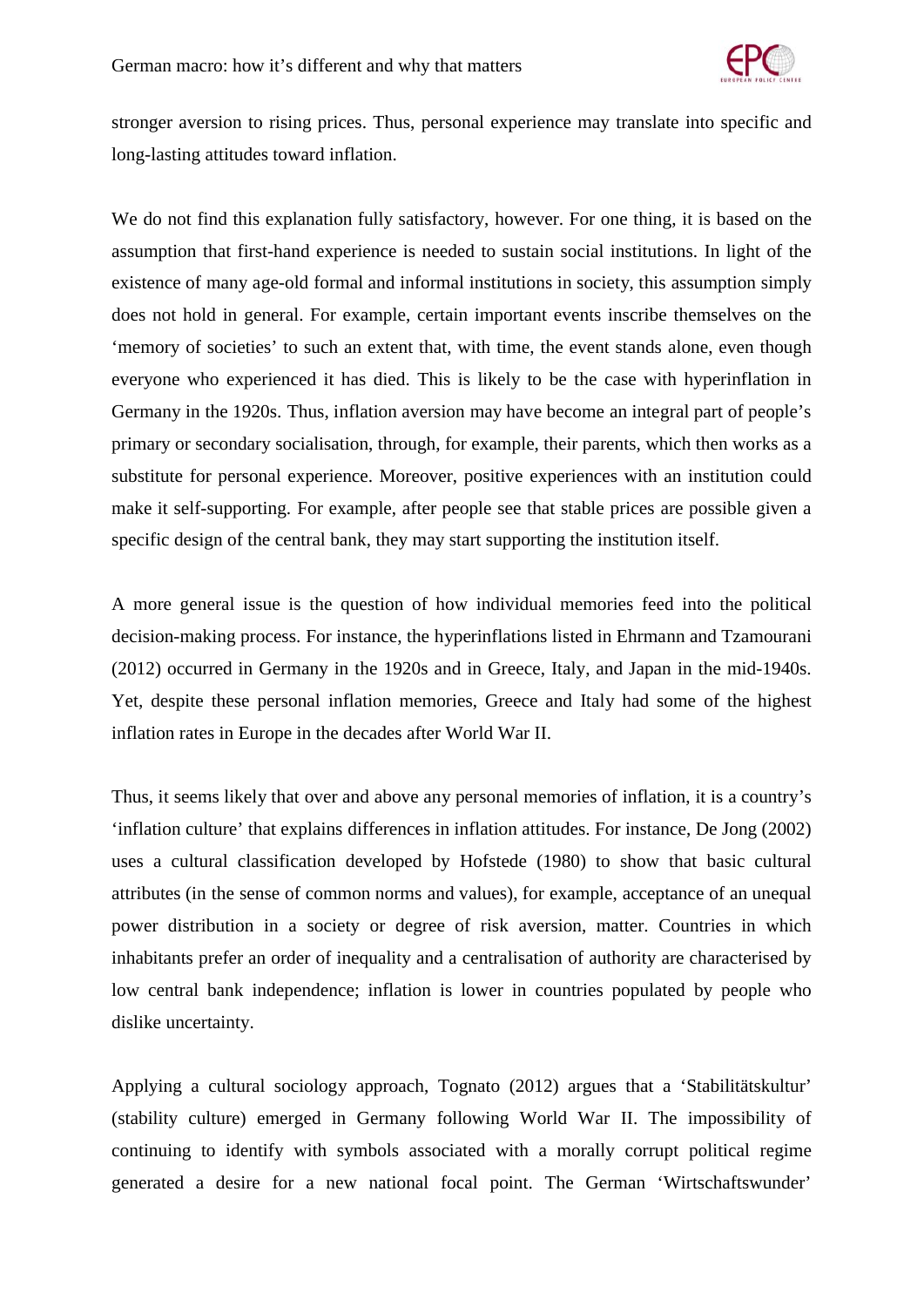stronger aversion to rising prices. Thus, personal experience may translate into specific and long-lasting attitudes toward inflation.

We do not find this explanation fully satisfactory, however. For one thing, it is based on the assumption that first-hand experience is needed to sustain social institutions. In light of the existence of many age-old formal and informal institutions in society, this assumption simply does not hold in general. For example, certain important events inscribe themselves on the 'memory of societies' to such an extent that, with time, the event stands alone, even though everyone who experienced it has died. This is likely to be the case with hyperinflation in Germany in the 1920s. Thus, inflation aversion may have become an integral part of people's primary or secondary socialisation, through, for example, their parents, which then works as a substitute for personal experience. Moreover, positive experiences with an institution could make it self-supporting. For example, after people see that stable prices are possible given a specific design of the central bank, they may start supporting the institution itself.

A more general issue is the question of how individual memories feed into the political decision-making process. For instance, the hyperinflations listed in Ehrmann and Tzamourani (2012) occurred in Germany in the 1920s and in Greece, Italy, and Japan in the mid-1940s. Yet, despite these personal inflation memories, Greece and Italy had some of the highest inflation rates in Europe in the decades after World War II.

Thus, it seems likely that over and above any personal memories of inflation, it is a country's 'inflation culture' that explains differences in inflation attitudes. For instance, De Jong (2002) uses a cultural classification developed by Hofstede (1980) to show that basic cultural attributes (in the sense of common norms and values), for example, acceptance of an unequal power distribution in a society or degree of risk aversion, matter. Countries in which inhabitants prefer an order of inequality and a centralisation of authority are characterised by low central bank independence; inflation is lower in countries populated by people who dislike uncertainty.

Applying a cultural sociology approach, Tognato (2012) argues that a 'Stabilitätskultur' (stability culture) emerged in Germany following World War II. The impossibility of continuing to identify with symbols associated with a morally corrupt political regime generated a desire for a new national focal point. The German 'Wirtschaftswunder'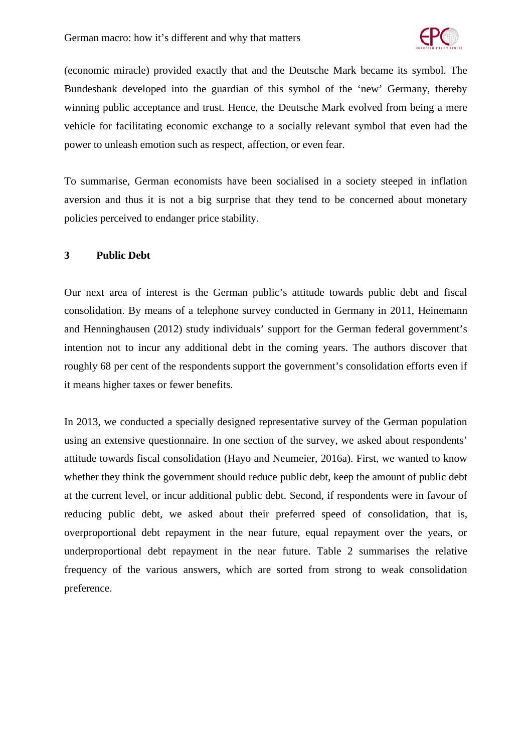(economic miracle) provided exactly that and the Deutsche Mark became its symbol. The Bundesbank developed into the guardian of this symbol of the 'new' Germany, thereby winning public acceptance and trust. Hence, the Deutsche Mark evolved from being a mere vehicle for facilitating economic exchange to a socially relevant symbol that even had the power to unleash emotion such as respect, affection, or even fear.

To summarise, German economists have been socialised in a society steeped in inflation aversion and thus it is not a big surprise that they tend to be concerned about monetary policies perceived to endanger price stability.

## 3 Public Debt

Our next area of interest is the German public's attitude towards public debt and fiscal consolidation. By means of a telephone survey conducted in Germany in 2011, Heinemann and Henninghausen (2012) study individuals' support for the German federal government's intention not to incur any additional debt in the coming years. The authors discover that roughly 68 per cent of the respondents support the government's consolidation efforts even if it means higher taxes or fewer benefits.

In 2013, we conducted a specially designed representative survey of the German population using an extensive questionnaire. In one section of the survey, we asked about respondents' attitude towards fiscal consolidation (Hayo and Neumeier, 2016a). First, we wanted to know whether they think the government should reduce public debt, keep the amount of public debt at the current level, or incur additional public debt. Second, if respondents were in favour of reducing public debt, we asked about their preferred speed of consolidation, that is, overproportional debt repayment in the near future, equal repayment over the years, or underproportional debt repayment in the near future. Table 2 summarises the relative frequency of the various answers, which are sorted from strong to weak consolidation preference.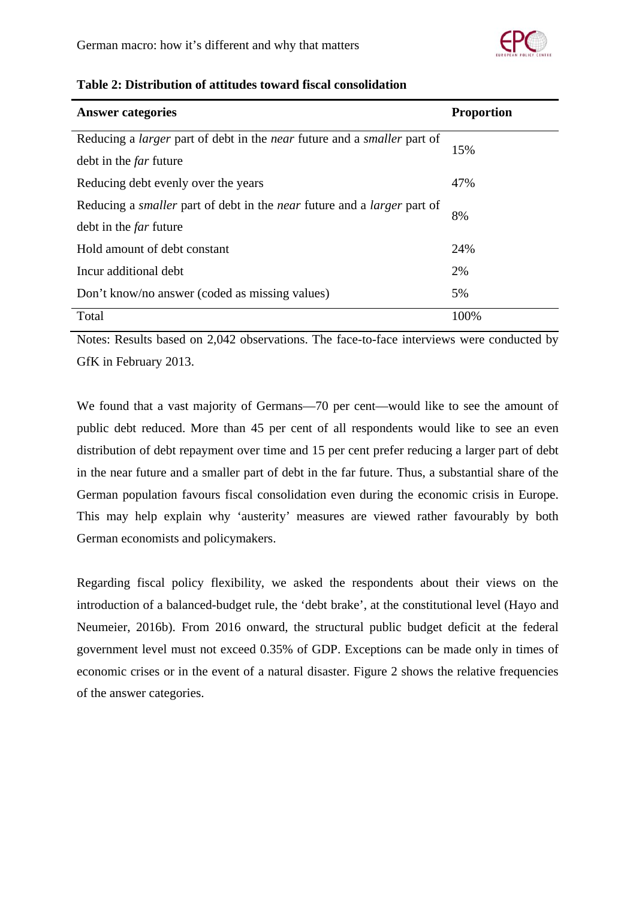**Table 2: Distribution of attitudes toward fiscal consolidation**

| Answer categories | Proportion |
|---|---|
| Reducing a *larger* part of debt in the *near* future and a *smaller* part of debt in the *far* future | 15% |
| Reducing debt evenly over the years | 47% |
| Reducing a *smaller* part of debt in the *near* future and a *larger* part of debt in the *far* future | 8% |
| Hold amount of debt constant | 24% |
| Incur additional debt | 2% |
| Don't know/no answer (coded as missing values) | 5% |
| Total | 100% |

Notes: Results based on 2,042 observations. The face-to-face interviews were conducted by GfK in February 2013.

We found that a vast majority of Germans—70 per cent—would like to see the amount of public debt reduced. More than 45 per cent of all respondents would like to see an even distribution of debt repayment over time and 15 per cent prefer reducing a larger part of debt in the near future and a smaller part of debt in the far future. Thus, a substantial share of the German population favours fiscal consolidation even during the economic crisis in Europe. This may help explain why 'austerity' measures are viewed rather favourably by both German economists and policymakers.

Regarding fiscal policy flexibility, we asked the respondents about their views on the introduction of a balanced-budget rule, the 'debt brake', at the constitutional level (Hayo and Neumeier, 2016b). From 2016 onward, the structural public budget deficit at the federal government level must not exceed 0.35% of GDP. Exceptions can be made only in times of economic crises or in the event of a natural disaster. Figure 2 shows the relative frequencies of the answer categories.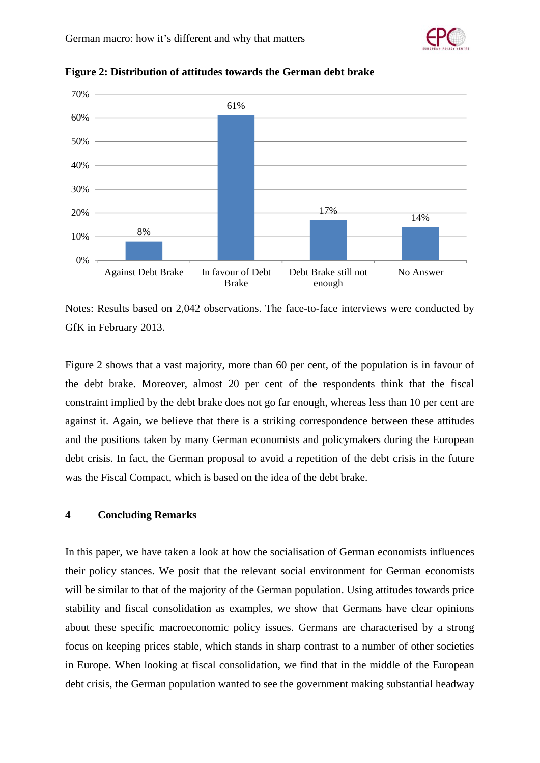**Figure 2: Distribution of attitudes towards the German debt brake**

| Against Debt Brake | In favour of Debt Brake | Debt Brake still not enough | No Answer |
|---|---|---|---|
| 8% | 61% | 17% | 14% |

Notes: Results based on 2,042 observations. The face-to-face interviews were conducted by GfK in February 2013.

Figure 2 shows that a vast majority, more than 60 per cent, of the population is in favour of the debt brake. Moreover, almost 20 per cent of the respondents think that the fiscal constraint implied by the debt brake does not go far enough, whereas less than 10 per cent are against it. Again, we believe that there is a striking correspondence between these attitudes and the positions taken by many German economists and policymakers during the European debt crisis. In fact, the German proposal to avoid a repetition of the debt crisis in the future was the Fiscal Compact, which is based on the idea of the debt brake.

## 4 Concluding Remarks

In this paper, we have taken a look at how the socialisation of German economists influences their policy stances. We posit that the relevant social environment for German economists will be similar to that of the majority of the German population. Using attitudes towards price stability and fiscal consolidation as examples, we show that Germans have clear opinions about these specific macroeconomic policy issues. Germans are characterised by a strong focus on keeping prices stable, which stands in sharp contrast to a number of other societies in Europe. When looking at fiscal consolidation, we find that in the middle of the European debt crisis, the German population wanted to see the government making substantial headway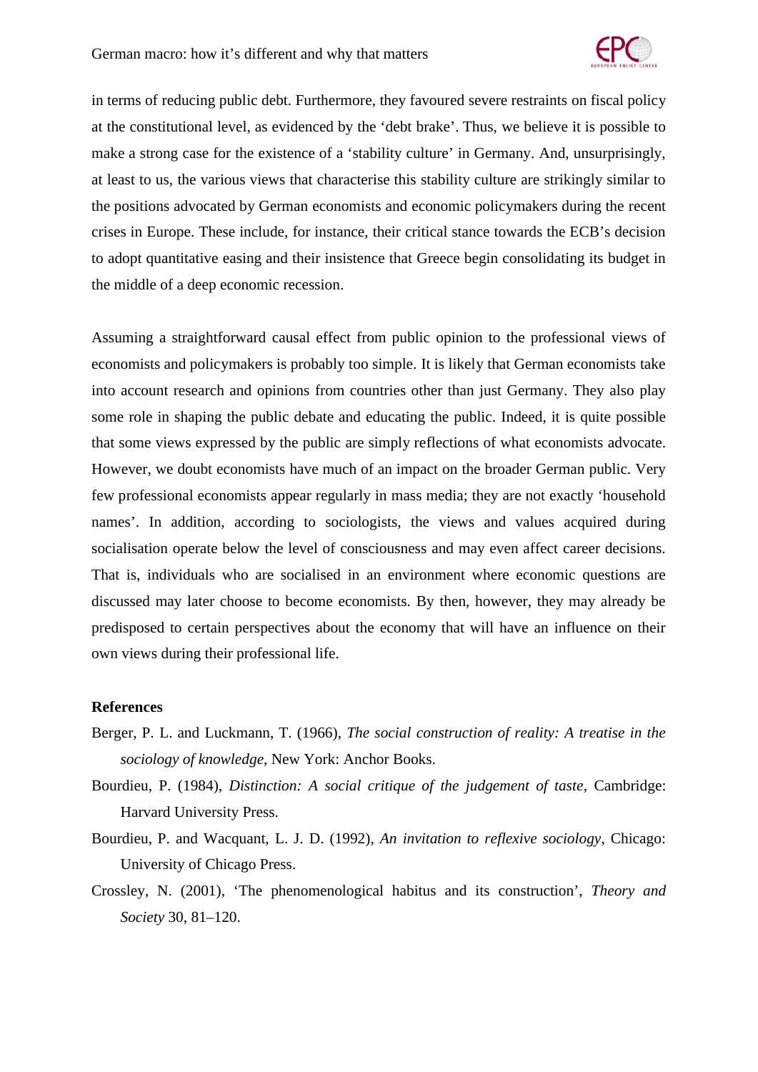in terms of reducing public debt. Furthermore, they favoured severe restraints on fiscal policy at the constitutional level, as evidenced by the 'debt brake'. Thus, we believe it is possible to make a strong case for the existence of a 'stability culture' in Germany. And, unsurprisingly, at least to us, the various views that characterise this stability culture are strikingly similar to the positions advocated by German economists and economic policymakers during the recent crises in Europe. These include, for instance, their critical stance towards the ECB's decision to adopt quantitative easing and their insistence that Greece begin consolidating its budget in the middle of a deep economic recession.

Assuming a straightforward causal effect from public opinion to the professional views of economists and policymakers is probably too simple. It is likely that German economists take into account research and opinions from countries other than just Germany. They also play some role in shaping the public debate and educating the public. Indeed, it is quite possible that some views expressed by the public are simply reflections of what economists advocate. However, we doubt economists have much of an impact on the broader German public. Very few professional economists appear regularly in mass media; they are not exactly 'household names'. In addition, according to sociologists, the views and values acquired during socialisation operate below the level of consciousness and may even affect career decisions. That is, individuals who are socialised in an environment where economic questions are discussed may later choose to become economists. By then, however, they may already be predisposed to certain perspectives about the economy that will have an influence on their own views during their professional life.

**References**

Berger, P. L. and Luckmann, T. (1966), *The social construction of reality: A treatise in the sociology of knowledge*, New York: Anchor Books.

Bourdieu, P. (1984), *Distinction: A social critique of the judgement of taste*, Cambridge: Harvard University Press.

Bourdieu, P. and Wacquant, L. J. D. (1992), *An invitation to reflexive sociology*, Chicago: University of Chicago Press.

Crossley, N. (2001), 'The phenomenological habitus and its construction', *Theory and Society* 30, 81–120.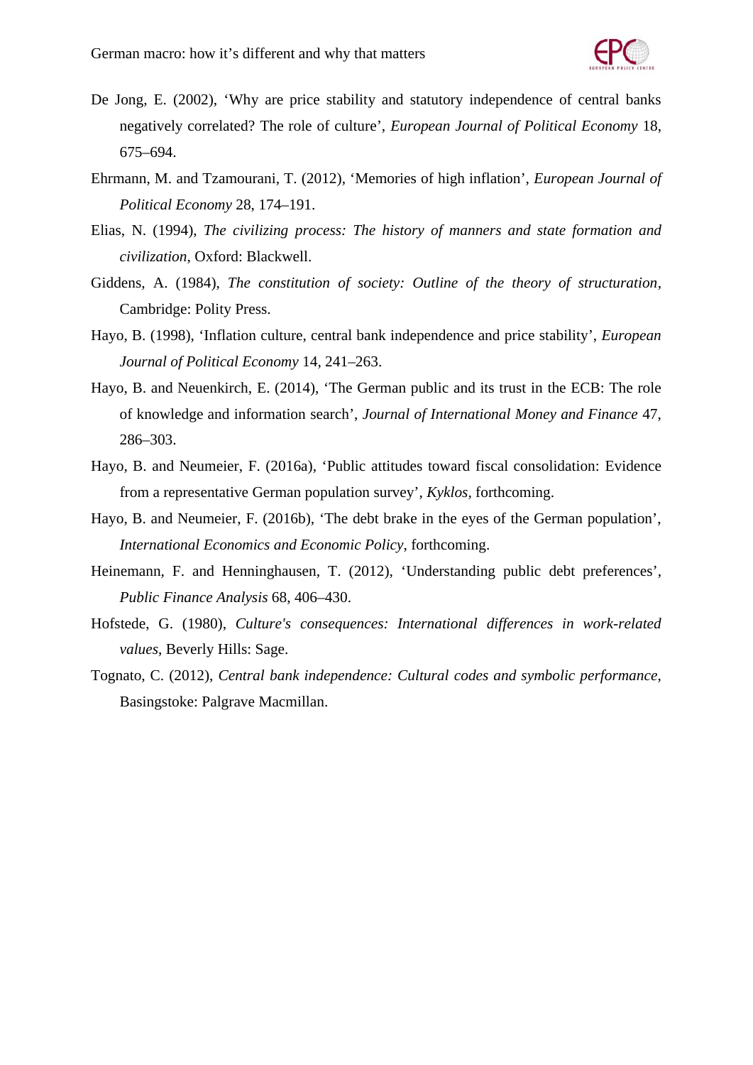De Jong, E. (2002), ‘Why are price stability and statutory independence of central banks negatively correlated? The role of culture’, *European Journal of Political Economy* 18, 675–694.

Ehrmann, M. and Tzamourani, T. (2012), ‘Memories of high inflation’, *European Journal of Political Economy* 28, 174–191.

Elias, N. (1994), *The civilizing process: The history of manners and state formation and civilization*, Oxford: Blackwell.

Giddens, A. (1984), *The constitution of society: Outline of the theory of structuration*, Cambridge: Polity Press.

Hayo, B. (1998), ‘Inflation culture, central bank independence and price stability’, *European Journal of Political Economy* 14, 241–263.

Hayo, B. and Neuenkirch, E. (2014), ‘The German public and its trust in the ECB: The role of knowledge and information search’, *Journal of International Money and Finance* 47, 286–303.

Hayo, B. and Neumeier, F. (2016a), ‘Public attitudes toward fiscal consolidation: Evidence from a representative German population survey’, *Kyklos*, forthcoming.

Hayo, B. and Neumeier, F. (2016b), ‘The debt brake in the eyes of the German population’, *International Economics and Economic Policy*, forthcoming.

Heinemann, F. and Henninghausen, T. (2012), ‘Understanding public debt preferences’, *Public Finance Analysis* 68, 406–430.

Hofstede, G. (1980), *Culture's consequences: International differences in work-related values*, Beverly Hills: Sage.

Tognato, C. (2012), *Central bank independence: Cultural codes and symbolic performance*, Basingstoke: Palgrave Macmillan.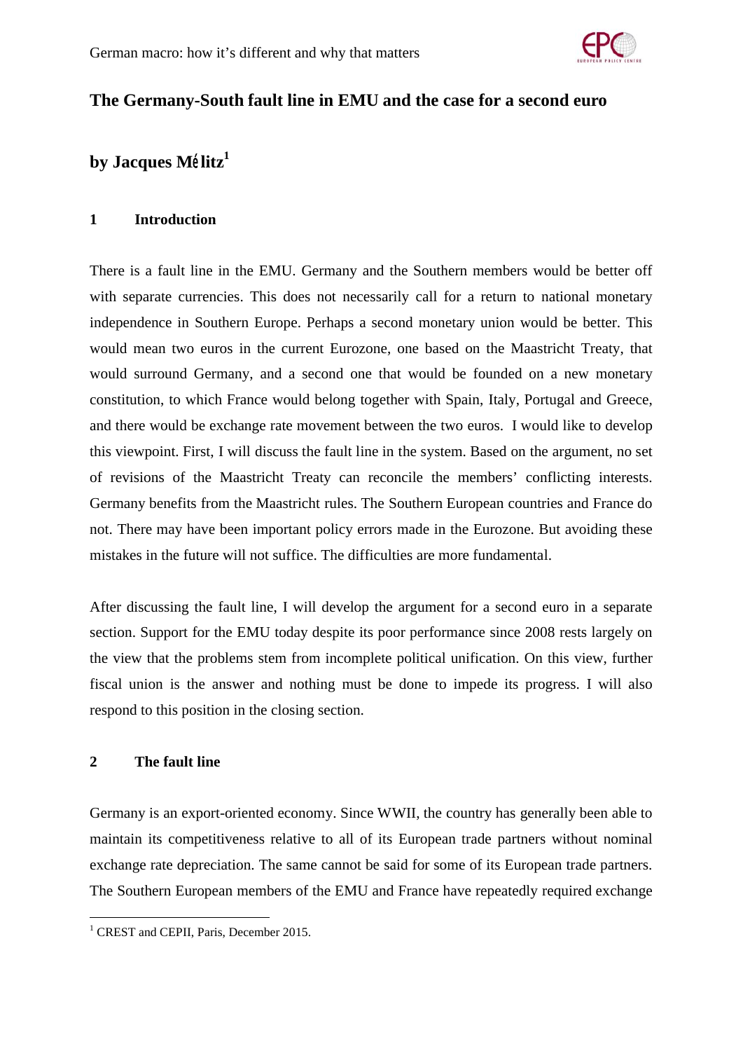## The Germany-South fault line in EMU and the case for a second euro

### by Jacques Mélitz[1]

### 1 Introduction

There is a fault line in the EMU. Germany and the Southern members would be better off with separate currencies. This does not necessarily call for a return to national monetary independence in Southern Europe. Perhaps a second monetary union would be better. This would mean two euros in the current Eurozone, one based on the Maastricht Treaty, that would surround Germany, and a second one that would be founded on a new monetary constitution, to which France would belong together with Spain, Italy, Portugal and Greece, and there would be exchange rate movement between the two euros. I would like to develop this viewpoint. First, I will discuss the fault line in the system. Based on the argument, no set of revisions of the Maastricht Treaty can reconcile the members' conflicting interests. Germany benefits from the Maastricht rules. The Southern European countries and France do not. There may have been important policy errors made in the Eurozone. But avoiding these mistakes in the future will not suffice. The difficulties are more fundamental.

After discussing the fault line, I will develop the argument for a second euro in a separate section. Support for the EMU today despite its poor performance since 2008 rests largely on the view that the problems stem from incomplete political unification. On this view, further fiscal union is the answer and nothing must be done to impede its progress. I will also respond to this position in the closing section.

### 2 The fault line

Germany is an export-oriented economy. Since WWII, the country has generally been able to maintain its competitiveness relative to all of its European trade partners without nominal exchange rate depreciation. The same cannot be said for some of its European trade partners. The Southern European members of the EMU and France have repeatedly required exchange

[1] CREST and CEPII, Paris, December 2015.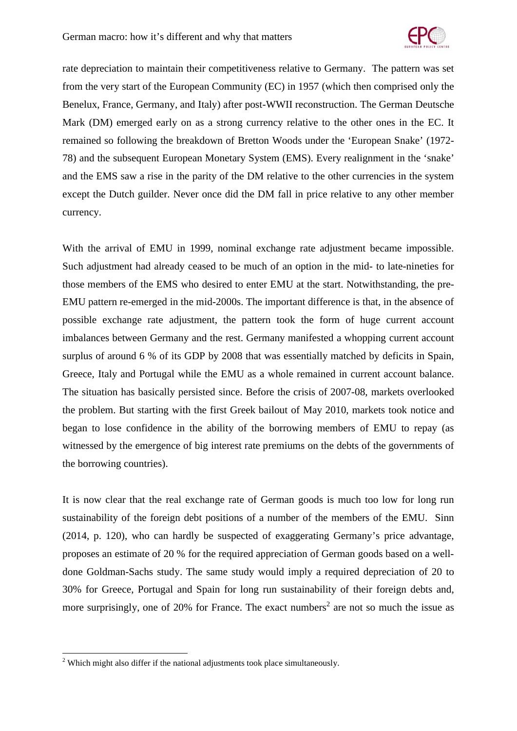rate depreciation to maintain their competitiveness relative to Germany. The pattern was set from the very start of the European Community (EC) in 1957 (which then comprised only the Benelux, France, Germany, and Italy) after post-WWII reconstruction. The German Deutsche Mark (DM) emerged early on as a strong currency relative to the other ones in the EC. It remained so following the breakdown of Bretton Woods under the 'European Snake' (1972-78) and the subsequent European Monetary System (EMS). Every realignment in the 'snake' and the EMS saw a rise in the parity of the DM relative to the other currencies in the system except the Dutch guilder. Never once did the DM fall in price relative to any other member currency.

With the arrival of EMU in 1999, nominal exchange rate adjustment became impossible. Such adjustment had already ceased to be much of an option in the mid- to late-nineties for those members of the EMS who desired to enter EMU at the start. Notwithstanding, the pre-EMU pattern re-emerged in the mid-2000s. The important difference is that, in the absence of possible exchange rate adjustment, the pattern took the form of huge current account imbalances between Germany and the rest. Germany manifested a whopping current account surplus of around 6 % of its GDP by 2008 that was essentially matched by deficits in Spain, Greece, Italy and Portugal while the EMU as a whole remained in current account balance. The situation has basically persisted since. Before the crisis of 2007-08, markets overlooked the problem. But starting with the first Greek bailout of May 2010, markets took notice and began to lose confidence in the ability of the borrowing members of EMU to repay (as witnessed by the emergence of big interest rate premiums on the debts of the governments of the borrowing countries).

It is now clear that the real exchange rate of German goods is much too low for long run sustainability of the foreign debt positions of a number of the members of the EMU. Sinn (2014, p. 120), who can hardly be suspected of exaggerating Germany's price advantage, proposes an estimate of 20 % for the required appreciation of German goods based on a well-done Goldman-Sachs study. The same study would imply a required depreciation of 20 to 30% for Greece, Portugal and Spain for long run sustainability of their foreign debts and, more surprisingly, one of 20% for France. The exact numbers[2] are not so much the issue as

[2] Which might also differ if the national adjustments took place simultaneously.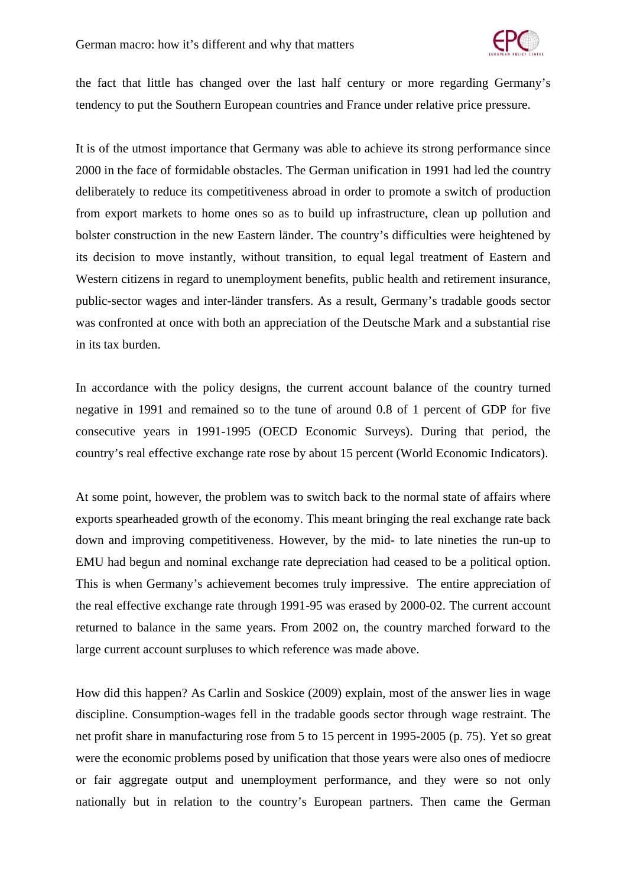the fact that little has changed over the last half century or more regarding Germany's tendency to put the Southern European countries and France under relative price pressure.

It is of the utmost importance that Germany was able to achieve its strong performance since 2000 in the face of formidable obstacles. The German unification in 1991 had led the country deliberately to reduce its competitiveness abroad in order to promote a switch of production from export markets to home ones so as to build up infrastructure, clean up pollution and bolster construction in the new Eastern länder. The country's difficulties were heightened by its decision to move instantly, without transition, to equal legal treatment of Eastern and Western citizens in regard to unemployment benefits, public health and retirement insurance, public-sector wages and inter-länder transfers. As a result, Germany's tradable goods sector was confronted at once with both an appreciation of the Deutsche Mark and a substantial rise in its tax burden.

In accordance with the policy designs, the current account balance of the country turned negative in 1991 and remained so to the tune of around 0.8 of 1 percent of GDP for five consecutive years in 1991-1995 (OECD Economic Surveys). During that period, the country's real effective exchange rate rose by about 15 percent (World Economic Indicators).

At some point, however, the problem was to switch back to the normal state of affairs where exports spearheaded growth of the economy. This meant bringing the real exchange rate back down and improving competitiveness. However, by the mid- to late nineties the run-up to EMU had begun and nominal exchange rate depreciation had ceased to be a political option. This is when Germany's achievement becomes truly impressive. The entire appreciation of the real effective exchange rate through 1991-95 was erased by 2000-02. The current account returned to balance in the same years. From 2002 on, the country marched forward to the large current account surpluses to which reference was made above.

How did this happen? As Carlin and Soskice (2009) explain, most of the answer lies in wage discipline. Consumption-wages fell in the tradable goods sector through wage restraint. The net profit share in manufacturing rose from 5 to 15 percent in 1995-2005 (p. 75). Yet so great were the economic problems posed by unification that those years were also ones of mediocre or fair aggregate output and unemployment performance, and they were so not only nationally but in relation to the country's European partners. Then came the German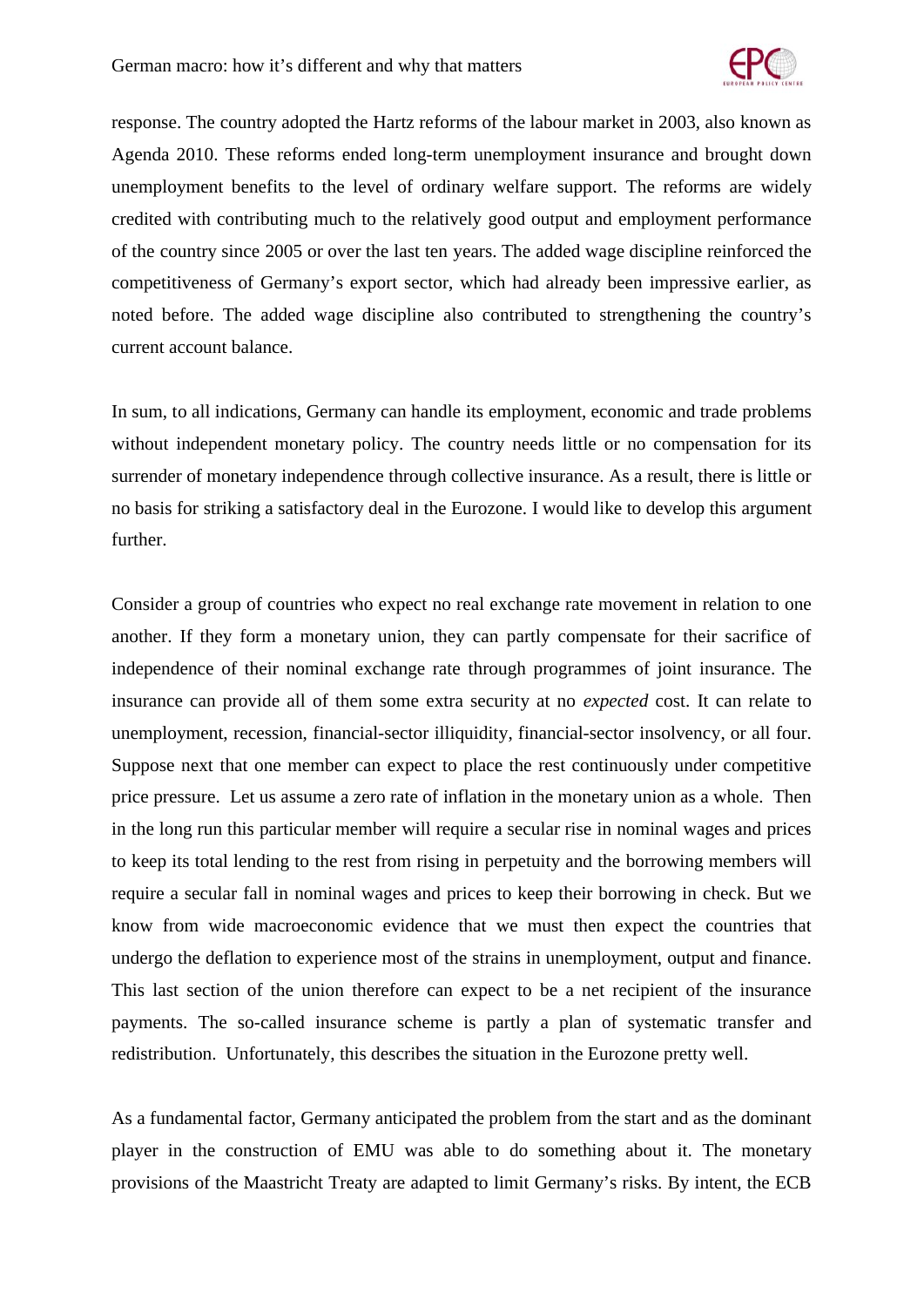response. The country adopted the Hartz reforms of the labour market in 2003, also known as Agenda 2010. These reforms ended long-term unemployment insurance and brought down unemployment benefits to the level of ordinary welfare support. The reforms are widely credited with contributing much to the relatively good output and employment performance of the country since 2005 or over the last ten years. The added wage discipline reinforced the competitiveness of Germany's export sector, which had already been impressive earlier, as noted before. The added wage discipline also contributed to strengthening the country's current account balance.

In sum, to all indications, Germany can handle its employment, economic and trade problems without independent monetary policy. The country needs little or no compensation for its surrender of monetary independence through collective insurance. As a result, there is little or no basis for striking a satisfactory deal in the Eurozone. I would like to develop this argument further.

Consider a group of countries who expect no real exchange rate movement in relation to one another. If they form a monetary union, they can partly compensate for their sacrifice of independence of their nominal exchange rate through programmes of joint insurance. The insurance can provide all of them some extra security at no *expected* cost. It can relate to unemployment, recession, financial-sector illiquidity, financial-sector insolvency, or all four. Suppose next that one member can expect to place the rest continuously under competitive price pressure. Let us assume a zero rate of inflation in the monetary union as a whole. Then in the long run this particular member will require a secular rise in nominal wages and prices to keep its total lending to the rest from rising in perpetuity and the borrowing members will require a secular fall in nominal wages and prices to keep their borrowing in check. But we know from wide macroeconomic evidence that we must then expect the countries that undergo the deflation to experience most of the strains in unemployment, output and finance. This last section of the union therefore can expect to be a net recipient of the insurance payments. The so-called insurance scheme is partly a plan of systematic transfer and redistribution. Unfortunately, this describes the situation in the Eurozone pretty well.

As a fundamental factor, Germany anticipated the problem from the start and as the dominant player in the construction of EMU was able to do something about it. The monetary provisions of the Maastricht Treaty are adapted to limit Germany's risks. By intent, the ECB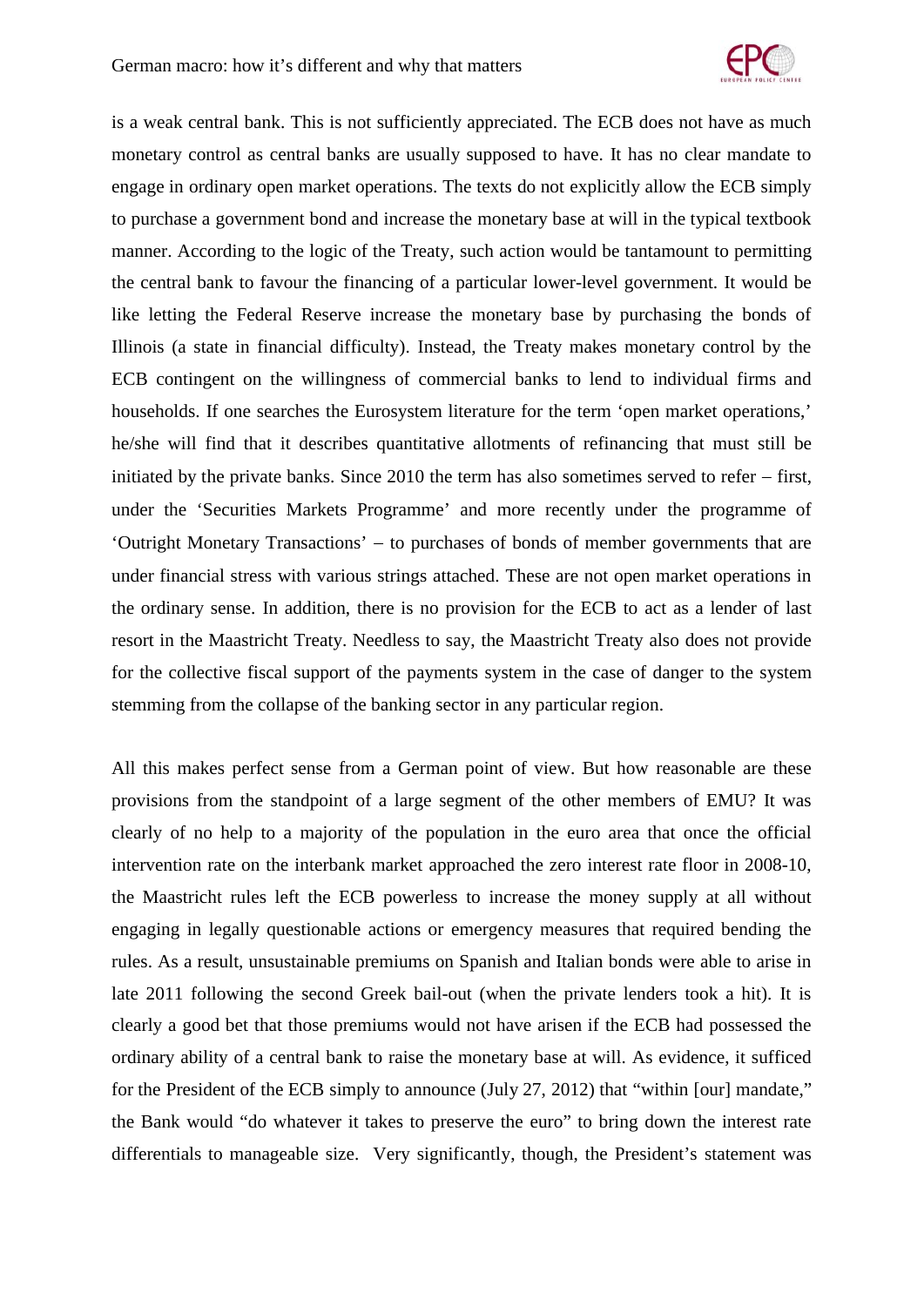is a weak central bank. This is not sufficiently appreciated. The ECB does not have as much monetary control as central banks are usually supposed to have. It has no clear mandate to engage in ordinary open market operations. The texts do not explicitly allow the ECB simply to purchase a government bond and increase the monetary base at will in the typical textbook manner. According to the logic of the Treaty, such action would be tantamount to permitting the central bank to favour the financing of a particular lower-level government. It would be like letting the Federal Reserve increase the monetary base by purchasing the bonds of Illinois (a state in financial difficulty). Instead, the Treaty makes monetary control by the ECB contingent on the willingness of commercial banks to lend to individual firms and households. If one searches the Eurosystem literature for the term 'open market operations,' he/she will find that it describes quantitative allotments of refinancing that must still be initiated by the private banks. Since 2010 the term has also sometimes served to refer – first, under the 'Securities Markets Programme' and more recently under the programme of 'Outright Monetary Transactions' – to purchases of bonds of member governments that are under financial stress with various strings attached. These are not open market operations in the ordinary sense. In addition, there is no provision for the ECB to act as a lender of last resort in the Maastricht Treaty. Needless to say, the Maastricht Treaty also does not provide for the collective fiscal support of the payments system in the case of danger to the system stemming from the collapse of the banking sector in any particular region.

All this makes perfect sense from a German point of view. But how reasonable are these provisions from the standpoint of a large segment of the other members of EMU? It was clearly of no help to a majority of the population in the euro area that once the official intervention rate on the interbank market approached the zero interest rate floor in 2008-10, the Maastricht rules left the ECB powerless to increase the money supply at all without engaging in legally questionable actions or emergency measures that required bending the rules. As a result, unsustainable premiums on Spanish and Italian bonds were able to arise in late 2011 following the second Greek bail-out (when the private lenders took a hit). It is clearly a good bet that those premiums would not have arisen if the ECB had possessed the ordinary ability of a central bank to raise the monetary base at will. As evidence, it sufficed for the President of the ECB simply to announce (July 27, 2012) that "within [our] mandate," the Bank would "do whatever it takes to preserve the euro" to bring down the interest rate differentials to manageable size. Very significantly, though, the President's statement was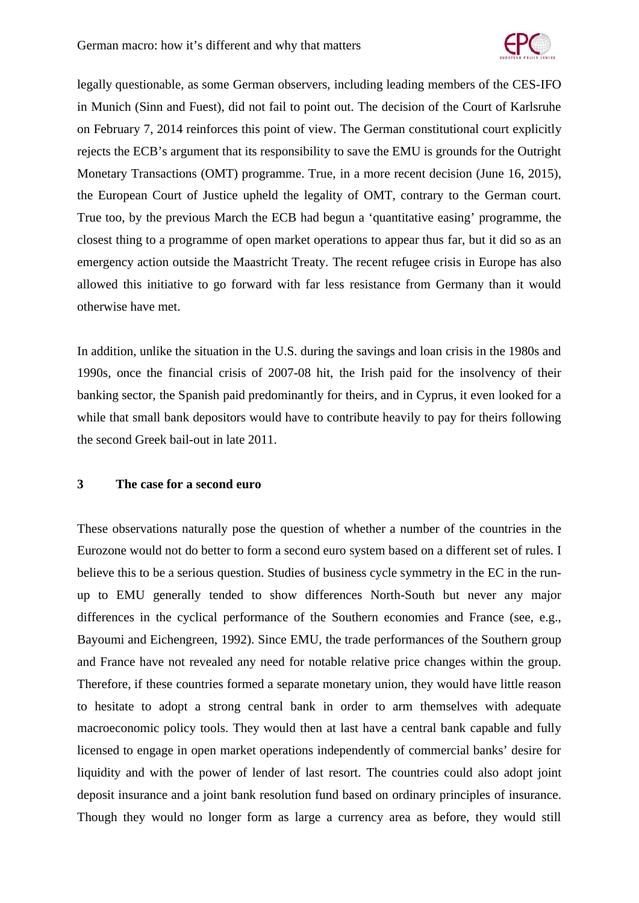legally questionable, as some German observers, including leading members of the CES-IFO in Munich (Sinn and Fuest), did not fail to point out. The decision of the Court of Karlsruhe on February 7, 2014 reinforces this point of view. The German constitutional court explicitly rejects the ECB's argument that its responsibility to save the EMU is grounds for the Outright Monetary Transactions (OMT) programme. True, in a more recent decision (June 16, 2015), the European Court of Justice upheld the legality of OMT, contrary to the German court. True too, by the previous March the ECB had begun a 'quantitative easing' programme, the closest thing to a programme of open market operations to appear thus far, but it did so as an emergency action outside the Maastricht Treaty. The recent refugee crisis in Europe has also allowed this initiative to go forward with far less resistance from Germany than it would otherwise have met.

In addition, unlike the situation in the U.S. during the savings and loan crisis in the 1980s and 1990s, once the financial crisis of 2007-08 hit, the Irish paid for the insolvency of their banking sector, the Spanish paid predominantly for theirs, and in Cyprus, it even looked for a while that small bank depositors would have to contribute heavily to pay for theirs following the second Greek bail-out in late 2011.

## 3 The case for a second euro

These observations naturally pose the question of whether a number of the countries in the Eurozone would not do better to form a second euro system based on a different set of rules. I believe this to be a serious question. Studies of business cycle symmetry in the EC in the run-up to EMU generally tended to show differences North-South but never any major differences in the cyclical performance of the Southern economies and France (see, e.g., Bayoumi and Eichengreen, 1992). Since EMU, the trade performances of the Southern group and France have not revealed any need for notable relative price changes within the group. Therefore, if these countries formed a separate monetary union, they would have little reason to hesitate to adopt a strong central bank in order to arm themselves with adequate macroeconomic policy tools. They would then at last have a central bank capable and fully licensed to engage in open market operations independently of commercial banks' desire for liquidity and with the power of lender of last resort. The countries could also adopt joint deposit insurance and a joint bank resolution fund based on ordinary principles of insurance. Though they would no longer form as large a currency area as before, they would still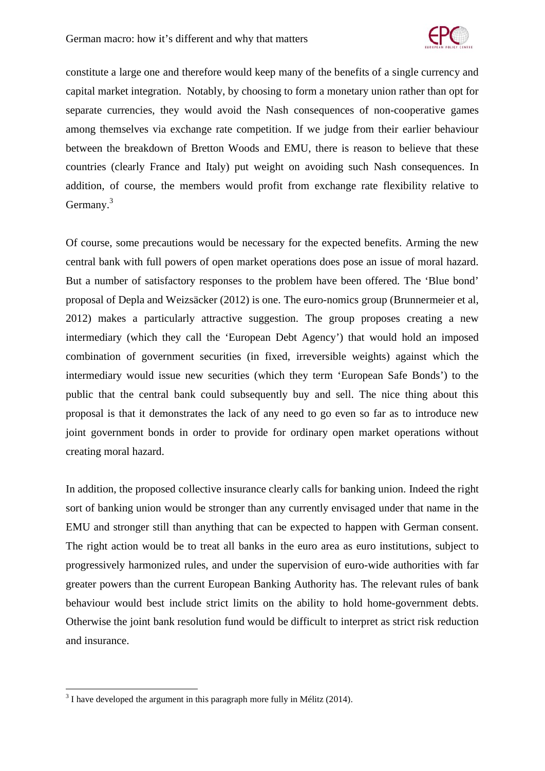constitute a large one and therefore would keep many of the benefits of a single currency and capital market integration. Notably, by choosing to form a monetary union rather than opt for separate currencies, they would avoid the Nash consequences of non-cooperative games among themselves via exchange rate competition. If we judge from their earlier behaviour between the breakdown of Bretton Woods and EMU, there is reason to believe that these countries (clearly France and Italy) put weight on avoiding such Nash consequences. In addition, of course, the members would profit from exchange rate flexibility relative to Germany.[3]

Of course, some precautions would be necessary for the expected benefits. Arming the new central bank with full powers of open market operations does pose an issue of moral hazard. But a number of satisfactory responses to the problem have been offered. The 'Blue bond' proposal of Depla and Weizsäcker (2012) is one. The euro-nomics group (Brunnermeier et al, 2012) makes a particularly attractive suggestion. The group proposes creating a new intermediary (which they call the 'European Debt Agency') that would hold an imposed combination of government securities (in fixed, irreversible weights) against which the intermediary would issue new securities (which they term 'European Safe Bonds') to the public that the central bank could subsequently buy and sell. The nice thing about this proposal is that it demonstrates the lack of any need to go even so far as to introduce new joint government bonds in order to provide for ordinary open market operations without creating moral hazard.

In addition, the proposed collective insurance clearly calls for banking union. Indeed the right sort of banking union would be stronger than any currently envisaged under that name in the EMU and stronger still than anything that can be expected to happen with German consent. The right action would be to treat all banks in the euro area as euro institutions, subject to progressively harmonized rules, and under the supervision of euro-wide authorities with far greater powers than the current European Banking Authority has. The relevant rules of bank behaviour would best include strict limits on the ability to hold home-government debts. Otherwise the joint bank resolution fund would be difficult to interpret as strict risk reduction and insurance.

[3] I have developed the argument in this paragraph more fully in Mélitz (2014).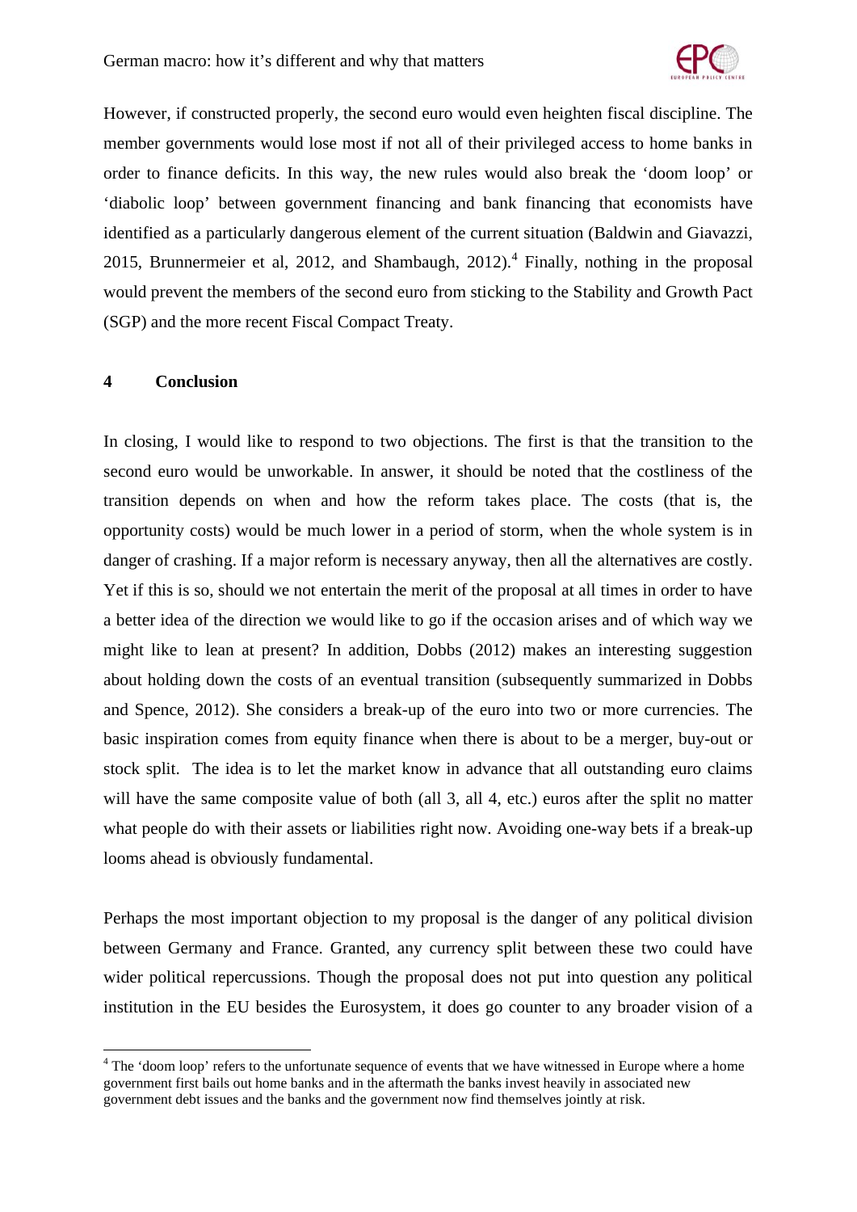However, if constructed properly, the second euro would even heighten fiscal discipline. The member governments would lose most if not all of their privileged access to home banks in order to finance deficits. In this way, the new rules would also break the 'doom loop' or 'diabolic loop' between government financing and bank financing that economists have identified as a particularly dangerous element of the current situation (Baldwin and Giavazzi, 2015, Brunnermeier et al, 2012, and Shambaugh, 2012).[4] Finally, nothing in the proposal would prevent the members of the second euro from sticking to the Stability and Growth Pact (SGP) and the more recent Fiscal Compact Treaty.

## 4 Conclusion

In closing, I would like to respond to two objections. The first is that the transition to the second euro would be unworkable. In answer, it should be noted that the costliness of the transition depends on when and how the reform takes place. The costs (that is, the opportunity costs) would be much lower in a period of storm, when the whole system is in danger of crashing. If a major reform is necessary anyway, then all the alternatives are costly. Yet if this is so, should we not entertain the merit of the proposal at all times in order to have a better idea of the direction we would like to go if the occasion arises and of which way we might like to lean at present? In addition, Dobbs (2012) makes an interesting suggestion about holding down the costs of an eventual transition (subsequently summarized in Dobbs and Spence, 2012). She considers a break-up of the euro into two or more currencies. The basic inspiration comes from equity finance when there is about to be a merger, buy-out or stock split. The idea is to let the market know in advance that all outstanding euro claims will have the same composite value of both (all 3, all 4, etc.) euros after the split no matter what people do with their assets or liabilities right now. Avoiding one-way bets if a break-up looms ahead is obviously fundamental.

Perhaps the most important objection to my proposal is the danger of any political division between Germany and France. Granted, any currency split between these two could have wider political repercussions. Though the proposal does not put into question any political institution in the EU besides the Eurosystem, it does go counter to any broader vision of a

[4] The 'doom loop' refers to the unfortunate sequence of events that we have witnessed in Europe where a home government first bails out home banks and in the aftermath the banks invest heavily in associated new government debt issues and the banks and the government now find themselves jointly at risk.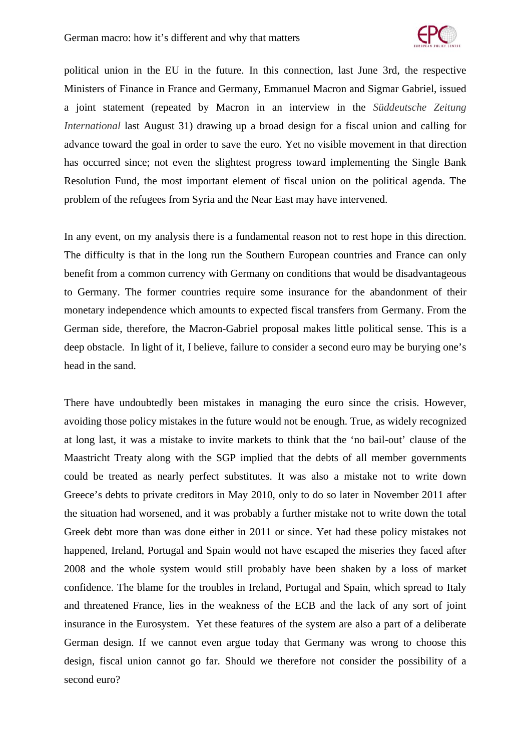political union in the EU in the future. In this connection, last June 3rd, the respective Ministers of Finance in France and Germany, Emmanuel Macron and Sigmar Gabriel, issued a joint statement (repeated by Macron in an interview in the *Süddeutsche Zeitung International* last August 31) drawing up a broad design for a fiscal union and calling for advance toward the goal in order to save the euro. Yet no visible movement in that direction has occurred since; not even the slightest progress toward implementing the Single Bank Resolution Fund, the most important element of fiscal union on the political agenda. The problem of the refugees from Syria and the Near East may have intervened.

In any event, on my analysis there is a fundamental reason not to rest hope in this direction. The difficulty is that in the long run the Southern European countries and France can only benefit from a common currency with Germany on conditions that would be disadvantageous to Germany. The former countries require some insurance for the abandonment of their monetary independence which amounts to expected fiscal transfers from Germany. From the German side, therefore, the Macron-Gabriel proposal makes little political sense. This is a deep obstacle. In light of it, I believe, failure to consider a second euro may be burying one's head in the sand.

There have undoubtedly been mistakes in managing the euro since the crisis. However, avoiding those policy mistakes in the future would not be enough. True, as widely recognized at long last, it was a mistake to invite markets to think that the 'no bail-out' clause of the Maastricht Treaty along with the SGP implied that the debts of all member governments could be treated as nearly perfect substitutes. It was also a mistake not to write down Greece's debts to private creditors in May 2010, only to do so later in November 2011 after the situation had worsened, and it was probably a further mistake not to write down the total Greek debt more than was done either in 2011 or since. Yet had these policy mistakes not happened, Ireland, Portugal and Spain would not have escaped the miseries they faced after 2008 and the whole system would still probably have been shaken by a loss of market confidence. The blame for the troubles in Ireland, Portugal and Spain, which spread to Italy and threatened France, lies in the weakness of the ECB and the lack of any sort of joint insurance in the Eurosystem. Yet these features of the system are also a part of a deliberate German design. If we cannot even argue today that Germany was wrong to choose this design, fiscal union cannot go far. Should we therefore not consider the possibility of a second euro?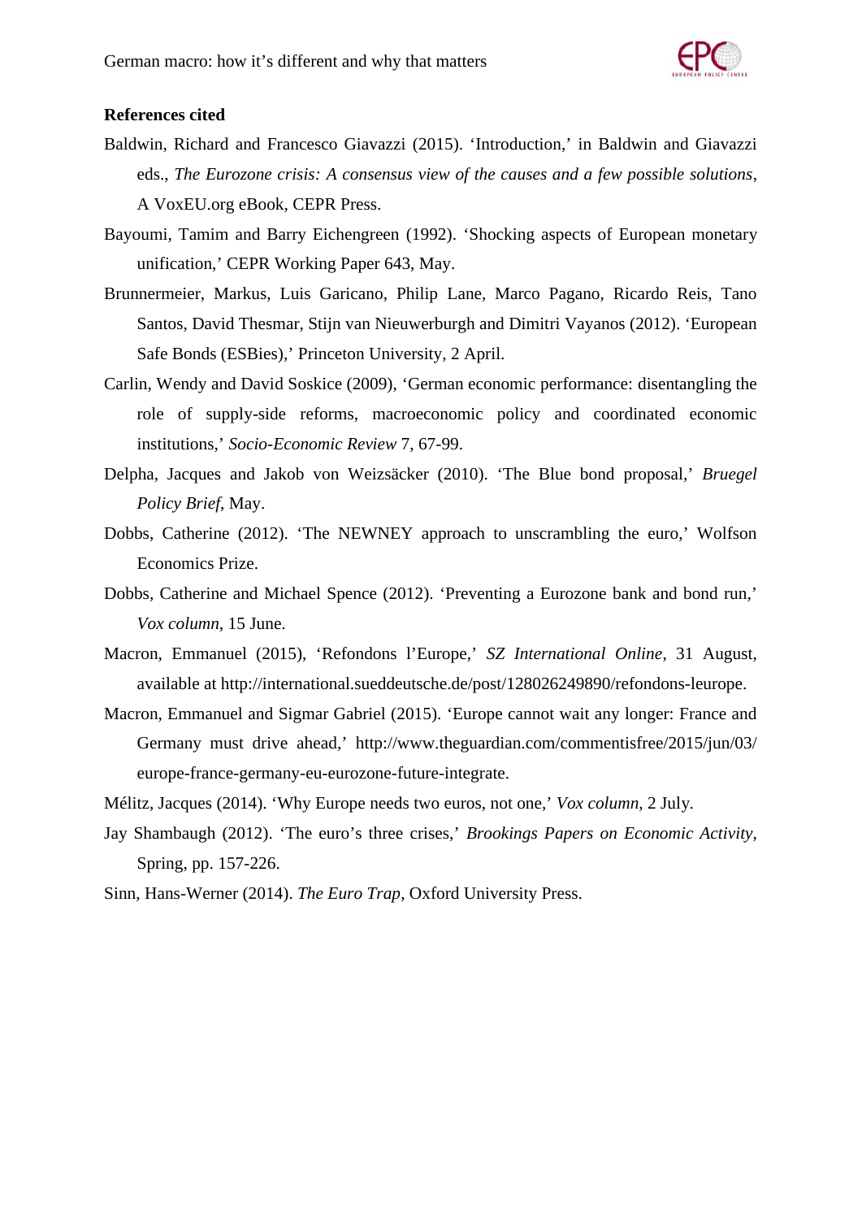**References cited**

Baldwin, Richard and Francesco Giavazzi (2015). 'Introduction,' in Baldwin and Giavazzi eds., *The Eurozone crisis: A consensus view of the causes and a few possible solutions*, A VoxEU.org eBook, CEPR Press.

Bayoumi, Tamim and Barry Eichengreen (1992). 'Shocking aspects of European monetary unification,' CEPR Working Paper 643, May.

Brunnermeier, Markus, Luis Garicano, Philip Lane, Marco Pagano, Ricardo Reis, Tano Santos, David Thesmar, Stijn van Nieuwerburgh and Dimitri Vayanos (2012). 'European Safe Bonds (ESBies),' Princeton University, 2 April.

Carlin, Wendy and David Soskice (2009), 'German economic performance: disentangling the role of supply-side reforms, macroeconomic policy and coordinated economic institutions,' *Socio-Economic Review* 7, 67-99.

Delpha, Jacques and Jakob von Weizsäcker (2010). 'The Blue bond proposal,' *Bruegel Policy Brief*, May.

Dobbs, Catherine (2012). 'The NEWNEY approach to unscrambling the euro,' Wolfson Economics Prize.

Dobbs, Catherine and Michael Spence (2012). 'Preventing a Eurozone bank and bond run,' *Vox column*, 15 June.

Macron, Emmanuel (2015), 'Refondons l'Europe,' *SZ International Online*, 31 August, available at http://international.sueddeutsche.de/post/128026249890/refondons-leurope.

Macron, Emmanuel and Sigmar Gabriel (2015). 'Europe cannot wait any longer: France and Germany must drive ahead,' http://www.theguardian.com/commentisfree/2015/jun/03/europe-france-germany-eu-eurozone-future-integrate.

Mélitz, Jacques (2014). 'Why Europe needs two euros, not one,' *Vox column*, 2 July.

Jay Shambaugh (2012). 'The euro's three crises,' *Brookings Papers on Economic Activity*, Spring, pp. 157-226.

Sinn, Hans-Werner (2014). *The Euro Trap*, Oxford University Press.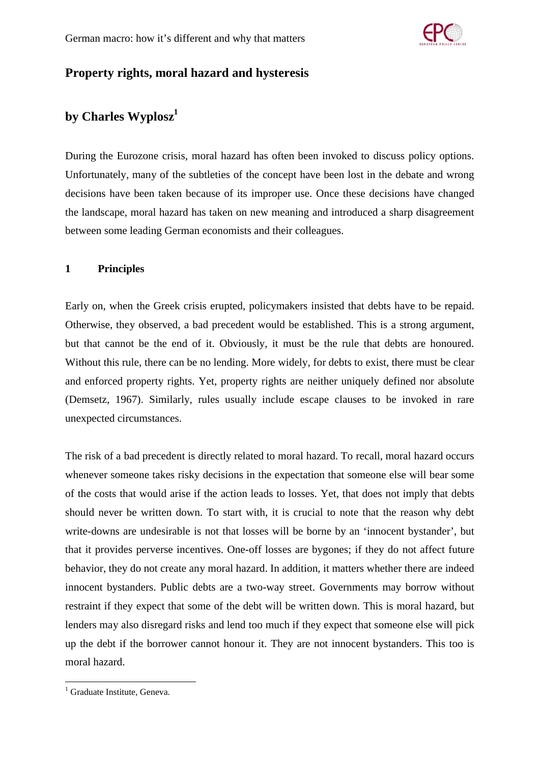# Property rights, moral hazard and hysteresis

## by Charles Wyplosz[1]

During the Eurozone crisis, moral hazard has often been invoked to discuss policy options. Unfortunately, many of the subtleties of the concept have been lost in the debate and wrong decisions have been taken because of its improper use. Once these decisions have changed the landscape, moral hazard has taken on new meaning and introduced a sharp disagreement between some leading German economists and their colleagues.

### 1 Principles

Early on, when the Greek crisis erupted, policymakers insisted that debts have to be repaid. Otherwise, they observed, a bad precedent would be established. This is a strong argument, but that cannot be the end of it. Obviously, it must be the rule that debts are honoured. Without this rule, there can be no lending. More widely, for debts to exist, there must be clear and enforced property rights. Yet, property rights are neither uniquely defined nor absolute (Demsetz, 1967). Similarly, rules usually include escape clauses to be invoked in rare unexpected circumstances.

The risk of a bad precedent is directly related to moral hazard. To recall, moral hazard occurs whenever someone takes risky decisions in the expectation that someone else will bear some of the costs that would arise if the action leads to losses. Yet, that does not imply that debts should never be written down. To start with, it is crucial to note that the reason why debt write-downs are undesirable is not that losses will be borne by an 'innocent bystander', but that it provides perverse incentives. One-off losses are bygones; if they do not affect future behavior, they do not create any moral hazard. In addition, it matters whether there are indeed innocent bystanders. Public debts are a two-way street. Governments may borrow without restraint if they expect that some of the debt will be written down. This is moral hazard, but lenders may also disregard risks and lend too much if they expect that someone else will pick up the debt if the borrower cannot honour it. They are not innocent bystanders. This too is moral hazard.

[1] Graduate Institute, Geneva.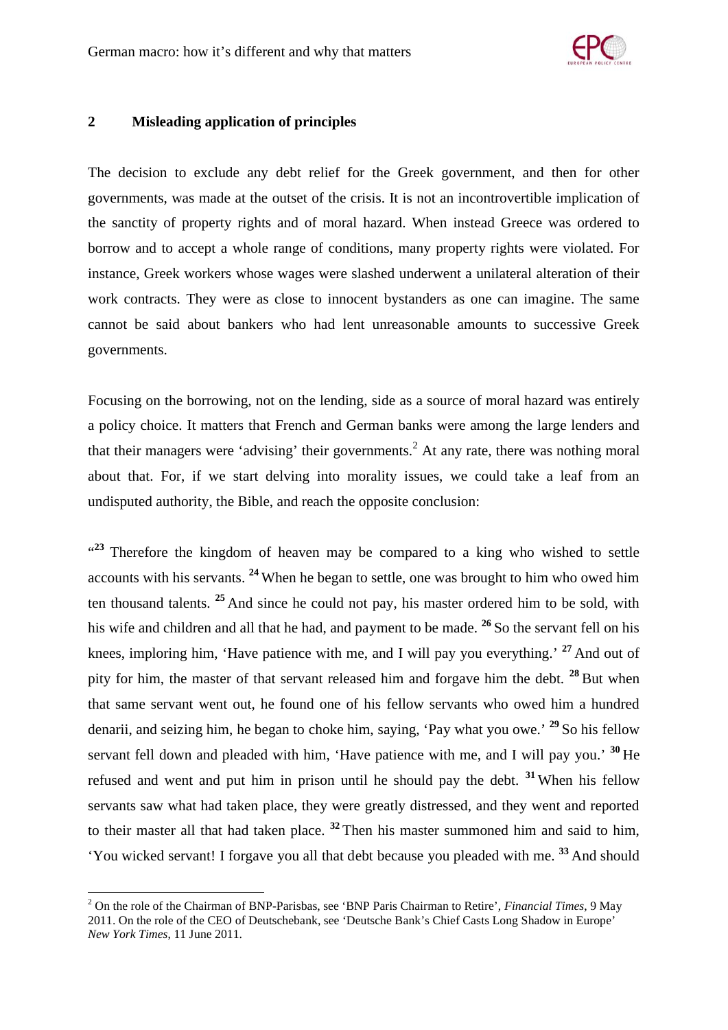## 2 Misleading application of principles

The decision to exclude any debt relief for the Greek government, and then for other governments, was made at the outset of the crisis. It is not an incontrovertible implication of the sanctity of property rights and of moral hazard. When instead Greece was ordered to borrow and to accept a whole range of conditions, many property rights were violated. For instance, Greek workers whose wages were slashed underwent a unilateral alteration of their work contracts. They were as close to innocent bystanders as one can imagine. The same cannot be said about bankers who had lent unreasonable amounts to successive Greek governments.

Focusing on the borrowing, not on the lending, side as a source of moral hazard was entirely a policy choice. It matters that French and German banks were among the large lenders and that their managers were 'advising' their governments.[2] At any rate, there was nothing moral about that. For, if we start delving into morality issues, we could take a leaf from an undisputed authority, the Bible, and reach the opposite conclusion:

"**23** Therefore the kingdom of heaven may be compared to a king who wished to settle accounts with his servants. **24** When he began to settle, one was brought to him who owed him ten thousand talents. **25** And since he could not pay, his master ordered him to be sold, with his wife and children and all that he had, and payment to be made. **26** So the servant fell on his knees, imploring him, 'Have patience with me, and I will pay you everything.' **27** And out of pity for him, the master of that servant released him and forgave him the debt. **28** But when that same servant went out, he found one of his fellow servants who owed him a hundred denarii, and seizing him, he began to choke him, saying, 'Pay what you owe.' **29** So his fellow servant fell down and pleaded with him, 'Have patience with me, and I will pay you.' **30** He refused and went and put him in prison until he should pay the debt. **31** When his fellow servants saw what had taken place, they were greatly distressed, and they went and reported to their master all that had taken place. **32** Then his master summoned him and said to him, 'You wicked servant! I forgave you all that debt because you pleaded with me. **33** And should

[2] On the role of the Chairman of BNP-Parisbas, see 'BNP Paris Chairman to Retire', *Financial Times*, 9 May 2011. On the role of the CEO of Deutschebank, see 'Deutsche Bank's Chief Casts Long Shadow in Europe' *New York Times*, 11 June 2011.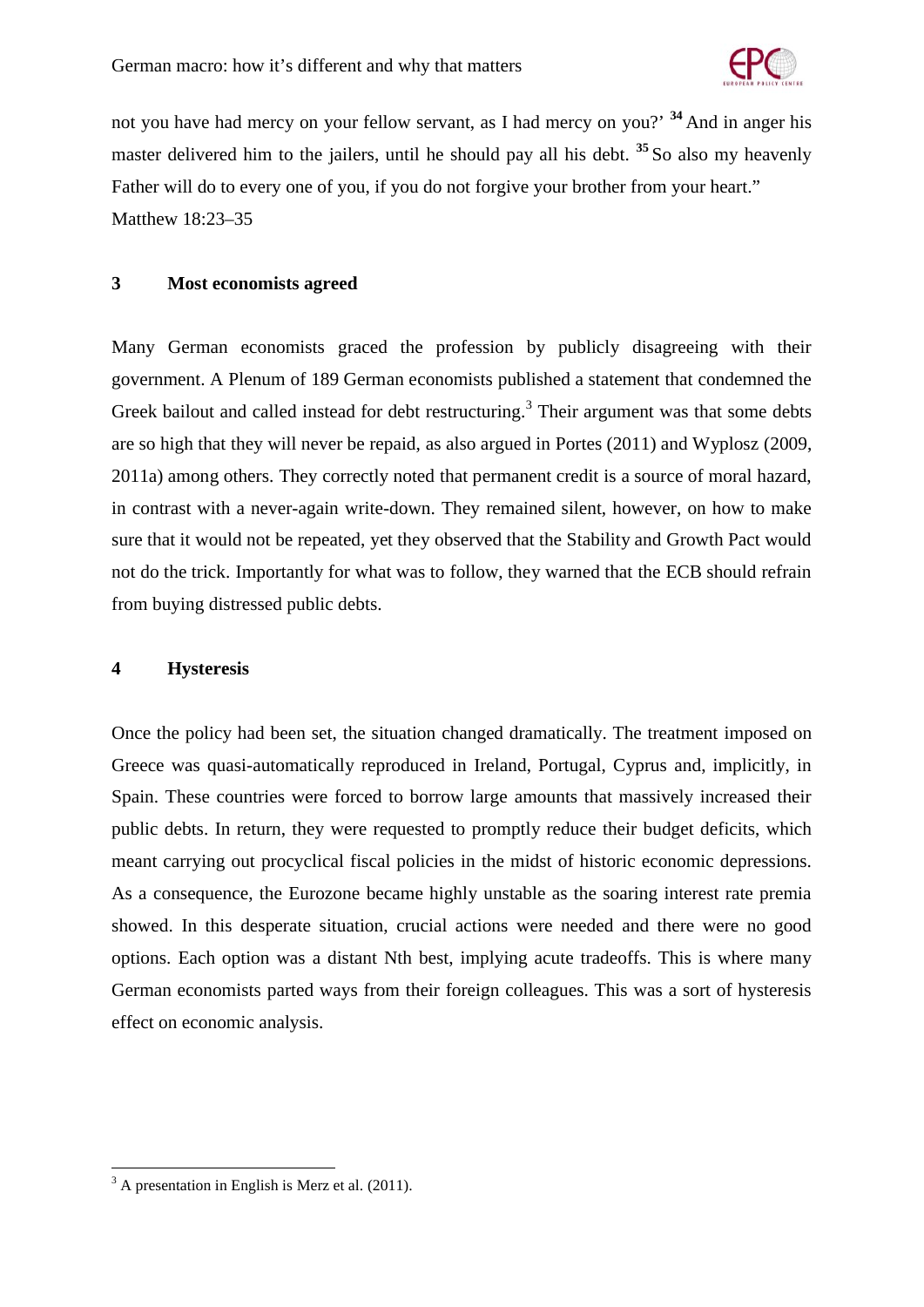not you have had mercy on your fellow servant, as I had mercy on you?’ **34** And in anger his master delivered him to the jailers, until he should pay all his debt. **35** So also my heavenly Father will do to every one of you, if you do not forgive your brother from your heart.”
Matthew 18:23–35

## 3 Most economists agreed

Many German economists graced the profession by publicly disagreeing with their government. A Plenum of 189 German economists published a statement that condemned the Greek bailout and called instead for debt restructuring.[3] Their argument was that some debts are so high that they will never be repaid, as also argued in Portes (2011) and Wyplosz (2009, 2011a) among others. They correctly noted that permanent credit is a source of moral hazard, in contrast with a never-again write-down. They remained silent, however, on how to make sure that it would not be repeated, yet they observed that the Stability and Growth Pact would not do the trick. Importantly for what was to follow, they warned that the ECB should refrain from buying distressed public debts.

## 4 Hysteresis

Once the policy had been set, the situation changed dramatically. The treatment imposed on Greece was quasi-automatically reproduced in Ireland, Portugal, Cyprus and, implicitly, in Spain. These countries were forced to borrow large amounts that massively increased their public debts. In return, they were requested to promptly reduce their budget deficits, which meant carrying out procyclical fiscal policies in the midst of historic economic depressions. As a consequence, the Eurozone became highly unstable as the soaring interest rate premia showed. In this desperate situation, crucial actions were needed and there were no good options. Each option was a distant Nth best, implying acute tradeoffs. This is where many German economists parted ways from their foreign colleagues. This was a sort of hysteresis effect on economic analysis.

[3] A presentation in English is Merz et al. (2011).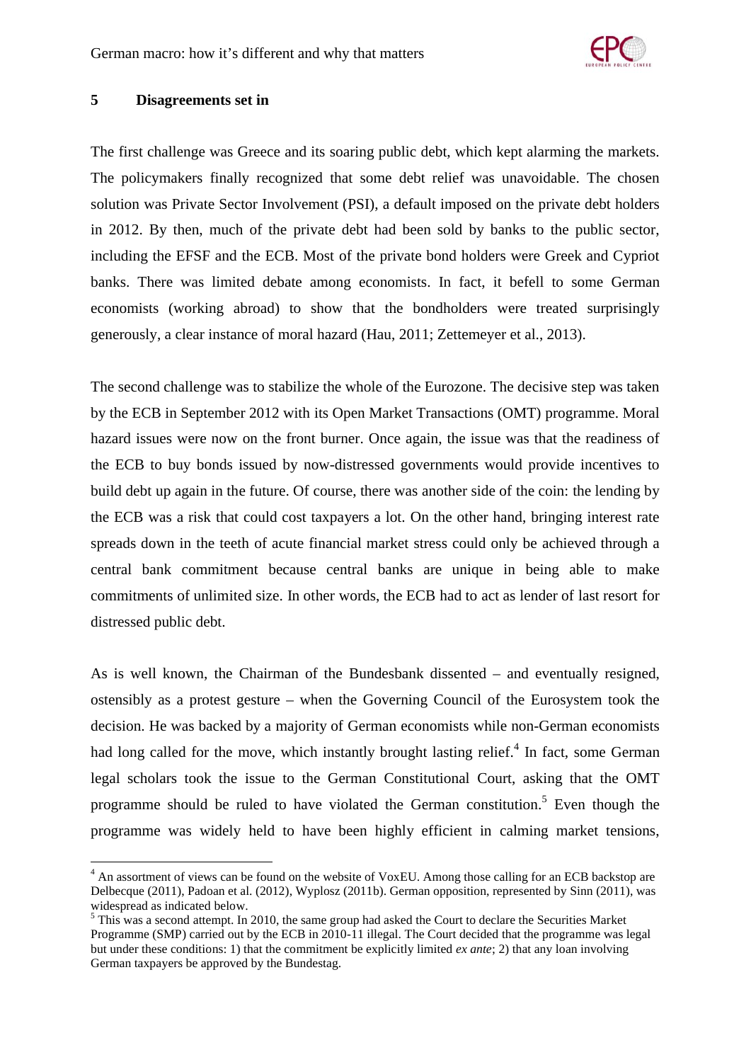## 5 Disagreements set in

The first challenge was Greece and its soaring public debt, which kept alarming the markets. The policymakers finally recognized that some debt relief was unavoidable. The chosen solution was Private Sector Involvement (PSI), a default imposed on the private debt holders in 2012. By then, much of the private debt had been sold by banks to the public sector, including the EFSF and the ECB. Most of the private bond holders were Greek and Cypriot banks. There was limited debate among economists. In fact, it befell to some German economists (working abroad) to show that the bondholders were treated surprisingly generously, a clear instance of moral hazard (Hau, 2011; Zettemeyer et al., 2013).

The second challenge was to stabilize the whole of the Eurozone. The decisive step was taken by the ECB in September 2012 with its Open Market Transactions (OMT) programme. Moral hazard issues were now on the front burner. Once again, the issue was that the readiness of the ECB to buy bonds issued by now-distressed governments would provide incentives to build debt up again in the future. Of course, there was another side of the coin: the lending by the ECB was a risk that could cost taxpayers a lot. On the other hand, bringing interest rate spreads down in the teeth of acute financial market stress could only be achieved through a central bank commitment because central banks are unique in being able to make commitments of unlimited size. In other words, the ECB had to act as lender of last resort for distressed public debt.

As is well known, the Chairman of the Bundesbank dissented – and eventually resigned, ostensibly as a protest gesture – when the Governing Council of the Eurosystem took the decision. He was backed by a majority of German economists while non-German economists had long called for the move, which instantly brought lasting relief.[4] In fact, some German legal scholars took the issue to the German Constitutional Court, asking that the OMT programme should be ruled to have violated the German constitution.[5] Even though the programme was widely held to have been highly efficient in calming market tensions,

---

[4] An assortment of views can be found on the website of VoxEU. Among those calling for an ECB backstop are Delbecque (2011), Padoan et al. (2012), Wyplosz (2011b). German opposition, represented by Sinn (2011), was widespread as indicated below.

[5] This was a second attempt. In 2010, the same group had asked the Court to declare the Securities Market Programme (SMP) carried out by the ECB in 2010-11 illegal. The Court decided that the programme was legal but under these conditions: 1) that the commitment be explicitly limited *ex ante*; 2) that any loan involving German taxpayers be approved by the Bundestag.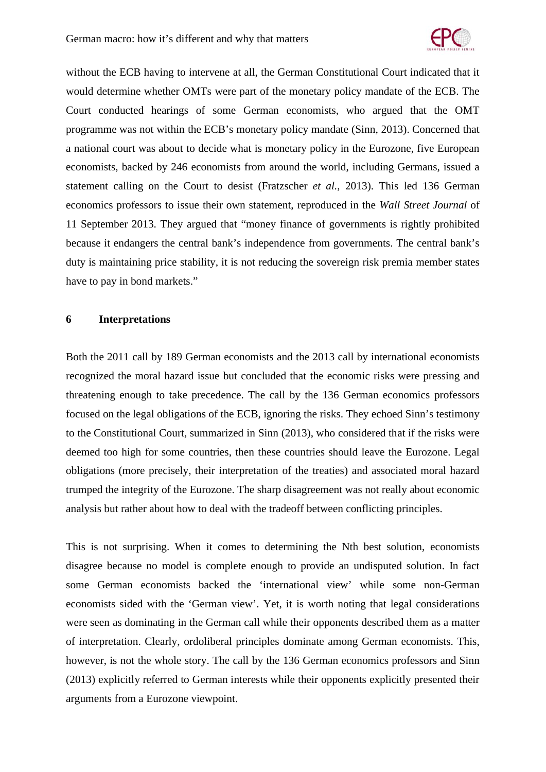without the ECB having to intervene at all, the German Constitutional Court indicated that it would determine whether OMTs were part of the monetary policy mandate of the ECB. The Court conducted hearings of some German economists, who argued that the OMT programme was not within the ECB's monetary policy mandate (Sinn, 2013). Concerned that a national court was about to decide what is monetary policy in the Eurozone, five European economists, backed by 246 economists from around the world, including Germans, issued a statement calling on the Court to desist (Fratzscher *et al.*, 2013). This led 136 German economics professors to issue their own statement, reproduced in the *Wall Street Journal* of 11 September 2013. They argued that "money finance of governments is rightly prohibited because it endangers the central bank's independence from governments. The central bank's duty is maintaining price stability, it is not reducing the sovereign risk premia member states have to pay in bond markets."

## 6 Interpretations

Both the 2011 call by 189 German economists and the 2013 call by international economists recognized the moral hazard issue but concluded that the economic risks were pressing and threatening enough to take precedence. The call by the 136 German economics professors focused on the legal obligations of the ECB, ignoring the risks. They echoed Sinn's testimony to the Constitutional Court, summarized in Sinn (2013), who considered that if the risks were deemed too high for some countries, then these countries should leave the Eurozone. Legal obligations (more precisely, their interpretation of the treaties) and associated moral hazard trumped the integrity of the Eurozone. The sharp disagreement was not really about economic analysis but rather about how to deal with the tradeoff between conflicting principles.

This is not surprising. When it comes to determining the Nth best solution, economists disagree because no model is complete enough to provide an undisputed solution. In fact some German economists backed the 'international view' while some non-German economists sided with the 'German view'. Yet, it is worth noting that legal considerations were seen as dominating in the German call while their opponents described them as a matter of interpretation. Clearly, ordoliberal principles dominate among German economists. This, however, is not the whole story. The call by the 136 German economics professors and Sinn (2013) explicitly referred to German interests while their opponents explicitly presented their arguments from a Eurozone viewpoint.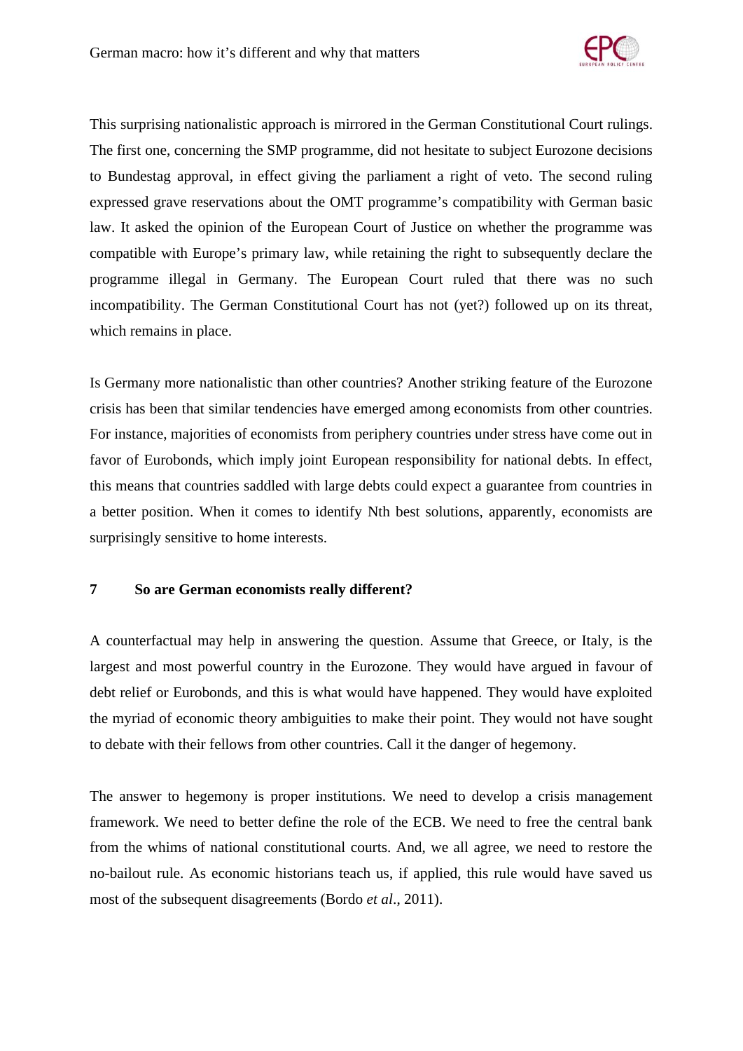This surprising nationalistic approach is mirrored in the German Constitutional Court rulings. The first one, concerning the SMP programme, did not hesitate to subject Eurozone decisions to Bundestag approval, in effect giving the parliament a right of veto. The second ruling expressed grave reservations about the OMT programme's compatibility with German basic law. It asked the opinion of the European Court of Justice on whether the programme was compatible with Europe's primary law, while retaining the right to subsequently declare the programme illegal in Germany. The European Court ruled that there was no such incompatibility. The German Constitutional Court has not (yet?) followed up on its threat, which remains in place.

Is Germany more nationalistic than other countries? Another striking feature of the Eurozone crisis has been that similar tendencies have emerged among economists from other countries. For instance, majorities of economists from periphery countries under stress have come out in favor of Eurobonds, which imply joint European responsibility for national debts. In effect, this means that countries saddled with large debts could expect a guarantee from countries in a better position. When it comes to identify Nth best solutions, apparently, economists are surprisingly sensitive to home interests.

## 7 So are German economists really different?

A counterfactual may help in answering the question. Assume that Greece, or Italy, is the largest and most powerful country in the Eurozone. They would have argued in favour of debt relief or Eurobonds, and this is what would have happened. They would have exploited the myriad of economic theory ambiguities to make their point. They would not have sought to debate with their fellows from other countries. Call it the danger of hegemony.

The answer to hegemony is proper institutions. We need to develop a crisis management framework. We need to better define the role of the ECB. We need to free the central bank from the whims of national constitutional courts. And, we all agree, we need to restore the no-bailout rule. As economic historians teach us, if applied, this rule would have saved us most of the subsequent disagreements (Bordo *et al*., 2011).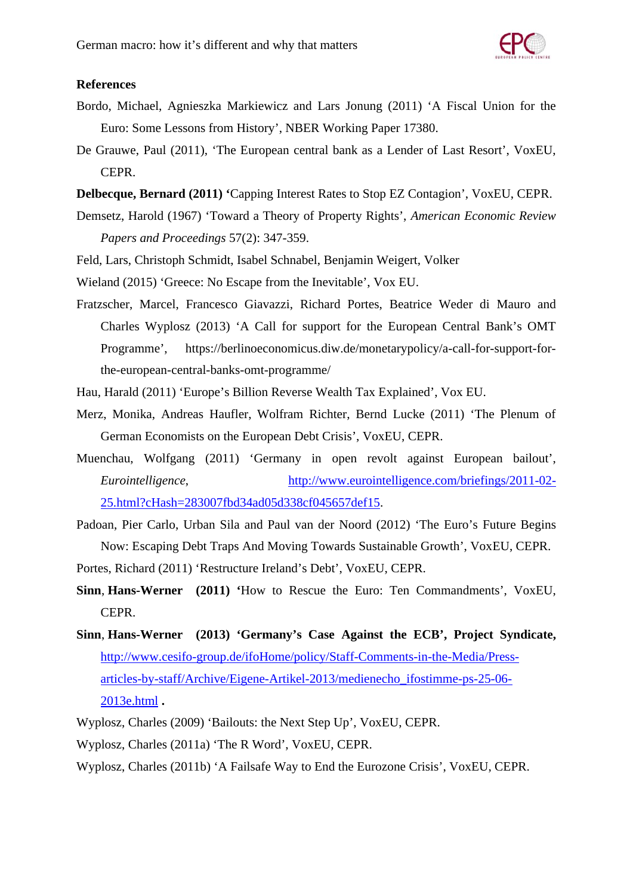**References**

Bordo, Michael, Agnieszka Markiewicz and Lars Jonung (2011) 'A Fiscal Union for the Euro: Some Lessons from History', NBER Working Paper 17380.

De Grauwe, Paul (2011), 'The European central bank as a Lender of Last Resort', VoxEU, CEPR.

**Delbecque, Bernard (2011) '**Capping Interest Rates to Stop EZ Contagion', VoxEU, CEPR.

Demsetz, Harold (1967) 'Toward a Theory of Property Rights', *American Economic Review Papers and Proceedings* 57(2): 347-359.

Feld, Lars, Christoph Schmidt, Isabel Schnabel, Benjamin Weigert, Volker

Wieland (2015) 'Greece: No Escape from the Inevitable', Vox EU.

Fratzscher, Marcel, Francesco Giavazzi, Richard Portes, Beatrice Weder di Mauro and Charles Wyplosz (2013) 'A Call for support for the European Central Bank's OMT Programme', https://berlinoeconomicus.diw.de/monetarypolicy/a-call-for-support-for-the-european-central-banks-omt-programme/

Hau, Harald (2011) 'Europe's Billion Reverse Wealth Tax Explained', Vox EU.

Merz, Monika, Andreas Haufler, Wolfram Richter, Bernd Lucke (2011) 'The Plenum of German Economists on the European Debt Crisis', VoxEU, CEPR.

Muenchau, Wolfgang (2011) 'Germany in open revolt against European bailout', *Eurointelligence*, http://www.eurointelligence.com/briefings/2011-02-25.html?cHash=283007fbd34ad05d338cf045657def15.

Padoan, Pier Carlo, Urban Sila and Paul van der Noord (2012) 'The Euro's Future Begins Now: Escaping Debt Traps And Moving Towards Sustainable Growth', VoxEU, CEPR.

Portes, Richard (2011) 'Restructure Ireland's Debt', VoxEU, CEPR.

**Sinn, Hans-Werner (2011) '**How to Rescue the Euro: Ten Commandments', VoxEU, CEPR.

**Sinn, Hans-Werner (2013) 'Germany's Case Against the ECB', Project Syndicate,** http://www.cesifo-group.de/ifoHome/policy/Staff-Comments-in-the-Media/Press-articles-by-staff/Archive/Eigene-Artikel-2013/medienecho_ifostimme-ps-25-06-2013e.html **.**

Wyplosz, Charles (2009) 'Bailouts: the Next Step Up', VoxEU, CEPR.

Wyplosz, Charles (2011a) 'The R Word', VoxEU, CEPR.

Wyplosz, Charles (2011b) 'A Failsafe Way to End the Eurozone Crisis', VoxEU, CEPR.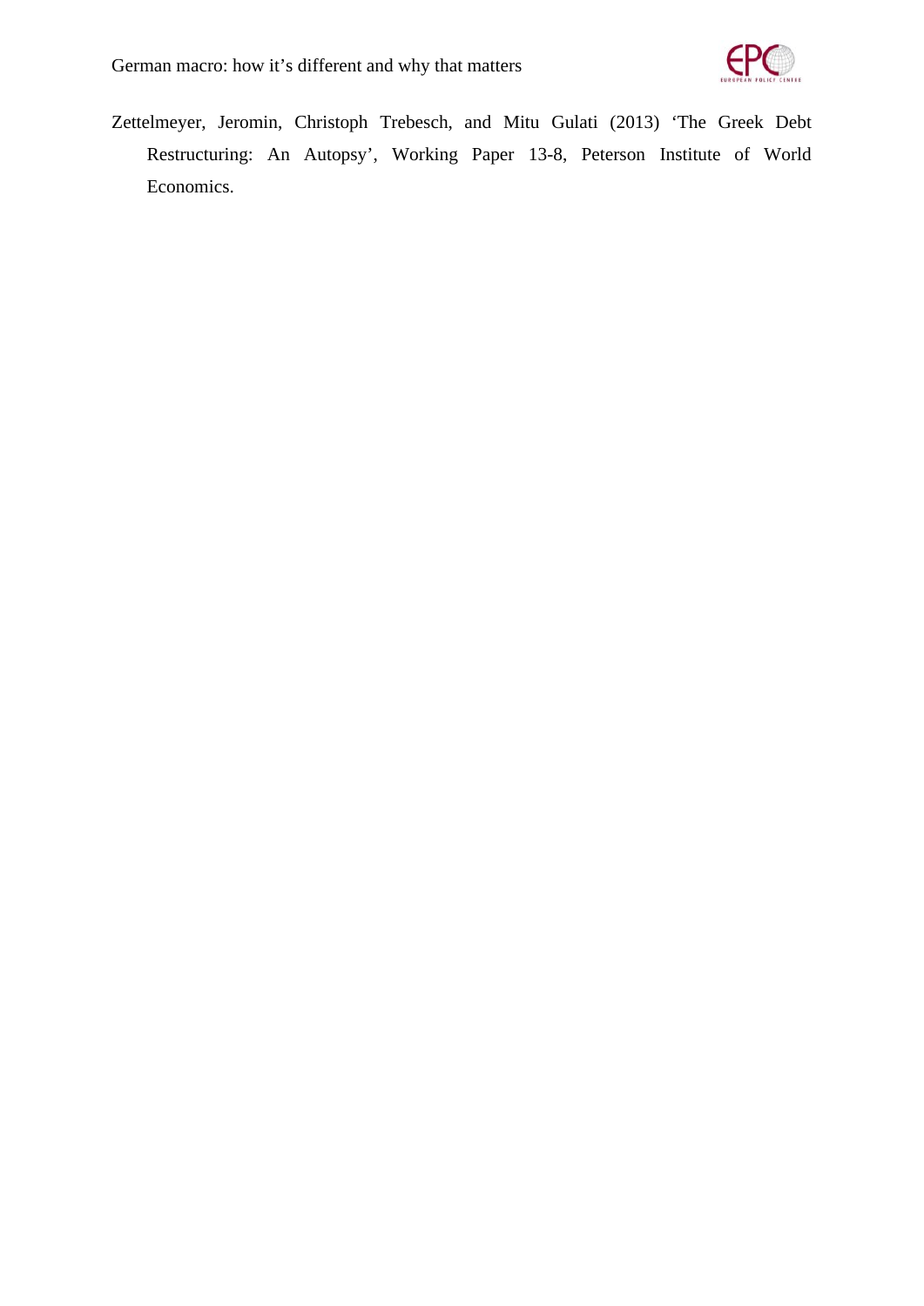Zettelmeyer, Jeromin, Christoph Trebesch, and Mitu Gulati (2013) 'The Greek Debt Restructuring: An Autopsy', Working Paper 13-8, Peterson Institute of World Economics.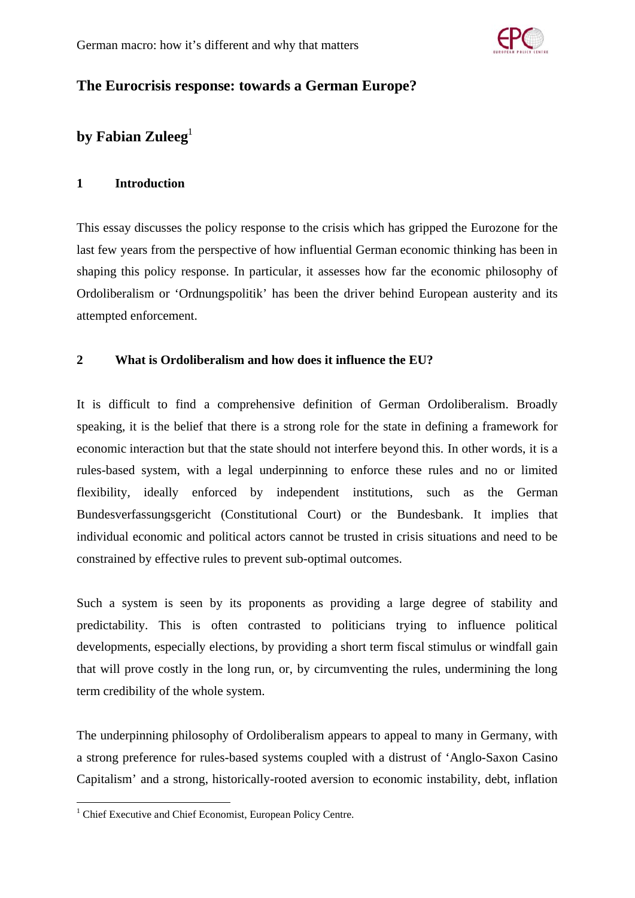## The Eurocrisis response: towards a German Europe?

## by Fabian Zuleeg[1]

### 1 Introduction

This essay discusses the policy response to the crisis which has gripped the Eurozone for the last few years from the perspective of how influential German economic thinking has been in shaping this policy response. In particular, it assesses how far the economic philosophy of Ordoliberalism or 'Ordnungspolitik' has been the driver behind European austerity and its attempted enforcement.

### 2 What is Ordoliberalism and how does it influence the EU?

It is difficult to find a comprehensive definition of German Ordoliberalism. Broadly speaking, it is the belief that there is a strong role for the state in defining a framework for economic interaction but that the state should not interfere beyond this. In other words, it is a rules-based system, with a legal underpinning to enforce these rules and no or limited flexibility, ideally enforced by independent institutions, such as the German Bundesverfassungsgericht (Constitutional Court) or the Bundesbank. It implies that individual economic and political actors cannot be trusted in crisis situations and need to be constrained by effective rules to prevent sub-optimal outcomes.

Such a system is seen by its proponents as providing a large degree of stability and predictability. This is often contrasted to politicians trying to influence political developments, especially elections, by providing a short term fiscal stimulus or windfall gain that will prove costly in the long run, or, by circumventing the rules, undermining the long term credibility of the whole system.

The underpinning philosophy of Ordoliberalism appears to appeal to many in Germany, with a strong preference for rules-based systems coupled with a distrust of 'Anglo-Saxon Casino Capitalism' and a strong, historically-rooted aversion to economic instability, debt, inflation

[1] Chief Executive and Chief Economist, European Policy Centre.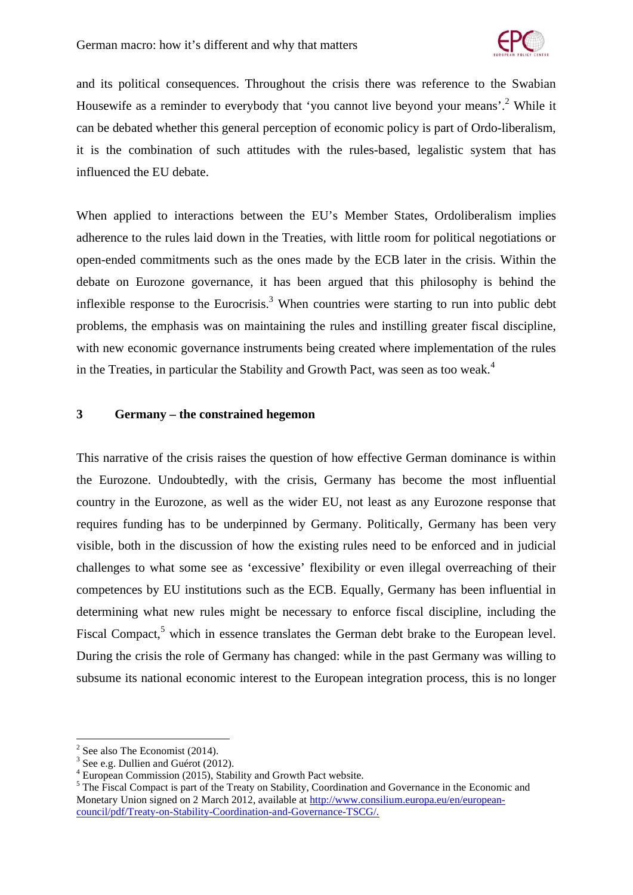and its political consequences. Throughout the crisis there was reference to the Swabian Housewife as a reminder to everybody that 'you cannot live beyond your means'.[2] While it can be debated whether this general perception of economic policy is part of Ordo-liberalism, it is the combination of such attitudes with the rules-based, legalistic system that has influenced the EU debate.

When applied to interactions between the EU's Member States, Ordoliberalism implies adherence to the rules laid down in the Treaties, with little room for political negotiations or open-ended commitments such as the ones made by the ECB later in the crisis. Within the debate on Eurozone governance, it has been argued that this philosophy is behind the inflexible response to the Eurocrisis.[3] When countries were starting to run into public debt problems, the emphasis was on maintaining the rules and instilling greater fiscal discipline, with new economic governance instruments being created where implementation of the rules in the Treaties, in particular the Stability and Growth Pact, was seen as too weak.[4]

## 3 Germany – the constrained hegemon

This narrative of the crisis raises the question of how effective German dominance is within the Eurozone. Undoubtedly, with the crisis, Germany has become the most influential country in the Eurozone, as well as the wider EU, not least as any Eurozone response that requires funding has to be underpinned by Germany. Politically, Germany has been very visible, both in the discussion of how the existing rules need to be enforced and in judicial challenges to what some see as 'excessive' flexibility or even illegal overreaching of their competences by EU institutions such as the ECB. Equally, Germany has been influential in determining what new rules might be necessary to enforce fiscal discipline, including the Fiscal Compact,[5] which in essence translates the German debt brake to the European level. During the crisis the role of Germany has changed: while in the past Germany was willing to subsume its national economic interest to the European integration process, this is no longer

---

[2] See also The Economist (2014).

[3] See e.g. Dullien and Guérot (2012).

[4] European Commission (2015), Stability and Growth Pact website.

[5] The Fiscal Compact is part of the Treaty on Stability, Coordination and Governance in the Economic and Monetary Union signed on 2 March 2012, available at http://www.consilium.europa.eu/en/european-council/pdf/Treaty-on-Stability-Coordination-and-Governance-TSCG/.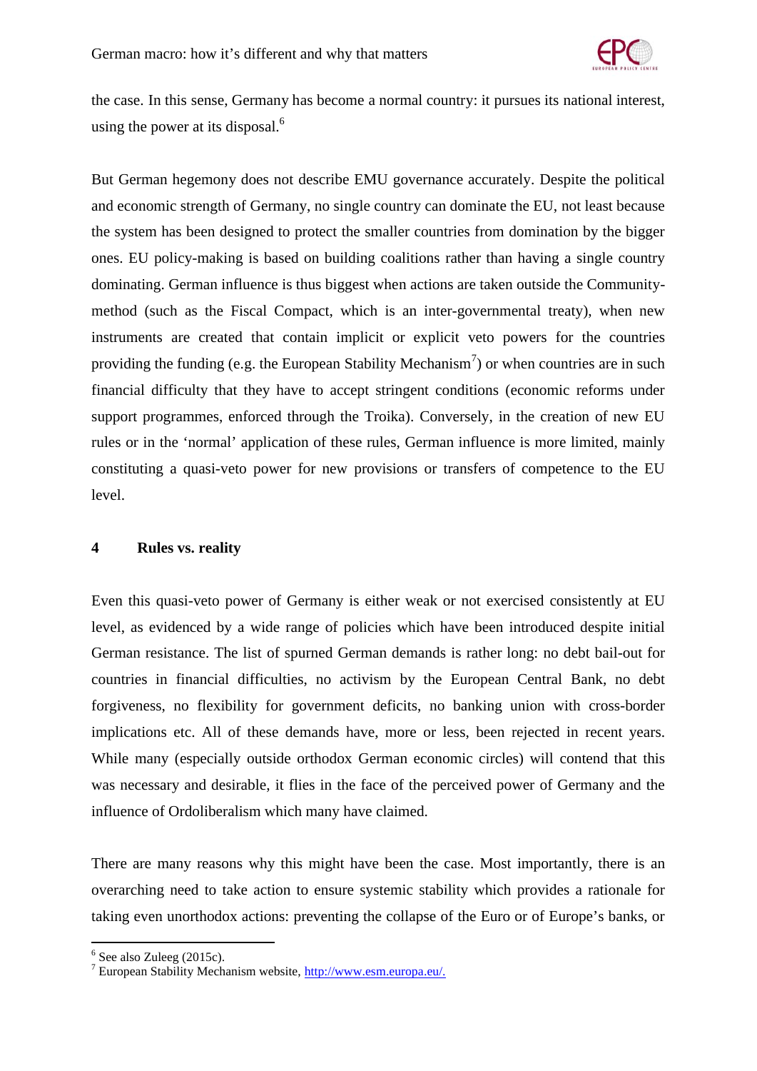the case. In this sense, Germany has become a normal country: it pursues its national interest, using the power at its disposal.[6]

But German hegemony does not describe EMU governance accurately. Despite the political and economic strength of Germany, no single country can dominate the EU, not least because the system has been designed to protect the smaller countries from domination by the bigger ones. EU policy-making is based on building coalitions rather than having a single country dominating. German influence is thus biggest when actions are taken outside the Community-method (such as the Fiscal Compact, which is an inter-governmental treaty), when new instruments are created that contain implicit or explicit veto powers for the countries providing the funding (e.g. the European Stability Mechanism[7]) or when countries are in such financial difficulty that they have to accept stringent conditions (economic reforms under support programmes, enforced through the Troika). Conversely, in the creation of new EU rules or in the 'normal' application of these rules, German influence is more limited, mainly constituting a quasi-veto power for new provisions or transfers of competence to the EU level.

## 4 Rules vs. reality

Even this quasi-veto power of Germany is either weak or not exercised consistently at EU level, as evidenced by a wide range of policies which have been introduced despite initial German resistance. The list of spurned German demands is rather long: no debt bail-out for countries in financial difficulties, no activism by the European Central Bank, no debt forgiveness, no flexibility for government deficits, no banking union with cross-border implications etc. All of these demands have, more or less, been rejected in recent years. While many (especially outside orthodox German economic circles) will contend that this was necessary and desirable, it flies in the face of the perceived power of Germany and the influence of Ordoliberalism which many have claimed.

There are many reasons why this might have been the case. Most importantly, there is an overarching need to take action to ensure systemic stability which provides a rationale for taking even unorthodox actions: preventing the collapse of the Euro or of Europe's banks, or

[6] See also Zuleeg (2015c).

[7] European Stability Mechanism website, http://www.esm.europa.eu/.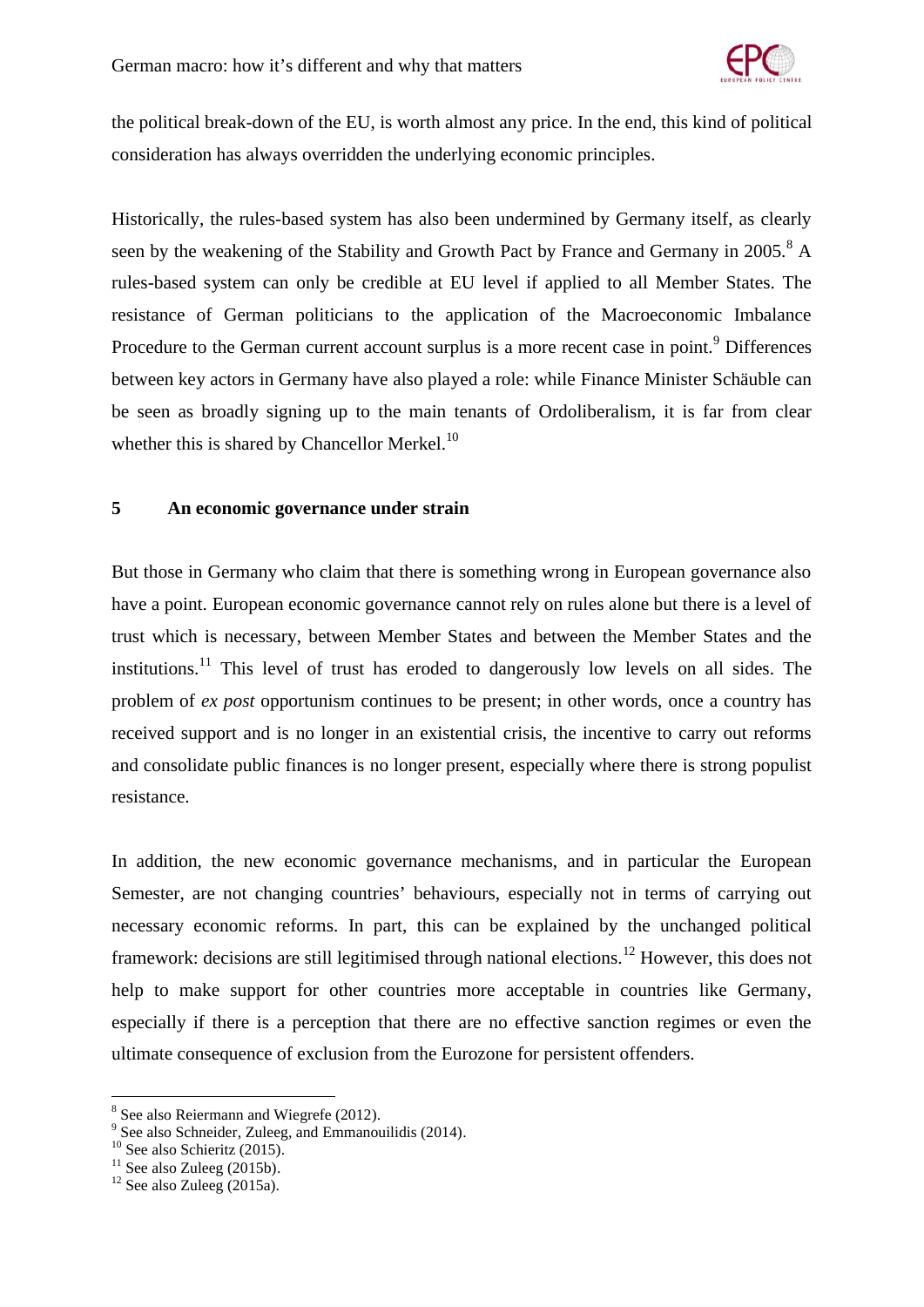the political break-down of the EU, is worth almost any price. In the end, this kind of political consideration has always overridden the underlying economic principles.

Historically, the rules-based system has also been undermined by Germany itself, as clearly seen by the weakening of the Stability and Growth Pact by France and Germany in 2005.[8] A rules-based system can only be credible at EU level if applied to all Member States. The resistance of German politicians to the application of the Macroeconomic Imbalance Procedure to the German current account surplus is a more recent case in point.[9] Differences between key actors in Germany have also played a role: while Finance Minister Schäuble can be seen as broadly signing up to the main tenants of Ordoliberalism, it is far from clear whether this is shared by Chancellor Merkel.[10]

## 5 An economic governance under strain

But those in Germany who claim that there is something wrong in European governance also have a point. European economic governance cannot rely on rules alone but there is a level of trust which is necessary, between Member States and between the Member States and the institutions.[11] This level of trust has eroded to dangerously low levels on all sides. The problem of *ex post* opportunism continues to be present; in other words, once a country has received support and is no longer in an existential crisis, the incentive to carry out reforms and consolidate public finances is no longer present, especially where there is strong populist resistance.

In addition, the new economic governance mechanisms, and in particular the European Semester, are not changing countries' behaviours, especially not in terms of carrying out necessary economic reforms. In part, this can be explained by the unchanged political framework: decisions are still legitimised through national elections.[12] However, this does not help to make support for other countries more acceptable in countries like Germany, especially if there is a perception that there are no effective sanction regimes or even the ultimate consequence of exclusion from the Eurozone for persistent offenders.

---

[8] See also Reiermann and Wiegrefe (2012).
[9] See also Schneider, Zuleeg, and Emmanouilidis (2014).
[10] See also Schieritz (2015).
[11] See also Zuleeg (2015b).
[12] See also Zuleeg (2015a).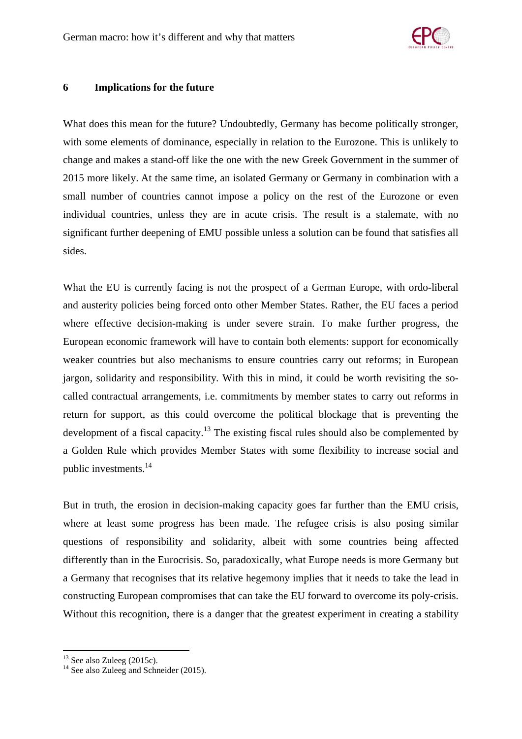## 6 Implications for the future

What does this mean for the future? Undoubtedly, Germany has become politically stronger, with some elements of dominance, especially in relation to the Eurozone. This is unlikely to change and makes a stand-off like the one with the new Greek Government in the summer of 2015 more likely. At the same time, an isolated Germany or Germany in combination with a small number of countries cannot impose a policy on the rest of the Eurozone or even individual countries, unless they are in acute crisis. The result is a stalemate, with no significant further deepening of EMU possible unless a solution can be found that satisfies all sides.

What the EU is currently facing is not the prospect of a German Europe, with ordo-liberal and austerity policies being forced onto other Member States. Rather, the EU faces a period where effective decision-making is under severe strain. To make further progress, the European economic framework will have to contain both elements: support for economically weaker countries but also mechanisms to ensure countries carry out reforms; in European jargon, solidarity and responsibility. With this in mind, it could be worth revisiting the so-called contractual arrangements, i.e. commitments by member states to carry out reforms in return for support, as this could overcome the political blockage that is preventing the development of a fiscal capacity.[13] The existing fiscal rules should also be complemented by a Golden Rule which provides Member States with some flexibility to increase social and public investments.[14]

But in truth, the erosion in decision-making capacity goes far further than the EMU crisis, where at least some progress has been made. The refugee crisis is also posing similar questions of responsibility and solidarity, albeit with some countries being affected differently than in the Eurocrisis. So, paradoxically, what Europe needs is more Germany but a Germany that recognises that its relative hegemony implies that it needs to take the lead in constructing European compromises that can take the EU forward to overcome its poly-crisis. Without this recognition, there is a danger that the greatest experiment in creating a stability

[13] See also Zuleeg (2015c).

[14] See also Zuleeg and Schneider (2015).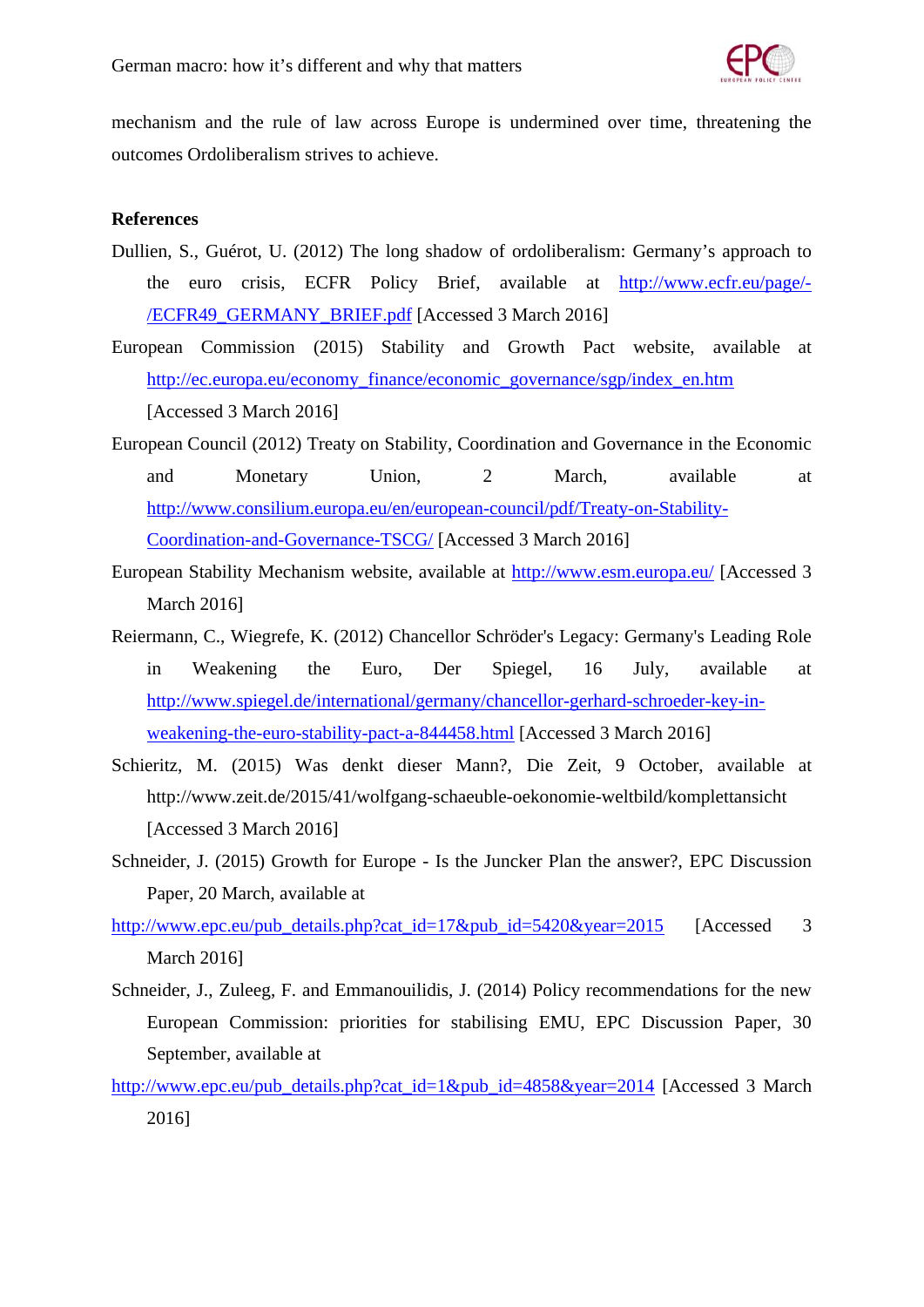mechanism and the rule of law across Europe is undermined over time, threatening the outcomes Ordoliberalism strives to achieve.

**References**

Dullien, S., Guérot, U. (2012) The long shadow of ordoliberalism: Germany's approach to the euro crisis, ECFR Policy Brief, available at http://www.ecfr.eu/page/-/ECFR49_GERMANY_BRIEF.pdf [Accessed 3 March 2016]

European Commission (2015) Stability and Growth Pact website, available at http://ec.europa.eu/economy_finance/economic_governance/sgp/index_en.htm [Accessed 3 March 2016]

European Council (2012) Treaty on Stability, Coordination and Governance in the Economic and Monetary Union, 2 March, available at http://www.consilium.europa.eu/en/european-council/pdf/Treaty-on-Stability-Coordination-and-Governance-TSCG/ [Accessed 3 March 2016]

European Stability Mechanism website, available at http://www.esm.europa.eu/ [Accessed 3 March 2016]

Reiermann, C., Wiegrefe, K. (2012) Chancellor Schröder's Legacy: Germany's Leading Role in Weakening the Euro, Der Spiegel, 16 July, available at http://www.spiegel.de/international/germany/chancellor-gerhard-schroeder-key-in-weakening-the-euro-stability-pact-a-844458.html [Accessed 3 March 2016]

Schieritz, M. (2015) Was denkt dieser Mann?, Die Zeit, 9 October, available at http://www.zeit.de/2015/41/wolfgang-schaeuble-oekonomie-weltbild/komplettansicht [Accessed 3 March 2016]

Schneider, J. (2015) Growth for Europe - Is the Juncker Plan the answer?, EPC Discussion Paper, 20 March, available at http://www.epc.eu/pub_details.php?cat_id=17&pub_id=5420&year=2015 [Accessed 3 March 2016]

Schneider, J., Zuleeg, F. and Emmanouilidis, J. (2014) Policy recommendations for the new European Commission: priorities for stabilising EMU, EPC Discussion Paper, 30 September, available at http://www.epc.eu/pub_details.php?cat_id=1&pub_id=4858&year=2014 [Accessed 3 March 2016]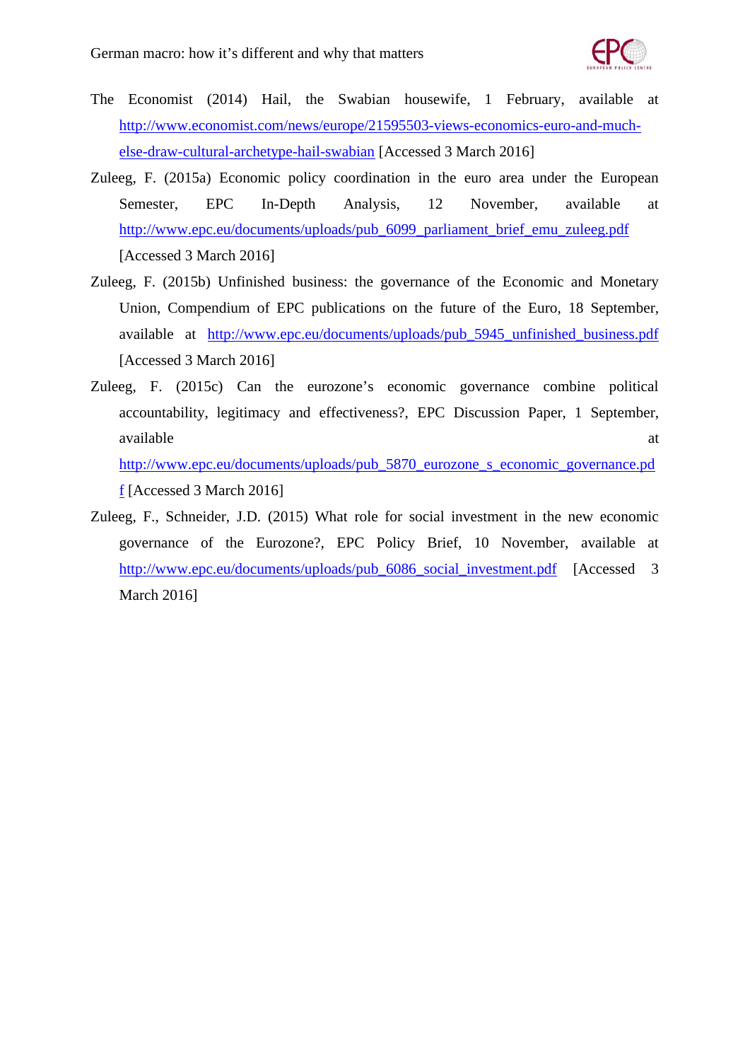The Economist (2014) Hail, the Swabian housewife, 1 February, available at http://www.economist.com/news/europe/21595503-views-economics-euro-and-much-else-draw-cultural-archetype-hail-swabian [Accessed 3 March 2016]

Zuleeg, F. (2015a) Economic policy coordination in the euro area under the European Semester, EPC In-Depth Analysis, 12 November, available at http://www.epc.eu/documents/uploads/pub_6099_parliament_brief_emu_zuleeg.pdf [Accessed 3 March 2016]

Zuleeg, F. (2015b) Unfinished business: the governance of the Economic and Monetary Union, Compendium of EPC publications on the future of the Euro, 18 September, available at http://www.epc.eu/documents/uploads/pub_5945_unfinished_business.pdf [Accessed 3 March 2016]

Zuleeg, F. (2015c) Can the eurozone's economic governance combine political accountability, legitimacy and effectiveness?, EPC Discussion Paper, 1 September, available at http://www.epc.eu/documents/uploads/pub_5870_eurozone_s_economic_governance.pdf [Accessed 3 March 2016]

Zuleeg, F., Schneider, J.D. (2015) What role for social investment in the new economic governance of the Eurozone?, EPC Policy Brief, 10 November, available at http://www.epc.eu/documents/uploads/pub_6086_social_investment.pdf [Accessed 3 March 2016]